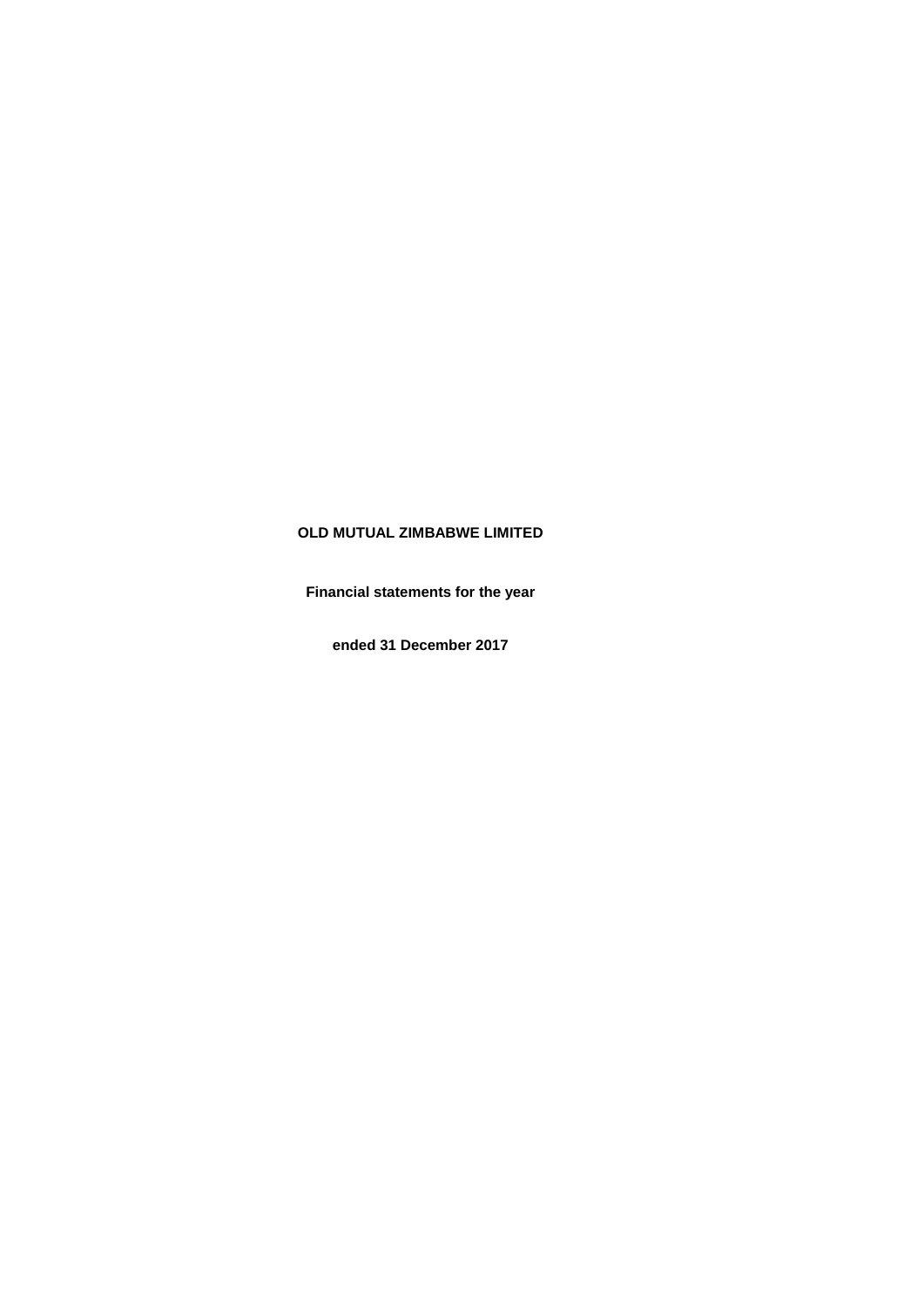# OLD MUTUAL ZIMBABWE LIMITED

**Financial statements for the year**

**ended 31 December 2017**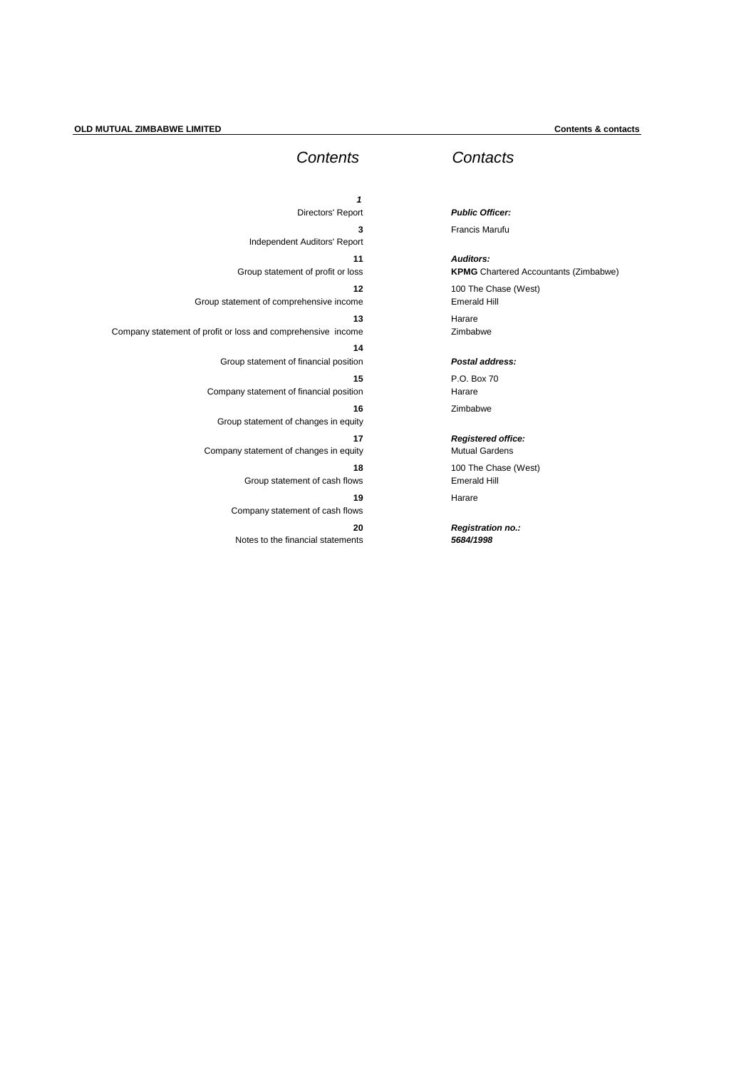## Contents

| Page | Section |
|---|---|
| *1* | Directors' Report |
| **3** | Independent Auditors' Report |
| **11** | Group statement of profit or loss |
| **12** | Group statement of comprehensive income |
| **13** | Company statement of profit or loss and comprehensive income |
| **14** | Group statement of financial position |
| **15** | Company statement of financial position |
| **16** | Group statement of changes in equity |
| **17** | Company statement of changes in equity |
| **18** | Group statement of cash flows |
| **19** | Company statement of cash flows |
| **20** | Notes to the financial statements |

## Contacts

***Public Officer:***
Francis Marufu

***Auditors:***
**KPMG** Chartered Accountants (Zimbabwe)
100 The Chase (West)
Emerald Hill
Harare
Zimbabwe

***Postal address:***
P.O. Box 70
Harare
Zimbabwe

***Registered office:***
Mutual Gardens
100 The Chase (West)
Emerald Hill
Harare

***Registration no.:***
***5684/1998***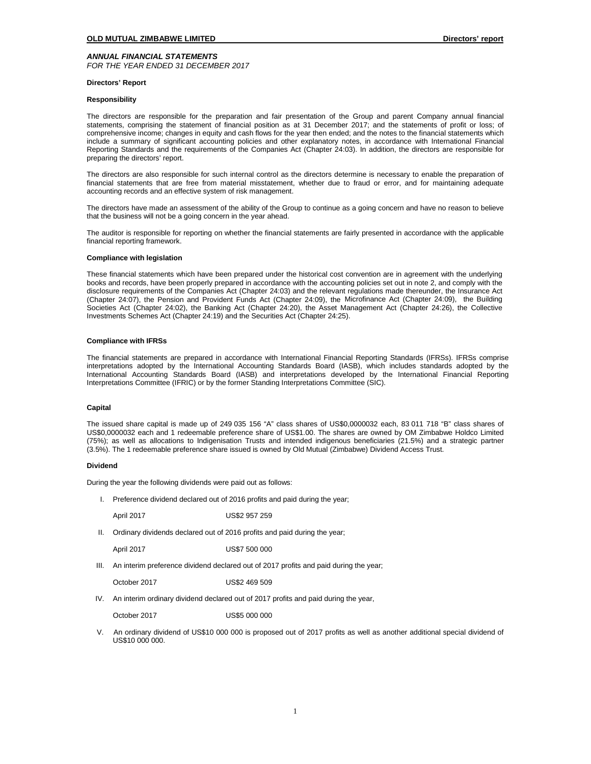## *ANNUAL FINANCIAL STATEMENTS*

*FOR THE YEAR ENDED 31 DECEMBER 2017*

### Directors' Report

#### Responsibility

The directors are responsible for the preparation and fair presentation of the Group and parent Company annual financial statements, comprising the statement of financial position as at 31 December 2017; and the statements of profit or loss; of comprehensive income; changes in equity and cash flows for the year then ended; and the notes to the financial statements which include a summary of significant accounting policies and other explanatory notes, in accordance with International Financial Reporting Standards and the requirements of the Companies Act (Chapter 24:03). In addition, the directors are responsible for preparing the directors' report.

The directors are also responsible for such internal control as the directors determine is necessary to enable the preparation of financial statements that are free from material misstatement, whether due to fraud or error, and for maintaining adequate accounting records and an effective system of risk management.

The directors have made an assessment of the ability of the Group to continue as a going concern and have no reason to believe that the business will not be a going concern in the year ahead.

The auditor is responsible for reporting on whether the financial statements are fairly presented in accordance with the applicable financial reporting framework.

#### Compliance with legislation

These financial statements which have been prepared under the historical cost convention are in agreement with the underlying books and records, have been properly prepared in accordance with the accounting policies set out in note 2, and comply with the disclosure requirements of the Companies Act (Chapter 24:03) and the relevant regulations made thereunder, the Insurance Act (Chapter 24:07), the Pension and Provident Funds Act (Chapter 24:09), the Microfinance Act (Chapter 24:09), the Building Societies Act (Chapter 24:02), the Banking Act (Chapter 24:20), the Asset Management Act (Chapter 24:26), the Collective Investments Schemes Act (Chapter 24:19) and the Securities Act (Chapter 24:25).

#### Compliance with IFRSs

The financial statements are prepared in accordance with International Financial Reporting Standards (IFRSs). IFRSs comprise interpretations adopted by the International Accounting Standards Board (IASB), which includes standards adopted by the International Accounting Standards Board (IASB) and interpretations developed by the International Financial Reporting Interpretations Committee (IFRIC) or by the former Standing Interpretations Committee (SIC).

#### Capital

The issued share capital is made up of 249 035 156 "A" class shares of US$0,0000032 each, 83 011 718 "B" class shares of US$0,0000032 each and 1 redeemable preference share of US$1.00. The shares are owned by OM Zimbabwe Holdco Limited (75%); as well as allocations to Indigenisation Trusts and intended indigenous beneficiaries (21.5%) and a strategic partner (3.5%). The 1 redeemable preference share issued is owned by Old Mutual (Zimbabwe) Dividend Access Trust.

#### Dividend

During the year the following dividends were paid out as follows:

I. Preference dividend declared out of 2016 profits and paid during the year;

   April 2017 US$2 957 259

II. Ordinary dividends declared out of 2016 profits and paid during the year;

   April 2017 US$7 500 000

III. An interim preference dividend declared out of 2017 profits and paid during the year;

   October 2017 US$2 469 509

IV. An interim ordinary dividend declared out of 2017 profits and paid during the year,

   October 2017 US$5 000 000

V. An ordinary dividend of US$10 000 000 is proposed out of 2017 profits as well as another additional special dividend of US$10 000 000.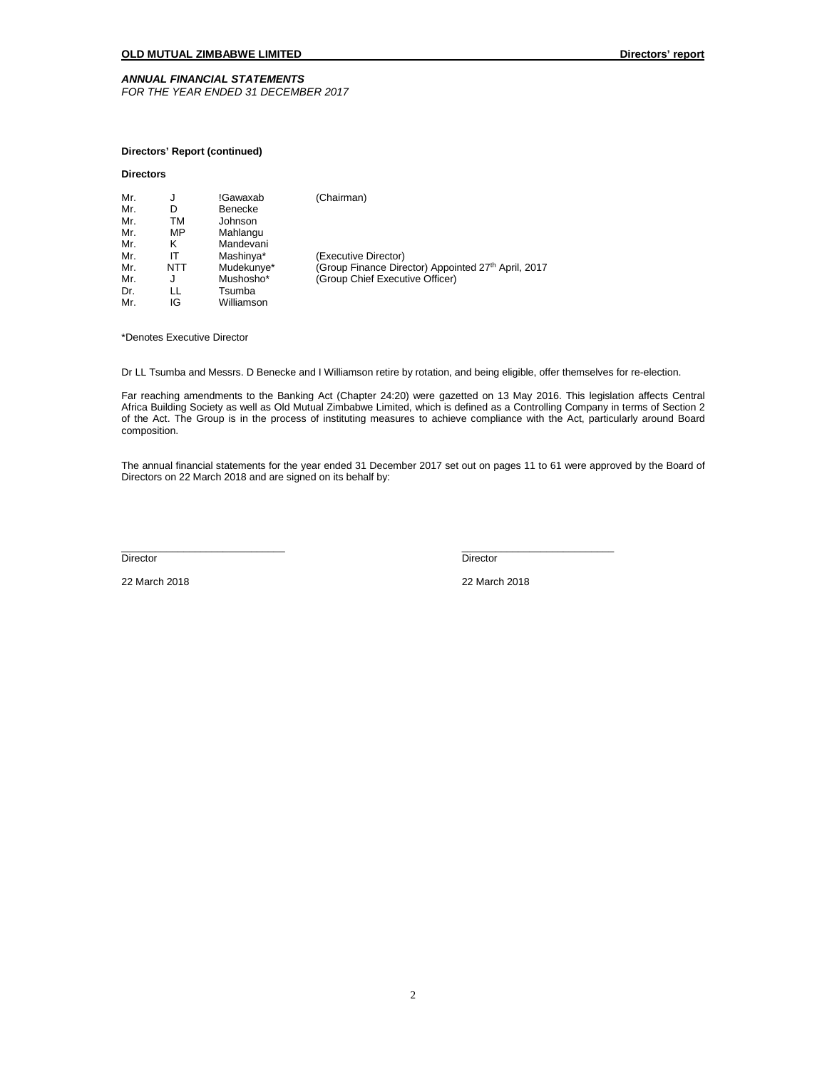**OLD MUTUAL ZIMBABWE LIMITED** **Directors' report**

***ANNUAL FINANCIAL STATEMENTS***
*FOR THE YEAR ENDED 31 DECEMBER 2017*

**Directors' Report (continued)**

**Directors**

| | | | |
|---|---|---|---|
| Mr. | J | !Gawaxab | (Chairman) |
| Mr. | D | Benecke | |
| Mr. | TM | Johnson | |
| Mr. | MP | Mahlangu | |
| Mr. | K | Mandevani | |
| Mr. | IT | Mashinya* | (Executive Director) |
| Mr. | NTT | Mudekunye* | (Group Finance Director) Appointed 27th April, 2017 |
| Mr. | J | Mushosho* | (Group Chief Executive Officer) |
| Dr. | LL | Tsumba | |
| Mr. | IG | Williamson | |

*Denotes Executive Director

Dr LL Tsumba and Messrs. D Benecke and I Williamson retire by rotation, and being eligible, offer themselves for re-election.

Far reaching amendments to the Banking Act (Chapter 24:20) were gazetted on 13 May 2016. This legislation affects Central Africa Building Society as well as Old Mutual Zimbabwe Limited, which is defined as a Controlling Company in terms of Section 2 of the Act. The Group is in the process of instituting measures to achieve compliance with the Act, particularly around Board composition.

The annual financial statements for the year ended 31 December 2017 set out on pages 11 to 61 were approved by the Board of Directors on 22 March 2018 and are signed on its behalf by:

| | |
|---|---|
| ____________________________ | ____________________________ |
| Director | Director |
| 22 March 2018 | 22 March 2018 |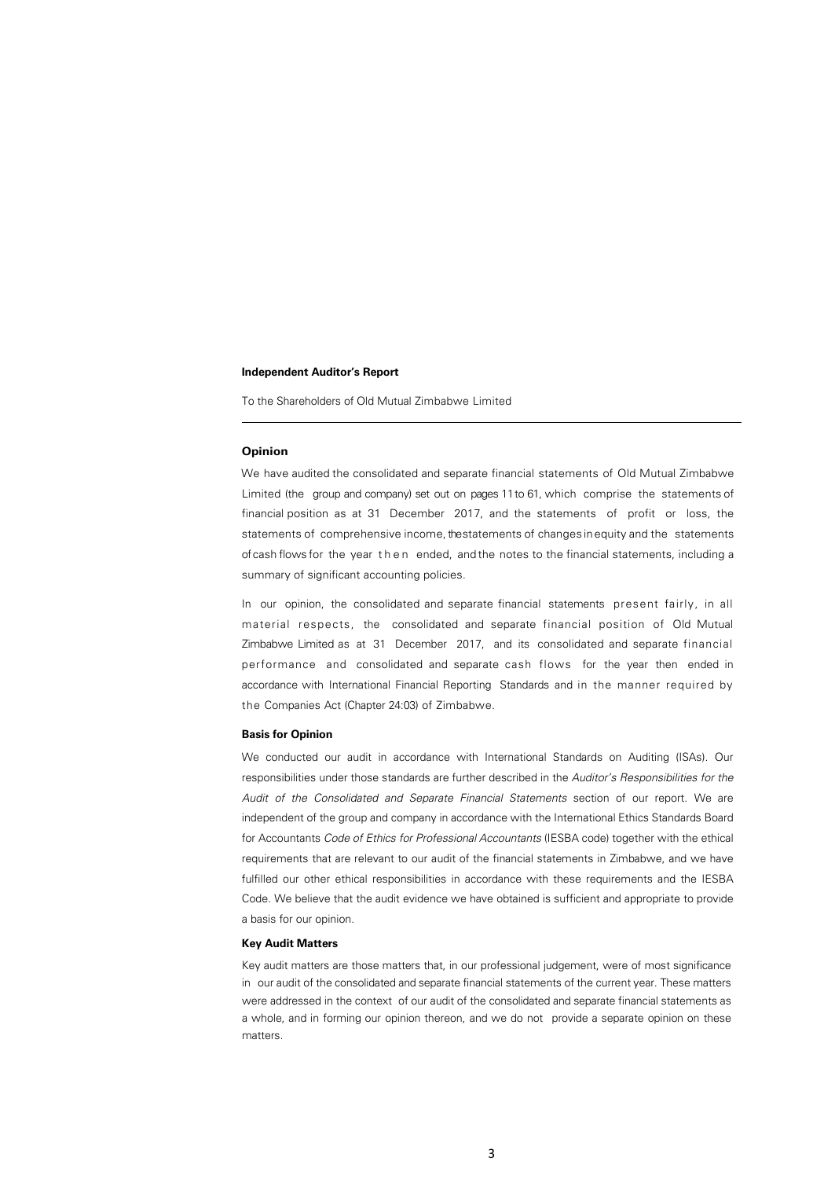**Independent Auditor's Report**

To the Shareholders of Old Mutual Zimbabwe Limited

---

## Opinion

We have audited the consolidated and separate financial statements of Old Mutual Zimbabwe Limited (the group and company) set out on pages 11 to 61, which comprise the statements of financial position as at 31 December 2017, and the statements of profit or loss, the statements of comprehensive income, the statements of changes in equity and the statements of cash flows for the year then ended, and the notes to the financial statements, including a summary of significant accounting policies.

In our opinion, the consolidated and separate financial statements present fairly, in all material respects, the consolidated and separate financial position of Old Mutual Zimbabwe Limited as at 31 December 2017, and its consolidated and separate financial performance and consolidated and separate cash flows for the year then ended in accordance with International Financial Reporting Standards and in the manner required by the Companies Act (Chapter 24:03) of Zimbabwe.

### Basis for Opinion

We conducted our audit in accordance with International Standards on Auditing (ISAs). Our responsibilities under those standards are further described in the *Auditor's Responsibilities for the Audit of the Consolidated and Separate Financial Statements* section of our report. We are independent of the group and company in accordance with the International Ethics Standards Board for Accountants *Code of Ethics for Professional Accountants* (IESBA code) together with the ethical requirements that are relevant to our audit of the financial statements in Zimbabwe, and we have fulfilled our other ethical responsibilities in accordance with these requirements and the IESBA Code. We believe that the audit evidence we have obtained is sufficient and appropriate to provide a basis for our opinion.

### Key Audit Matters

Key audit matters are those matters that, in our professional judgement, were of most significance in our audit of the consolidated and separate financial statements of the current year. These matters were addressed in the context of our audit of the consolidated and separate financial statements as a whole, and in forming our opinion thereon, and we do not provide a separate opinion on these matters.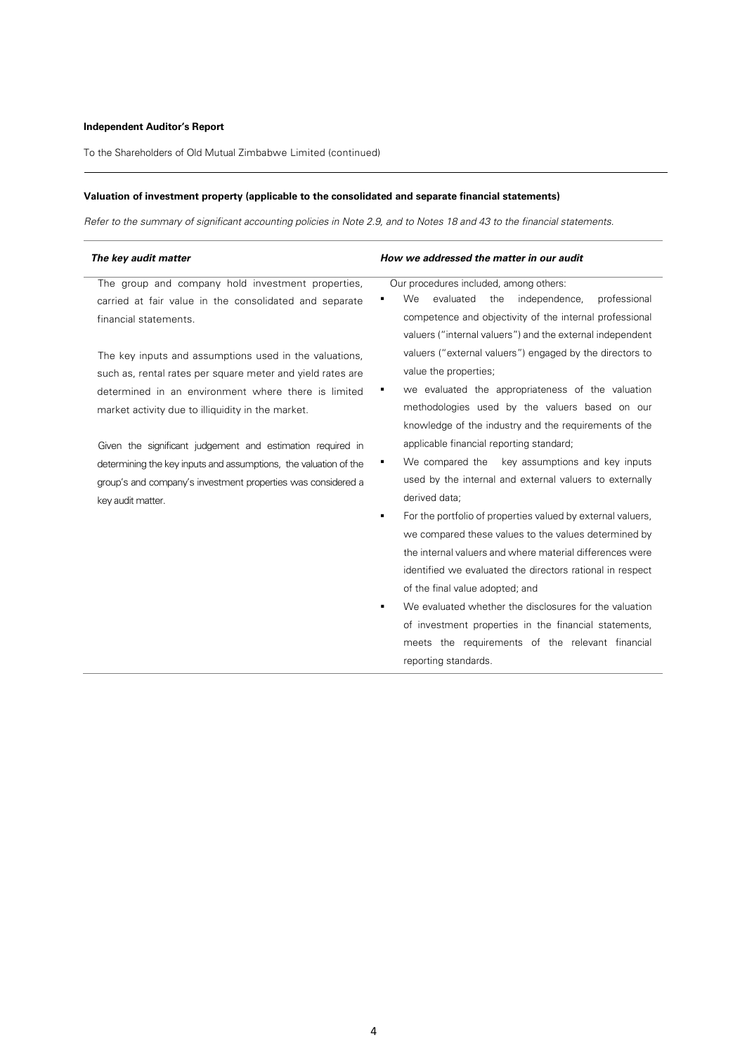**Independent Auditor's Report**

To the Shareholders of Old Mutual Zimbabwe Limited (continued)

**Valuation of investment property (applicable to the consolidated and separate financial statements)**

*Refer to the summary of significant accounting policies in Note 2.9, and to Notes 18 and 43 to the financial statements.*

| ***The key audit matter*** | ***How we addressed the matter in our audit*** |
|---|---|
| The group and company hold investment properties, carried at fair value in the consolidated and separate financial statements.<br><br>The key inputs and assumptions used in the valuations, such as, rental rates per square meter and yield rates are determined in an environment where there is limited market activity due to illiquidity in the market.<br><br>Given the significant judgement and estimation required in determining the key inputs and assumptions, the valuation of the group's and company's investment properties was considered a key audit matter. | Our procedures included, among others:<br>▪ We evaluated the independence, professional competence and objectivity of the internal professional valuers ("internal valuers") and the external independent valuers ("external valuers") engaged by the directors to value the properties;<br>▪ we evaluated the appropriateness of the valuation methodologies used by the valuers based on our knowledge of the industry and the requirements of the applicable financial reporting standard;<br>▪ We compared the key assumptions and key inputs used by the internal and external valuers to externally derived data;<br>▪ For the portfolio of properties valued by external valuers, we compared these values to the values determined by the internal valuers and where material differences were identified we evaluated the directors rational in respect of the final value adopted; and<br>▪ We evaluated whether the disclosures for the valuation of investment properties in the financial statements, meets the requirements of the relevant financial reporting standards. |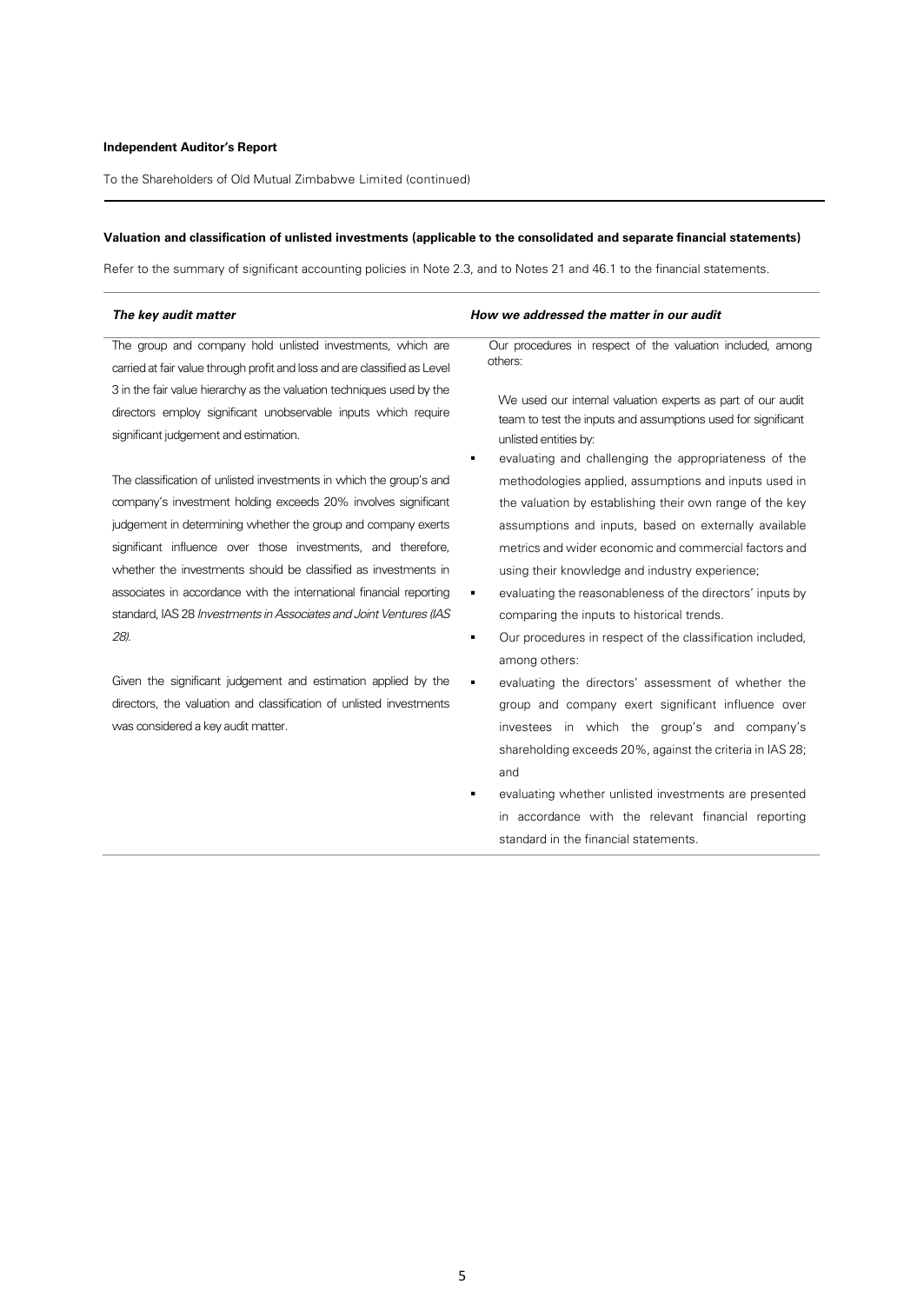**Independent Auditor's Report**

To the Shareholders of Old Mutual Zimbabwe Limited (continued)

**Valuation and classification of unlisted investments (applicable to the consolidated and separate financial statements)**

Refer to the summary of significant accounting policies in Note 2.3, and to Notes 21 and 46.1 to the financial statements.

| ***The key audit matter*** | ***How we addressed the matter in our audit*** |
|---|---|
| The group and company hold unlisted investments, which are carried at fair value through profit and loss and are classified as Level 3 in the fair value hierarchy as the valuation techniques used by the directors employ significant unobservable inputs which require significant judgement and estimation.<br><br>The classification of unlisted investments in which the group's and company's investment holding exceeds 20% involves significant judgement in determining whether the group and company exerts significant influence over those investments, and therefore, whether the investments should be classified as investments in associates in accordance with the international financial reporting standard, IAS 28 *Investments in Associates and Joint Ventures (IAS 28)*.<br><br>Given the significant judgement and estimation applied by the directors, the valuation and classification of unlisted investments was considered a key audit matter. | Our procedures in respect of the valuation included, among others:<br><br>We used our internal valuation experts as part of our audit team to test the inputs and assumptions used for significant unlisted entities by:<br>▪ evaluating and challenging the appropriateness of the methodologies applied, assumptions and inputs used in the valuation by establishing their own range of the key assumptions and inputs, based on externally available metrics and wider economic and commercial factors and using their knowledge and industry experience;<br>▪ evaluating the reasonableness of the directors' inputs by comparing the inputs to historical trends.<br>▪ Our procedures in respect of the classification included, among others:<br>▪ evaluating the directors' assessment of whether the group and company exert significant influence over investees in which the group's and company's shareholding exceeds 20%, against the criteria in IAS 28; and<br>▪ evaluating whether unlisted investments are presented in accordance with the relevant financial reporting standard in the financial statements. |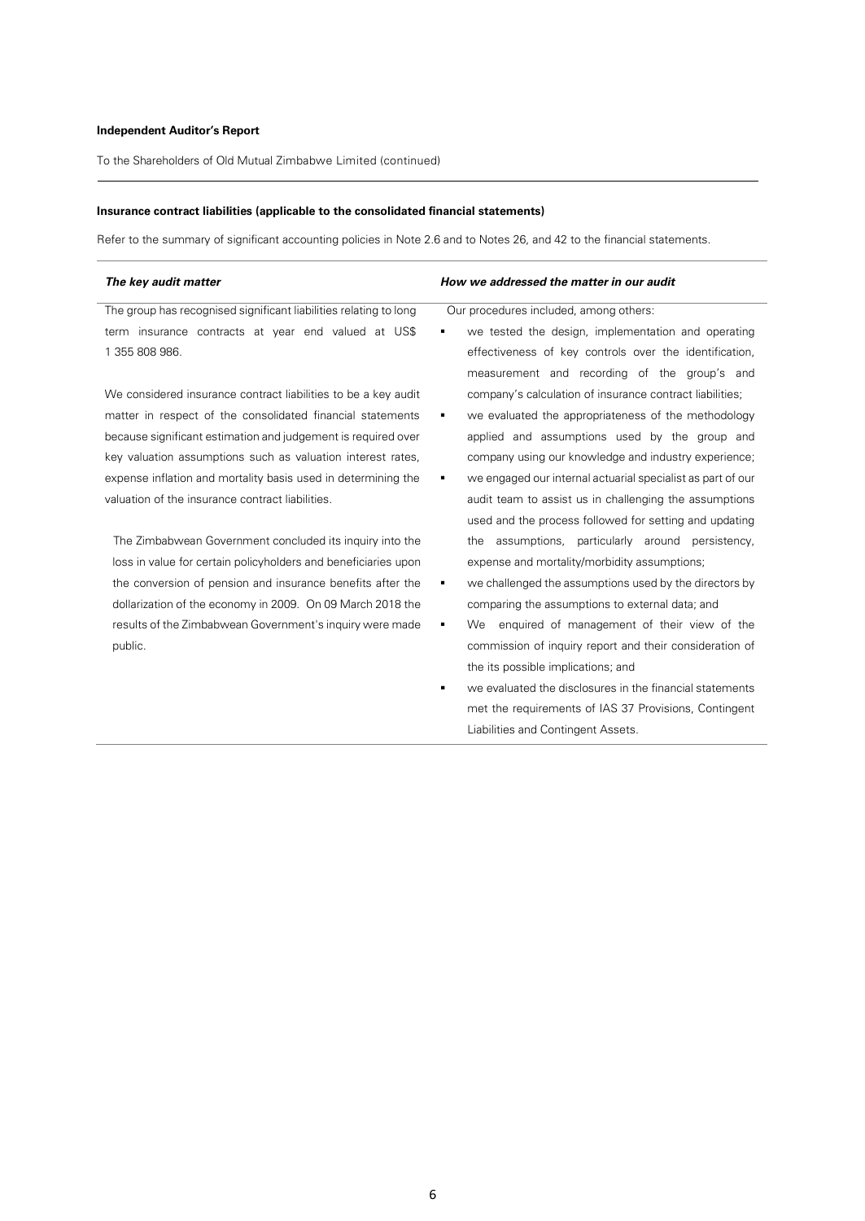**Independent Auditor's Report**

To the Shareholders of Old Mutual Zimbabwe Limited (continued)

**Insurance contract liabilities (applicable to the consolidated financial statements)**

Refer to the summary of significant accounting policies in Note 2.6 and to Notes 26, and 42 to the financial statements.

| ***The key audit matter*** | ***How we addressed the matter in our audit*** |
|---|---|
| The group has recognised significant liabilities relating to long term insurance contracts at year end valued at US$ 1 355 808 986.<br><br>We considered insurance contract liabilities to be a key audit matter in respect of the consolidated financial statements because significant estimation and judgement is required over key valuation assumptions such as valuation interest rates, expense inflation and mortality basis used in determining the valuation of the insurance contract liabilities.<br><br>The Zimbabwean Government concluded its inquiry into the loss in value for certain policyholders and beneficiaries upon the conversion of pension and insurance benefits after the dollarization of the economy in 2009. On 09 March 2018 the results of the Zimbabwean Government's inquiry were made public. | Our procedures included, among others:<br>▪ we tested the design, implementation and operating effectiveness of key controls over the identification, measurement and recording of the group's and company's calculation of insurance contract liabilities;<br>▪ we evaluated the appropriateness of the methodology applied and assumptions used by the group and company using our knowledge and industry experience;<br>▪ we engaged our internal actuarial specialist as part of our audit team to assist us in challenging the assumptions used and the process followed for setting and updating the assumptions, particularly around persistency, expense and mortality/morbidity assumptions;<br>▪ we challenged the assumptions used by the directors by comparing the assumptions to external data; and<br>▪ We enquired of management of their view of the commission of inquiry report and their consideration of the its possible implications; and<br>▪ we evaluated the disclosures in the financial statements met the requirements of IAS 37 Provisions, Contingent Liabilities and Contingent Assets. |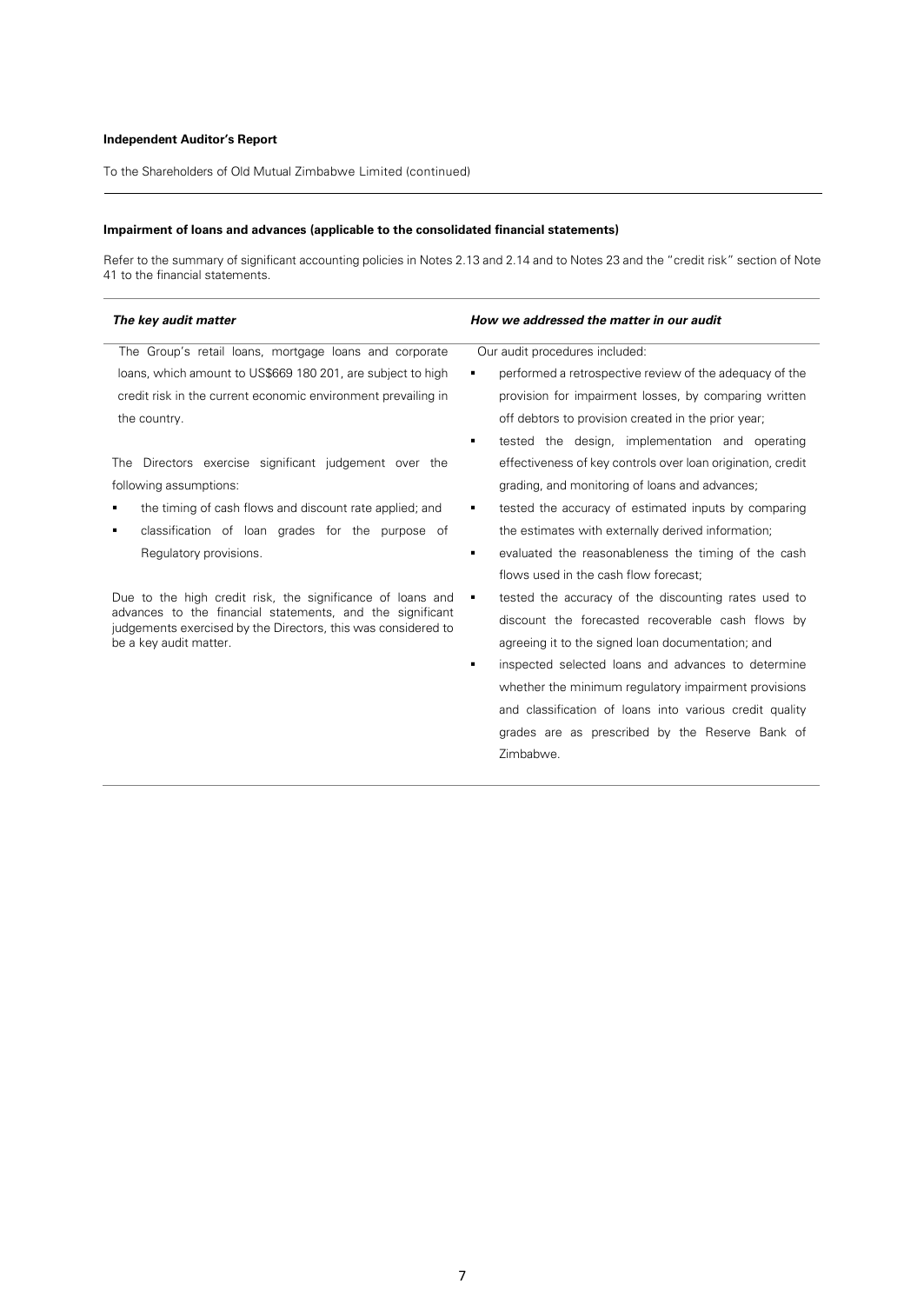**Independent Auditor's Report**

To the Shareholders of Old Mutual Zimbabwe Limited (continued)

**Impairment of loans and advances (applicable to the consolidated financial statements)**

Refer to the summary of significant accounting policies in Notes 2.13 and 2.14 and to Notes 23 and the "credit risk" section of Note 41 to the financial statements.

| ***The key audit matter*** | ***How we addressed the matter in our audit*** |
|---|---|
| The Group's retail loans, mortgage loans and corporate loans, which amount to US$669 180 201, are subject to high credit risk in the current economic environment prevailing in the country.<br><br>The Directors exercise significant judgement over the following assumptions:<br>▪ the timing of cash flows and discount rate applied; and<br>▪ classification of loan grades for the purpose of Regulatory provisions.<br><br>Due to the high credit risk, the significance of loans and advances to the financial statements, and the significant judgements exercised by the Directors, this was considered to be a key audit matter. | Our audit procedures included:<br>▪ performed a retrospective review of the adequacy of the provision for impairment losses, by comparing written off debtors to provision created in the prior year;<br>▪ tested the design, implementation and operating effectiveness of key controls over loan origination, credit grading, and monitoring of loans and advances;<br>▪ tested the accuracy of estimated inputs by comparing the estimates with externally derived information;<br>▪ evaluated the reasonableness the timing of the cash flows used in the cash flow forecast;<br>▪ tested the accuracy of the discounting rates used to discount the forecasted recoverable cash flows by agreeing it to the signed loan documentation; and<br>▪ inspected selected loans and advances to determine whether the minimum regulatory impairment provisions and classification of loans into various credit quality grades are as prescribed by the Reserve Bank of Zimbabwe. |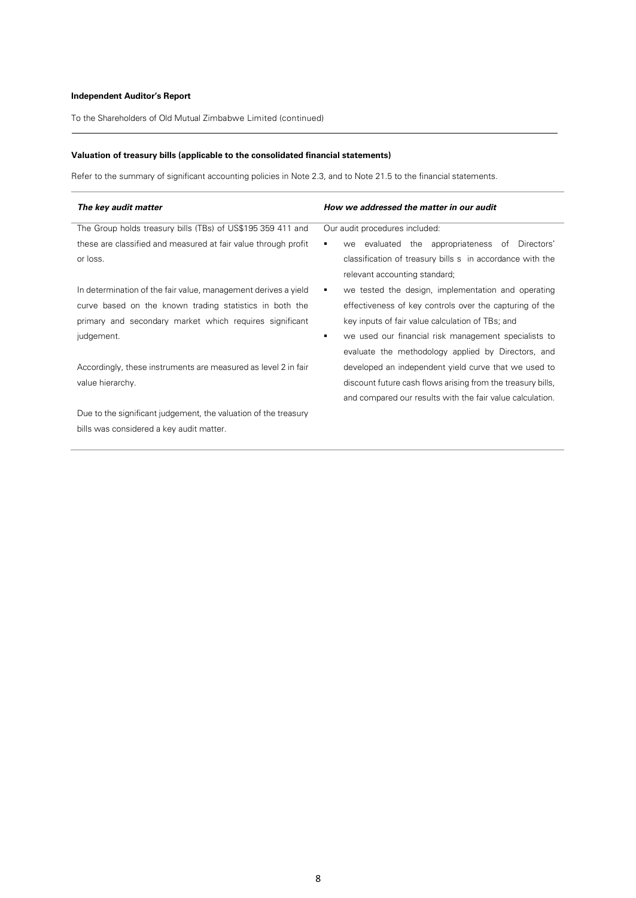**Independent Auditor's Report**

To the Shareholders of Old Mutual Zimbabwe Limited (continued)

**Valuation of treasury bills (applicable to the consolidated financial statements)**

Refer to the summary of significant accounting policies in Note 2.3, and to Note 21.5 to the financial statements.

| *The key audit matter* | *How we addressed the matter in our audit* |
|---|---|
| The Group holds treasury bills (TBs) of US$195 359 411 and these are classified and measured at fair value through profit or loss.<br><br>In determination of the fair value, management derives a yield curve based on the known trading statistics in both the primary and secondary market which requires significant judgement.<br><br>Accordingly, these instruments are measured as level 2 in fair value hierarchy.<br><br>Due to the significant judgement, the valuation of the treasury bills was considered a key audit matter. | Our audit procedures included:<br>▪ we evaluated the appropriateness of Directors' classification of treasury bills s in accordance with the relevant accounting standard;<br>▪ we tested the design, implementation and operating effectiveness of key controls over the capturing of the key inputs of fair value calculation of TBs; and<br>▪ we used our financial risk management specialists to evaluate the methodology applied by Directors, and developed an independent yield curve that we used to discount future cash flows arising from the treasury bills, and compared our results with the fair value calculation. |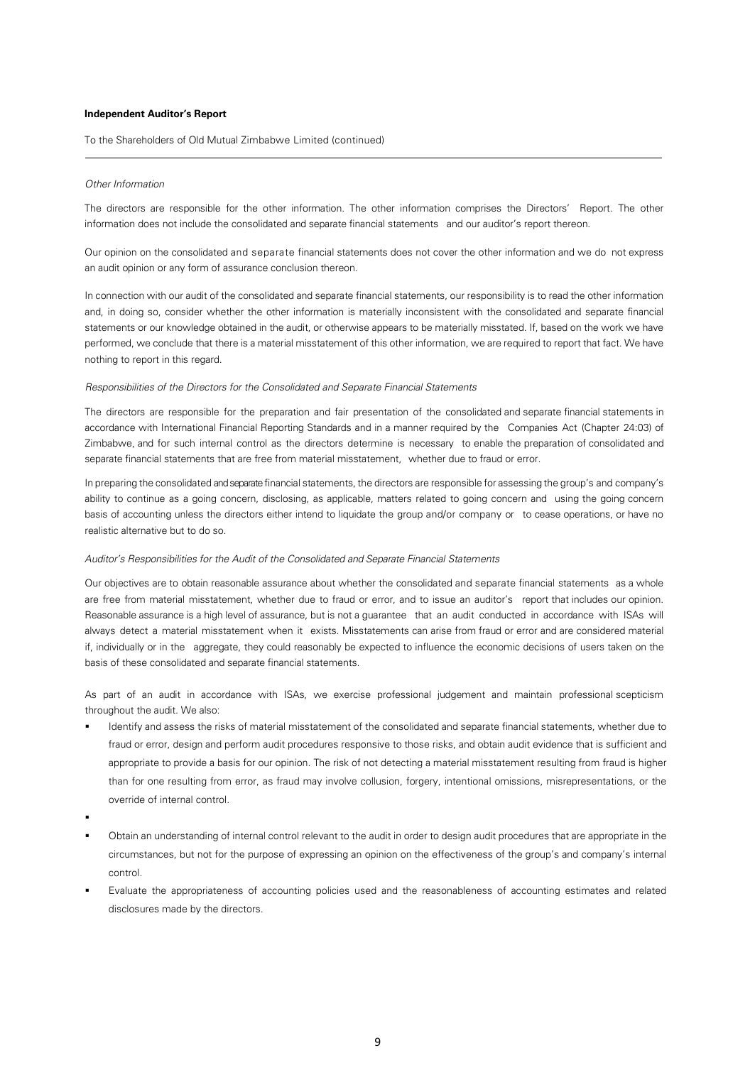**Independent Auditor's Report**

To the Shareholders of Old Mutual Zimbabwe Limited (continued)

---

*Other Information*

The directors are responsible for the other information. The other information comprises the Directors' Report. The other information does not include the consolidated and separate financial statements and our auditor's report thereon.

Our opinion on the consolidated and separate financial statements does not cover the other information and we do not express an audit opinion or any form of assurance conclusion thereon.

In connection with our audit of the consolidated and separate financial statements, our responsibility is to read the other information and, in doing so, consider whether the other information is materially inconsistent with the consolidated and separate financial statements or our knowledge obtained in the audit, or otherwise appears to be materially misstated. If, based on the work we have performed, we conclude that there is a material misstatement of this other information, we are required to report that fact. We have nothing to report in this regard.

*Responsibilities of the Directors for the Consolidated and Separate Financial Statements*

The directors are responsible for the preparation and fair presentation of the consolidated and separate financial statements in accordance with International Financial Reporting Standards and in a manner required by the Companies Act (Chapter 24:03) of Zimbabwe, and for such internal control as the directors determine is necessary to enable the preparation of consolidated and separate financial statements that are free from material misstatement, whether due to fraud or error.

In preparing the consolidated and separate financial statements, the directors are responsible for assessing the group's and company's ability to continue as a going concern, disclosing, as applicable, matters related to going concern and using the going concern basis of accounting unless the directors either intend to liquidate the group and/or company or to cease operations, or have no realistic alternative but to do so.

*Auditor's Responsibilities for the Audit of the Consolidated and Separate Financial Statements*

Our objectives are to obtain reasonable assurance about whether the consolidated and separate financial statements as a whole are free from material misstatement, whether due to fraud or error, and to issue an auditor's report that includes our opinion. Reasonable assurance is a high level of assurance, but is not a guarantee that an audit conducted in accordance with ISAs will always detect a material misstatement when it exists. Misstatements can arise from fraud or error and are considered material if, individually or in the aggregate, they could reasonably be expected to influence the economic decisions of users taken on the basis of these consolidated and separate financial statements.

As part of an audit in accordance with ISAs, we exercise professional judgement and maintain professional scepticism throughout the audit. We also:

- Identify and assess the risks of material misstatement of the consolidated and separate financial statements, whether due to fraud or error, design and perform audit procedures responsive to those risks, and obtain audit evidence that is sufficient and appropriate to provide a basis for our opinion. The risk of not detecting a material misstatement resulting from fraud is higher than for one resulting from error, as fraud may involve collusion, forgery, intentional omissions, misrepresentations, or the override of internal control.
- Obtain an understanding of internal control relevant to the audit in order to design audit procedures that are appropriate in the circumstances, but not for the purpose of expressing an opinion on the effectiveness of the group's and company's internal control.
- Evaluate the appropriateness of accounting policies used and the reasonableness of accounting estimates and related disclosures made by the directors.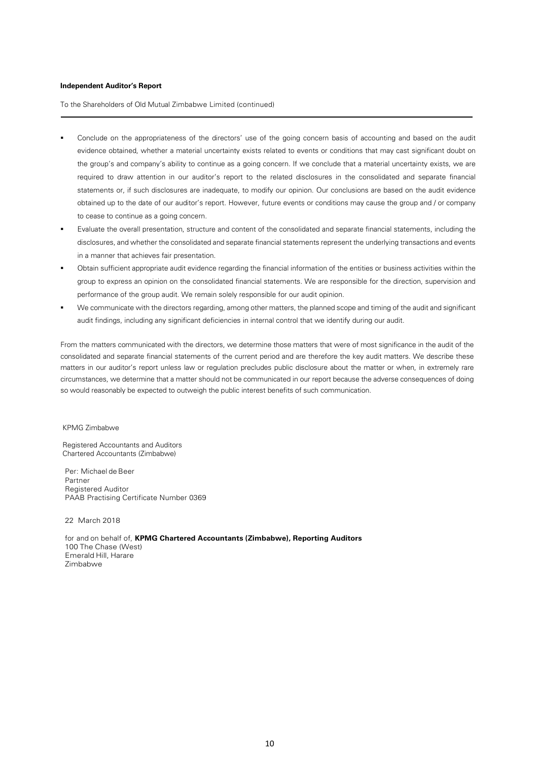**Independent Auditor's Report**

To the Shareholders of Old Mutual Zimbabwe Limited (continued)

- Conclude on the appropriateness of the directors' use of the going concern basis of accounting and based on the audit evidence obtained, whether a material uncertainty exists related to events or conditions that may cast significant doubt on the group's and company's ability to continue as a going concern. If we conclude that a material uncertainty exists, we are required to draw attention in our auditor's report to the related disclosures in the consolidated and separate financial statements or, if such disclosures are inadequate, to modify our opinion. Our conclusions are based on the audit evidence obtained up to the date of our auditor's report. However, future events or conditions may cause the group and / or company to cease to continue as a going concern.
- Evaluate the overall presentation, structure and content of the consolidated and separate financial statements, including the disclosures, and whether the consolidated and separate financial statements represent the underlying transactions and events in a manner that achieves fair presentation.
- Obtain sufficient appropriate audit evidence regarding the financial information of the entities or business activities within the group to express an opinion on the consolidated financial statements. We are responsible for the direction, supervision and performance of the group audit. We remain solely responsible for our audit opinion.
- We communicate with the directors regarding, among other matters, the planned scope and timing of the audit and significant audit findings, including any significant deficiencies in internal control that we identify during our audit.

From the matters communicated with the directors, we determine those matters that were of most significance in the audit of the consolidated and separate financial statements of the current period and are therefore the key audit matters. We describe these matters in our auditor's report unless law or regulation precludes public disclosure about the matter or when, in extremely rare circumstances, we determine that a matter should not be communicated in our report because the adverse consequences of doing so would reasonably be expected to outweigh the public interest benefits of such communication.

KPMG Zimbabwe

Registered Accountants and Auditors
Chartered Accountants (Zimbabwe)

Per: Michael de Beer
Partner
Registered Auditor
PAAB Practising Certificate Number 0369

22 March 2018

for and on behalf of, **KPMG Chartered Accountants (Zimbabwe), Reporting Auditors**
100 The Chase (West)
Emerald Hill, Harare
Zimbabwe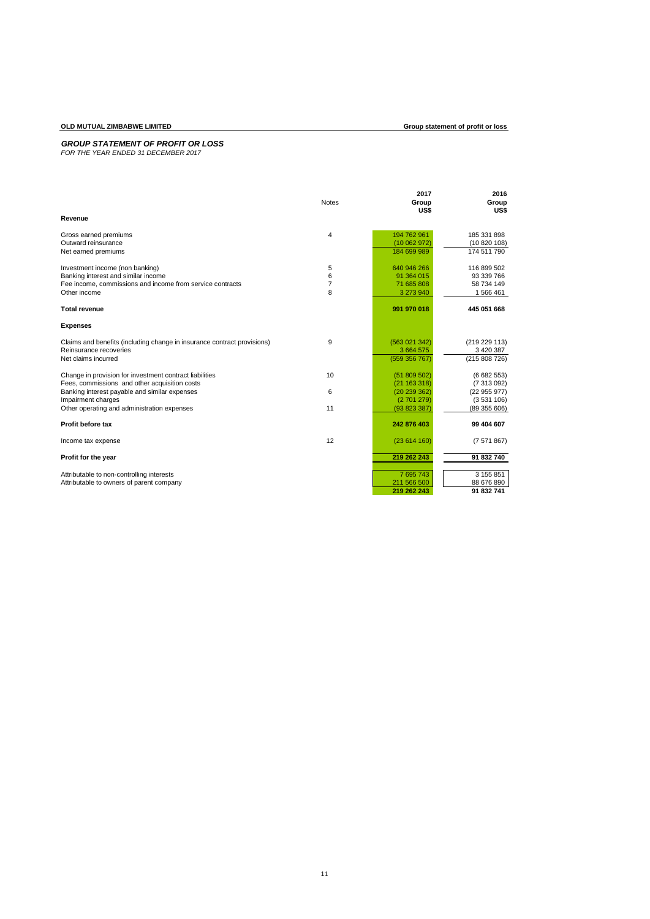# GROUP STATEMENT OF PROFIT OR LOSS

*FOR THE YEAR ENDED 31 DECEMBER 2017*

| | Notes | 2017 Group US$ | 2016 Group US$ |
|---|---|---|---|
| **Revenue** | | | |
| Gross earned premiums | 4 | 194 762 961 | 185 331 898 |
| Outward reinsurance | | (10 062 972) | (10 820 108) |
| Net earned premiums | | 184 699 989 | 174 511 790 |
| Investment income (non banking) | 5 | 640 946 266 | 116 899 502 |
| Banking interest and similar income | 6 | 91 364 015 | 93 339 766 |
| Fee income, commissions and income from service contracts | 7 | 71 685 808 | 58 734 149 |
| Other income | 8 | 3 273 940 | 1 566 461 |
| **Total revenue** | | **991 970 018** | **445 051 668** |
| **Expenses** | | | |
| Claims and benefits (including change in insurance contract provisions) | 9 | (563 021 342) | (219 229 113) |
| Reinsurance recoveries | | 3 664 575 | 3 420 387 |
| Net claims incurred | | (559 356 767) | (215 808 726) |
| Change in provision for investment contract liabilities | 10 | (51 809 502) | (6 682 553) |
| Fees, commissions and other acquisition costs | | (21 163 318) | (7 313 092) |
| Banking interest payable and similar expenses | 6 | (20 239 362) | (22 955 977) |
| Impairment charges | | (2 701 279) | (3 531 106) |
| Other operating and administration expenses | 11 | (93 823 387) | (89 355 606) |
| **Profit before tax** | | **242 876 403** | **99 404 607** |
| Income tax expense | 12 | (23 614 160) | (7 571 867) |
| **Profit for the year** | | **219 262 243** | **91 832 740** |
| Attributable to non-controlling interests | | 7 695 743 | 3 155 851 |
| Attributable to owners of parent company | | 211 566 500 | 88 676 890 |
| | | **219 262 243** | **91 832 741** |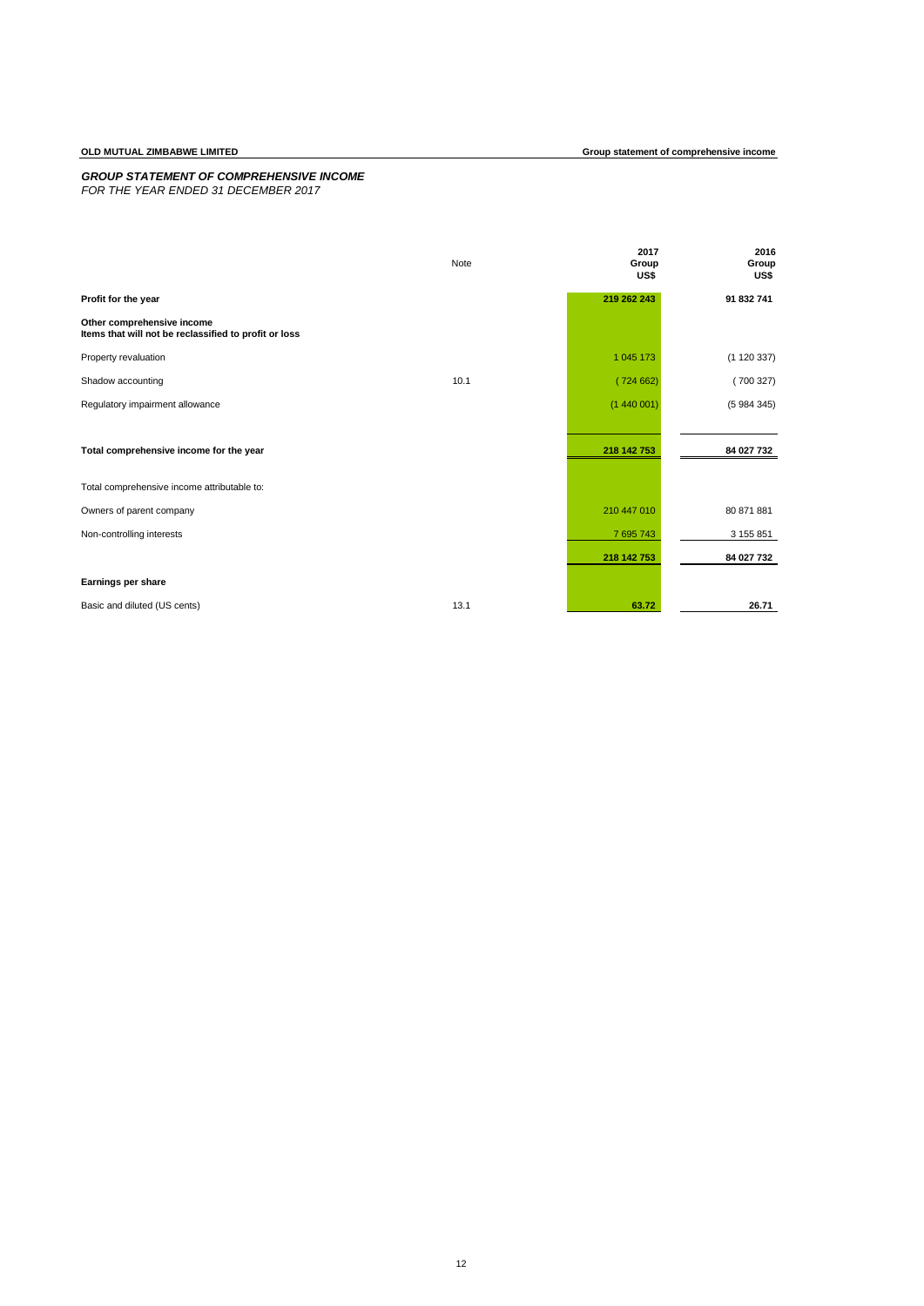**OLD MUTUAL ZIMBABWE LIMITED**

# *GROUP STATEMENT OF COMPREHENSIVE INCOME*

*FOR THE YEAR ENDED 31 DECEMBER 2017*

| | Note | 2017 Group US$ | 2016 Group US$ |
|---|---|---|---|
| **Profit for the year** | | **219 262 243** | **91 832 741** |
| **Other comprehensive income** | | | |
| **Items that will not be reclassified to profit or loss** | | | |
| Property revaluation | | 1 045 173 | (1 120 337) |
| Shadow accounting | 10.1 | ( 724 662) | ( 700 327) |
| Regulatory impairment allowance | | (1 440 001) | (5 984 345) |
| **Total comprehensive income for the year** | | **218 142 753** | **84 027 732** |
| Total comprehensive income attributable to: | | | |
| Owners of parent company | | 210 447 010 | 80 871 881 |
| Non-controlling interests | | 7 695 743 | 3 155 851 |
| | | **218 142 753** | **84 027 732** |
| **Earnings per share** | | | |
| Basic and diluted (US cents) | 13.1 | **63.72** | **26.71** |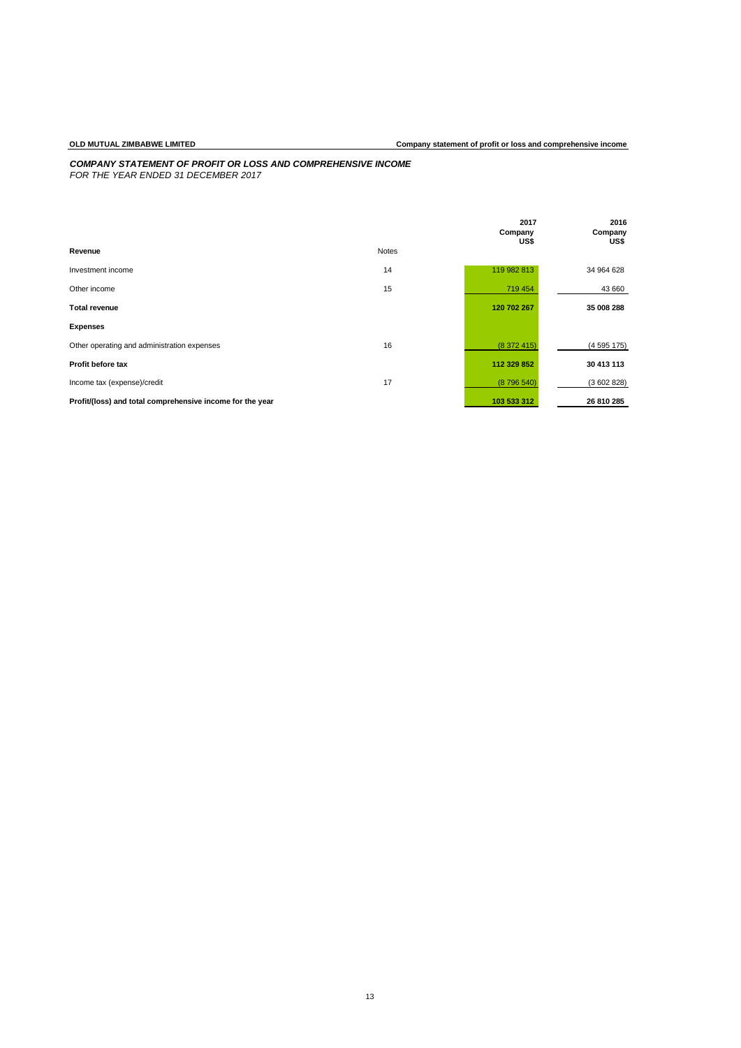**OLD MUTUAL ZIMBABWE LIMITED** **Company statement of profit or loss and comprehensive income**

***COMPANY STATEMENT OF PROFIT OR LOSS AND COMPREHENSIVE INCOME***
*FOR THE YEAR ENDED 31 DECEMBER 2017*

| | Notes | 2017 Company US$ | 2016 Company US$ |
|---|---|---|---|
| **Revenue** | | | |
| Investment income | 14 | 119 982 813 | 34 964 628 |
| Other income | 15 | 719 454 | 43 660 |
| **Total revenue** | | **120 702 267** | **35 008 288** |
| **Expenses** | | | |
| Other operating and administration expenses | 16 | (8 372 415) | (4 595 175) |
| **Profit before tax** | | **112 329 852** | **30 413 113** |
| Income tax (expense)/credit | 17 | (8 796 540) | (3 602 828) |
| **Profit/(loss) and total comprehensive income for the year** | | **103 533 312** | **26 810 285** |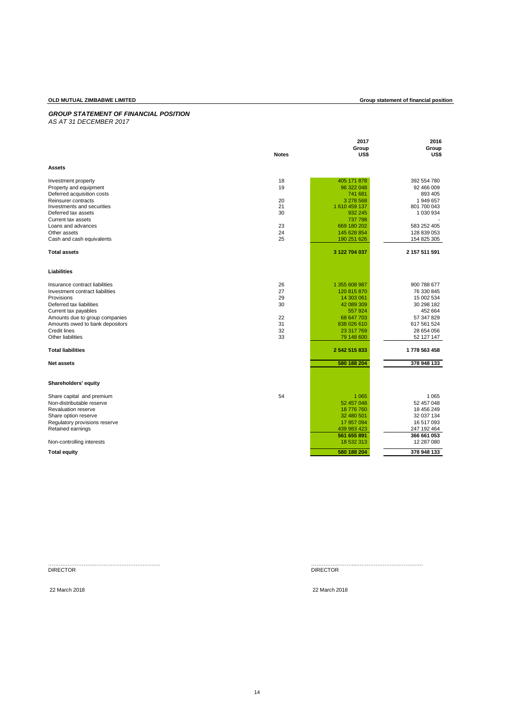## *GROUP STATEMENT OF FINANCIAL POSITION*

*AS AT 31 DECEMBER 2017*

| | Notes | 2017 Group US$ | 2016 Group US$ |
|---|---|---|---|
| **Assets** | | | |
| Investment property | 18 | 405 171 878 | 392 554 780 |
| Property and equipment | 19 | 96 322 048 | 92 466 009 |
| Deferred acquisition costs | | 741 681 | 893 405 |
| Reinsurer contracts | 20 | 3 278 568 | 1 949 657 |
| Investments and securities | 21 | 1 610 459 137 | 801 700 043 |
| Deferred tax assets | 30 | 932 245 | 1 030 934 |
| Current tax assets | | 737 798 | - |
| Loans and advances | 23 | 669 180 202 | 583 252 405 |
| Other assets | 24 | 145 628 854 | 128 839 053 |
| Cash and cash equivalents | 25 | 190 251 626 | 154 825 305 |
| **Total assets** | | **3 122 704 037** | **2 157 511 591** |
| **Liabilities** | | | |
| Insurance contract liabilities | 26 | 1 355 608 987 | 900 788 677 |
| Investment contract liabilities | 27 | 120 815 870 | 76 330 845 |
| Provisions | 29 | 14 303 061 | 15 002 534 |
| Deferred tax liabilities | 30 | 42 089 309 | 30 298 182 |
| Current tax payables | | 557 924 | 452 664 |
| Amounts due to group companies | 22 | 68 647 703 | 57 347 829 |
| Amounts owed to bank depositors | 31 | 838 026 610 | 617 561 524 |
| Credit lines | 32 | 23 317 769 | 28 654 056 |
| Other liabilities | 33 | 79 148 600 | 52 127 147 |
| **Total liabilities** | | **2 542 515 833** | **1 778 563 458** |
| **Net assets** | | **580 188 204** | **378 948 133** |
| **Shareholders' equity** | | | |
| Share capital and premium | 54 | 1 065 | 1 065 |
| Non-distributable reserve | | 52 457 048 | 52 457 048 |
| Revaluation reserve | | 18 776 760 | 18 456 249 |
| Share option reserve | | 32 480 501 | 32 037 134 |
| Regulatory provisions reserve | | 17 957 094 | 16 517 093 |
| Retained earnings | | 439 983 423 | 247 192 464 |
| | | **561 655 891** | **366 661 053** |
| Non-controlling interests | | 18 532 313 | 12 287 080 |
| **Total equity** | | **580 188 204** | **378 948 133** |

……………………...……………………………… ……………………...………………………………

DIRECTOR DIRECTOR

22 March 2018 22 March 2018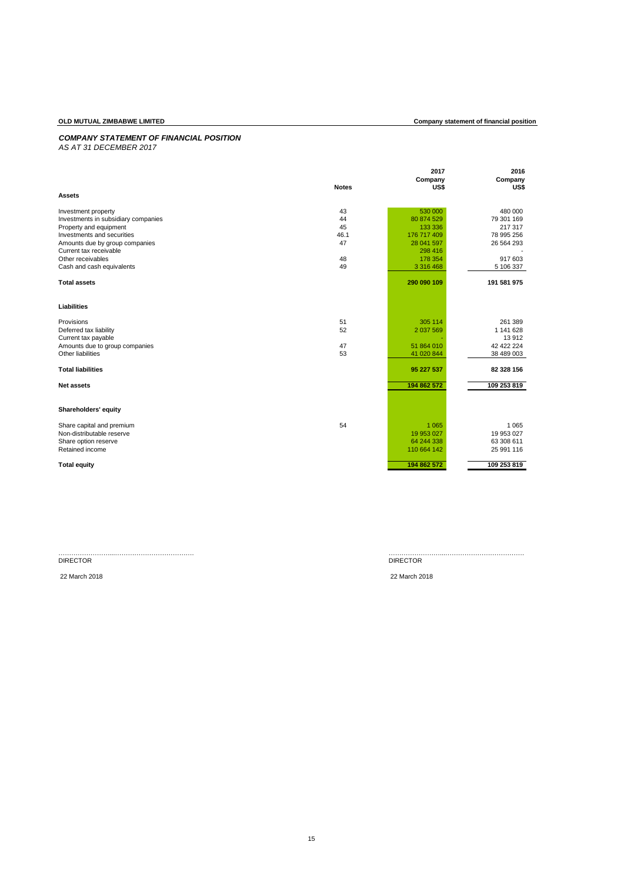**OLD MUTUAL ZIMBABWE LIMITED** **Company statement of financial position**

### *COMPANY STATEMENT OF FINANCIAL POSITION*

*AS AT 31 DECEMBER 2017*

| | Notes | 2017 Company US$ | 2016 Company US$ |
|---|---|---|---|
| **Assets** | | | |
| Investment property | 43 | 530 000 | 480 000 |
| Investments in subsidiary companies | 44 | 80 874 529 | 79 301 169 |
| Property and equipment | 45 | 133 336 | 217 317 |
| Investments and securities | 46.1 | 176 717 409 | 78 995 256 |
| Amounts due by group companies | 47 | 28 041 597 | 26 564 293 |
| Current tax receivable | | 298 416 | - |
| Other receivables | 48 | 178 354 | 917 603 |
| Cash and cash equivalents | 49 | 3 316 468 | 5 106 337 |
| **Total assets** | | **290 090 109** | **191 581 975** |
| **Liabilities** | | | |
| Provisions | 51 | 305 114 | 261 389 |
| Deferred tax liability | 52 | 2 037 569 | 1 141 628 |
| Current tax payable | | - | 13 912 |
| Amounts due to group companies | 47 | 51 864 010 | 42 422 224 |
| Other liabilities | 53 | 41 020 844 | 38 489 003 |
| **Total liabilities** | | **95 227 537** | **82 328 156** |
| **Net assets** | | **194 862 572** | **109 253 819** |
| **Shareholders' equity** | | | |
| Share capital and premium | 54 | 1 065 | 1 065 |
| Non-distributable reserve | | 19 953 027 | 19 953 027 |
| Share option reserve | | 64 244 338 | 63 308 611 |
| Retained income | | 110 664 142 | 25 991 116 |
| **Total equity** | | **194 862 572** | **109 253 819** |

……………………..………………………… ……………………..…………………………

DIRECTOR DIRECTOR

22 March 2018 22 March 2018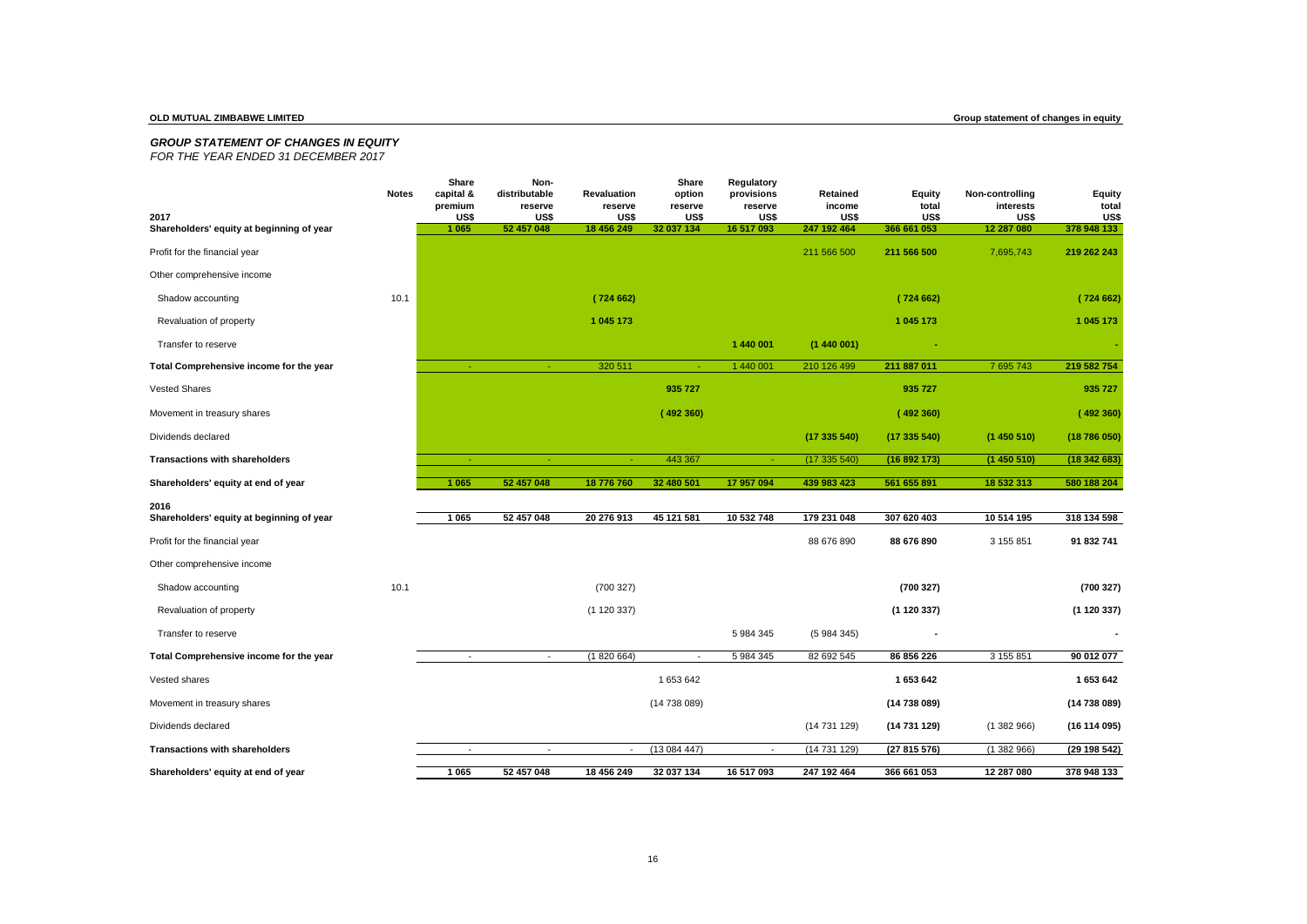## GROUP STATEMENT OF CHANGES IN EQUITY

*FOR THE YEAR ENDED 31 DECEMBER 2017*

| 2017 | Notes | Share capital & premium US$ | Non-distributable reserve US$ | Revaluation reserve US$ | Share option reserve US$ | Regulatory provisions reserve US$ | Retained income US$ | Equity total US$ | Non-controlling interests US$ | Equity total US$ |
|---|---|---|---|---|---|---|---|---|---|---|
| **Shareholders' equity at beginning of year** | | 1 065 | 52 457 048 | 18 456 249 | 32 037 134 | 16 517 093 | 247 192 464 | 366 661 053 | 12 287 080 | 378 948 133 |
| Profit for the financial year | | | | | | | 211 566 500 | **211 566 500** | 7,695,743 | **219 262 243** |
| Other comprehensive income | | | | | | | | | | |
| Shadow accounting | 10.1 | | | **( 724 662)** | | | | **( 724 662)** | | **( 724 662)** |
| Revaluation of property | | | | **1 045 173** | | | | **1 045 173** | | **1 045 173** |
| Transfer to reserve | | | | | | **1 440 001** | **(1 440 001)** | **-** | | **-** |
| **Total Comprehensive income for the year** | | - | - | 320 511 | - | 1 440 001 | 210 126 499 | **211 887 011** | 7 695 743 | **219 582 754** |
| Vested Shares | | | | | **935 727** | | | **935 727** | | **935 727** |
| Movement in treasury shares | | | | | **( 492 360)** | | | **( 492 360)** | | **( 492 360)** |
| Dividends declared | | | | | | | **(17 335 540)** | **(17 335 540)** | **(1 450 510)** | **(18 786 050)** |
| **Transactions with shareholders** | | - | - | - | 443 367 | - | (17 335 540) | **(16 892 173)** | **(1 450 510)** | **(18 342 683)** |
| **Shareholders' equity at end of year** | | **1 065** | **52 457 048** | **18 776 760** | **32 480 501** | **17 957 094** | **439 983 423** | **561 655 891** | **18 532 313** | **580 188 204** |
| **2016** | | | | | | | | | | |
| **Shareholders' equity at beginning of year** | | **1 065** | **52 457 048** | **20 276 913** | **45 121 581** | **10 532 748** | **179 231 048** | **307 620 403** | **10 514 195** | **318 134 598** |
| Profit for the financial year | | | | | | | 88 676 890 | **88 676 890** | 3 155 851 | **91 832 741** |
| Other comprehensive income | | | | | | | | | | |
| Shadow accounting | 10.1 | | | (700 327) | | | | **(700 327)** | | **(700 327)** |
| Revaluation of property | | | | (1 120 337) | | | | **(1 120 337)** | | **(1 120 337)** |
| Transfer to reserve | | | | | | 5 984 345 | (5 984 345) | **-** | | **-** |
| **Total Comprehensive income for the year** | | - | - | (1 820 664) | - | 5 984 345 | 82 692 545 | **86 856 226** | 3 155 851 | **90 012 077** |
| Vested shares | | | | | 1 653 642 | | | **1 653 642** | | **1 653 642** |
| Movement in treasury shares | | | | | (14 738 089) | | | **(14 738 089)** | | **(14 738 089)** |
| Dividends declared | | | | | | | (14 731 129) | **(14 731 129)** | (1 382 966) | **(16 114 095)** |
| **Transactions with shareholders** | | - | - | - | (13 084 447) | - | (14 731 129) | **(27 815 576)** | (1 382 966) | **(29 198 542)** |
| **Shareholders' equity at end of year** | | **1 065** | **52 457 048** | **18 456 249** | **32 037 134** | **16 517 093** | **247 192 464** | **366 661 053** | **12 287 080** | **378 948 133** |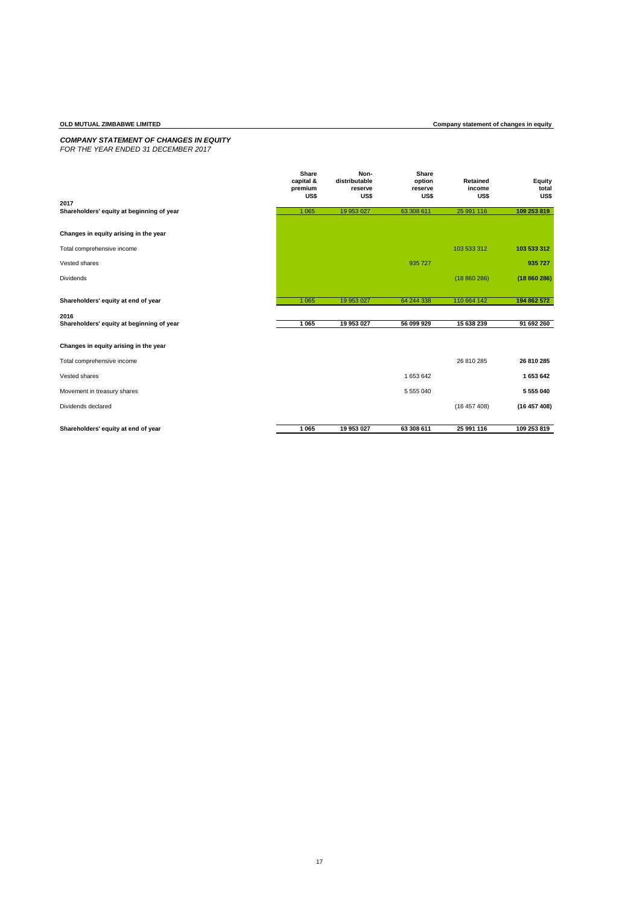## COMPANY STATEMENT OF CHANGES IN EQUITY

*FOR THE YEAR ENDED 31 DECEMBER 2017*

| | Share capital & premium US$ | Non-distributable reserve US$ | Share option reserve US$ | Retained income US$ | Equity total US$ |
|---|---|---|---|---|---|
| **2017** | | | | | |
| **Shareholders' equity at beginning of year** | 1 065 | 19 953 027 | 63 308 611 | 25 991 116 | **109 253 819** |
| **Changes in equity arising in the year** | | | | | |
| Total comprehensive income | | | | 103 533 312 | **103 533 312** |
| Vested shares | | | 935 727 | | **935 727** |
| Dividends | | | | (18 860 286) | **(18 860 286)** |
| **Shareholders' equity at end of year** | 1 065 | 19 953 027 | 64 244 338 | 110 664 142 | **194 862 572** |
| **2016** | | | | | |
| **Shareholders' equity at beginning of year** | **1 065** | **19 953 027** | **56 099 929** | **15 638 239** | **91 692 260** |
| **Changes in equity arising in the year** | | | | | |
| Total comprehensive income | | | | 26 810 285 | **26 810 285** |
| Vested shares | | | 1 653 642 | | **1 653 642** |
| Movement in treasury shares | | | 5 555 040 | | **5 555 040** |
| Dividends declared | | | | (16 457 408) | **(16 457 408)** |
| **Shareholders' equity at end of year** | **1 065** | **19 953 027** | **63 308 611** | **25 991 116** | **109 253 819** |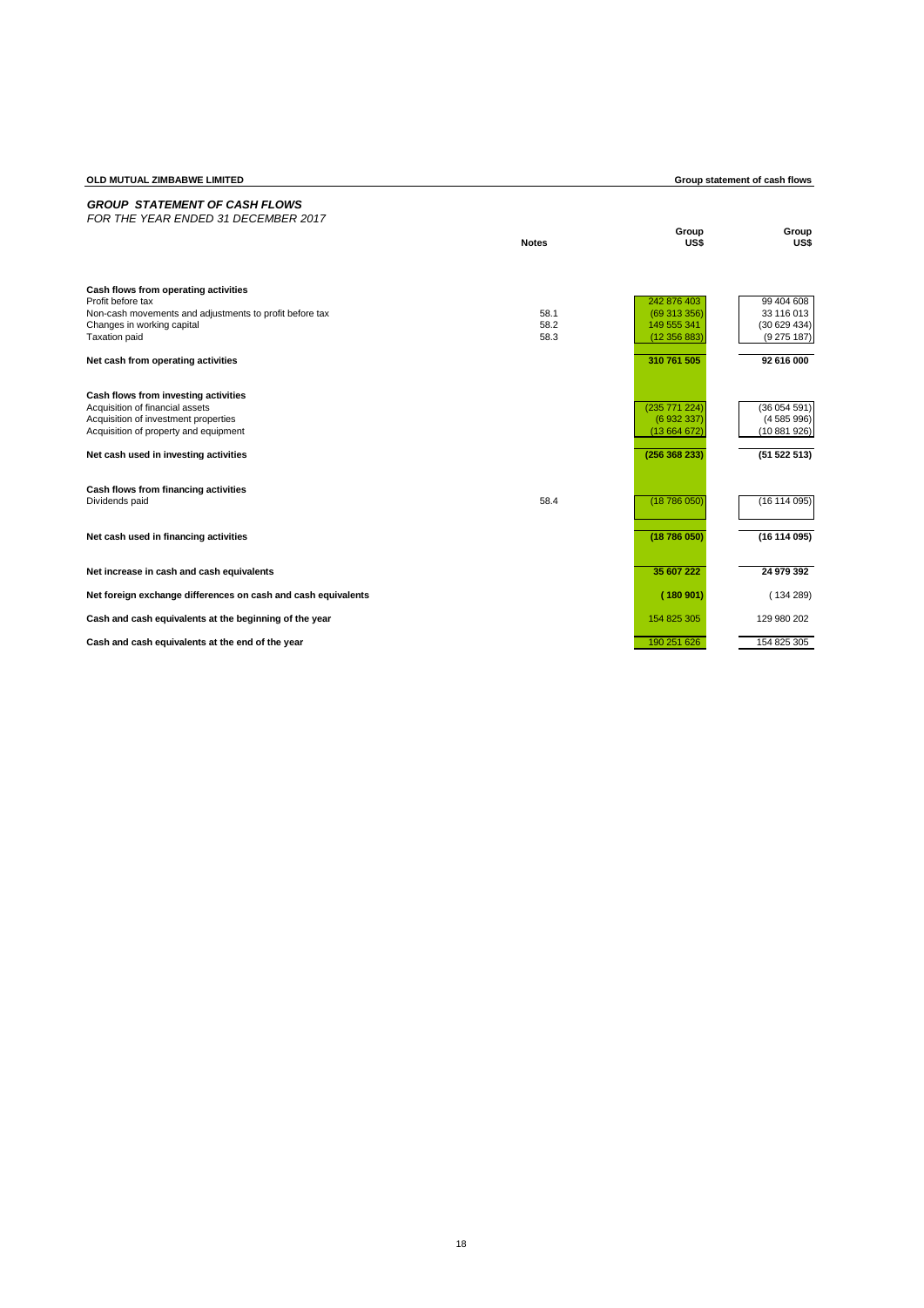**OLD MUTUAL ZIMBABWE LIMITED** **Group statement of cash flows**

## *GROUP STATEMENT OF CASH FLOWS*

*FOR THE YEAR ENDED 31 DECEMBER 2017*

| | Notes | Group US$ | Group US$ |
|---|---|---|---|
| **Cash flows from operating activities** | | | |
| Profit before tax | | 242 876 403 | 99 404 608 |
| Non-cash movements and adjustments to profit before tax | 58.1 | (69 313 356) | 33 116 013 |
| Changes in working capital | 58.2 | 149 555 341 | (30 629 434) |
| Taxation paid | 58.3 | (12 356 883) | (9 275 187) |
| **Net cash from operating activities** | | **310 761 505** | **92 616 000** |
| **Cash flows from investing activities** | | | |
| Acquisition of financial assets | | (235 771 224) | (36 054 591) |
| Acquisition of investment properties | | (6 932 337) | (4 585 996) |
| Acquisition of property and equipment | | (13 664 672) | (10 881 926) |
| **Net cash used in investing activities** | | **(256 368 233)** | **(51 522 513)** |
| **Cash flows from financing activities** | | | |
| Dividends paid | 58.4 | (18 786 050) | (16 114 095) |
| **Net cash used in financing activities** | | **(18 786 050)** | **(16 114 095)** |
| **Net increase in cash and cash equivalents** | | **35 607 222** | **24 979 392** |
| **Net foreign exchange differences on cash and cash equivalents** | | **( 180 901)** | ( 134 289) |
| **Cash and cash equivalents at the beginning of the year** | | 154 825 305 | 129 980 202 |
| **Cash and cash equivalents at the end of the year** | | 190 251 626 | 154 825 305 |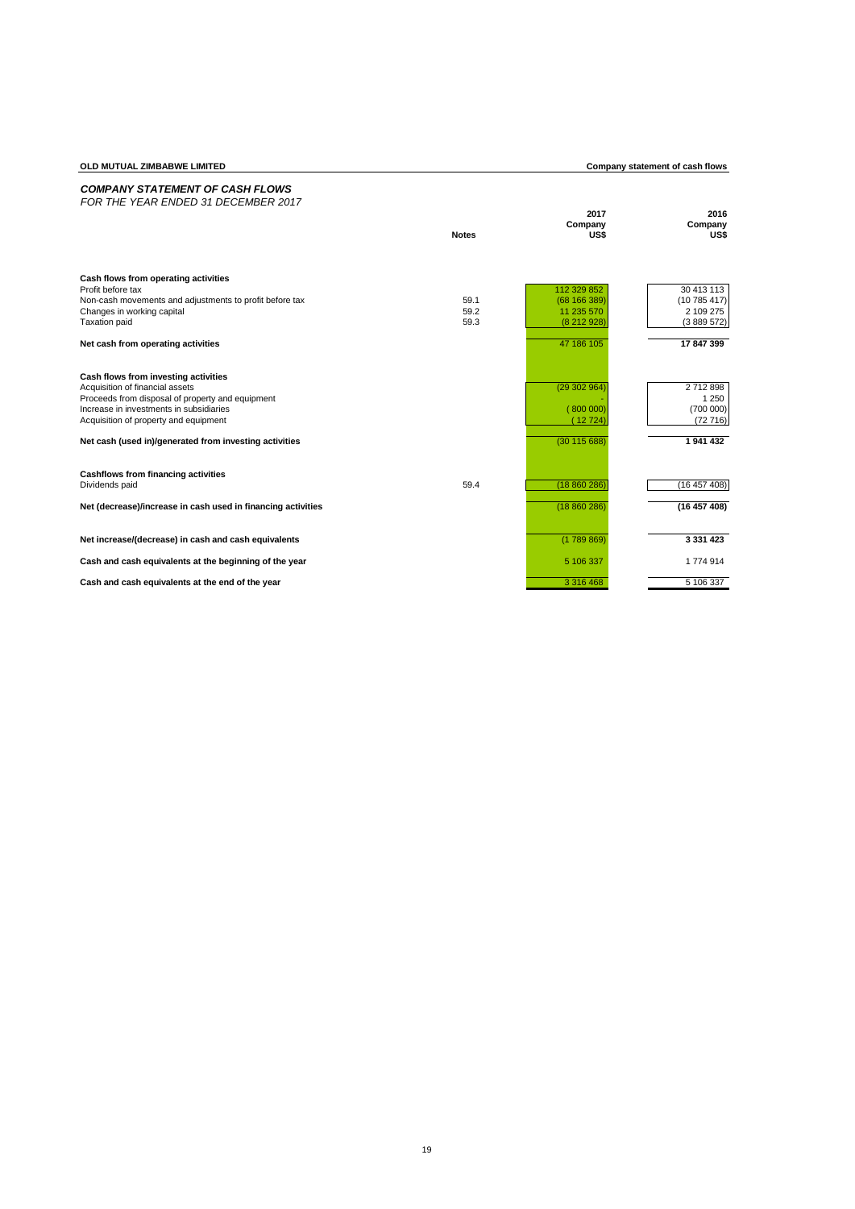**OLD MUTUAL ZIMBABWE LIMITED** **Company statement of cash flows**

## *COMPANY STATEMENT OF CASH FLOWS*

*FOR THE YEAR ENDED 31 DECEMBER 2017*

| | Notes | 2017 Company US$ | 2016 Company US$ |
|---|---|---|---|
| **Cash flows from operating activities** | | | |
| Profit before tax | | 112 329 852 | 30 413 113 |
| Non-cash movements and adjustments to profit before tax | 59.1 | (68 166 389) | (10 785 417) |
| Changes in working capital | 59.2 | 11 235 570 | 2 109 275 |
| Taxation paid | 59.3 | (8 212 928) | (3 889 572) |
| **Net cash from operating activities** | | 47 186 105 | **17 847 399** |
| **Cash flows from investing activities** | | | |
| Acquisition of financial assets | | (29 302 964) | 2 712 898 |
| Proceeds from disposal of property and equipment | | - | 1 250 |
| Increase in investments in subsidiaries | | ( 800 000) | (700 000) |
| Acquisition of property and equipment | | ( 12 724) | (72 716) |
| **Net cash (used in)/generated from investing activities** | | (30 115 688) | **1 941 432** |
| **Cashflows from financing activities** | | | |
| Dividends paid | 59.4 | (18 860 286) | (16 457 408) |
| **Net (decrease)/increase in cash used in financing activities** | | (18 860 286) | **(16 457 408)** |
| **Net increase/(decrease) in cash and cash equivalents** | | (1 789 869) | **3 331 423** |
| **Cash and cash equivalents at the beginning of the year** | | 5 106 337 | 1 774 914 |
| **Cash and cash equivalents at the end of the year** | | 3 316 468 | 5 106 337 |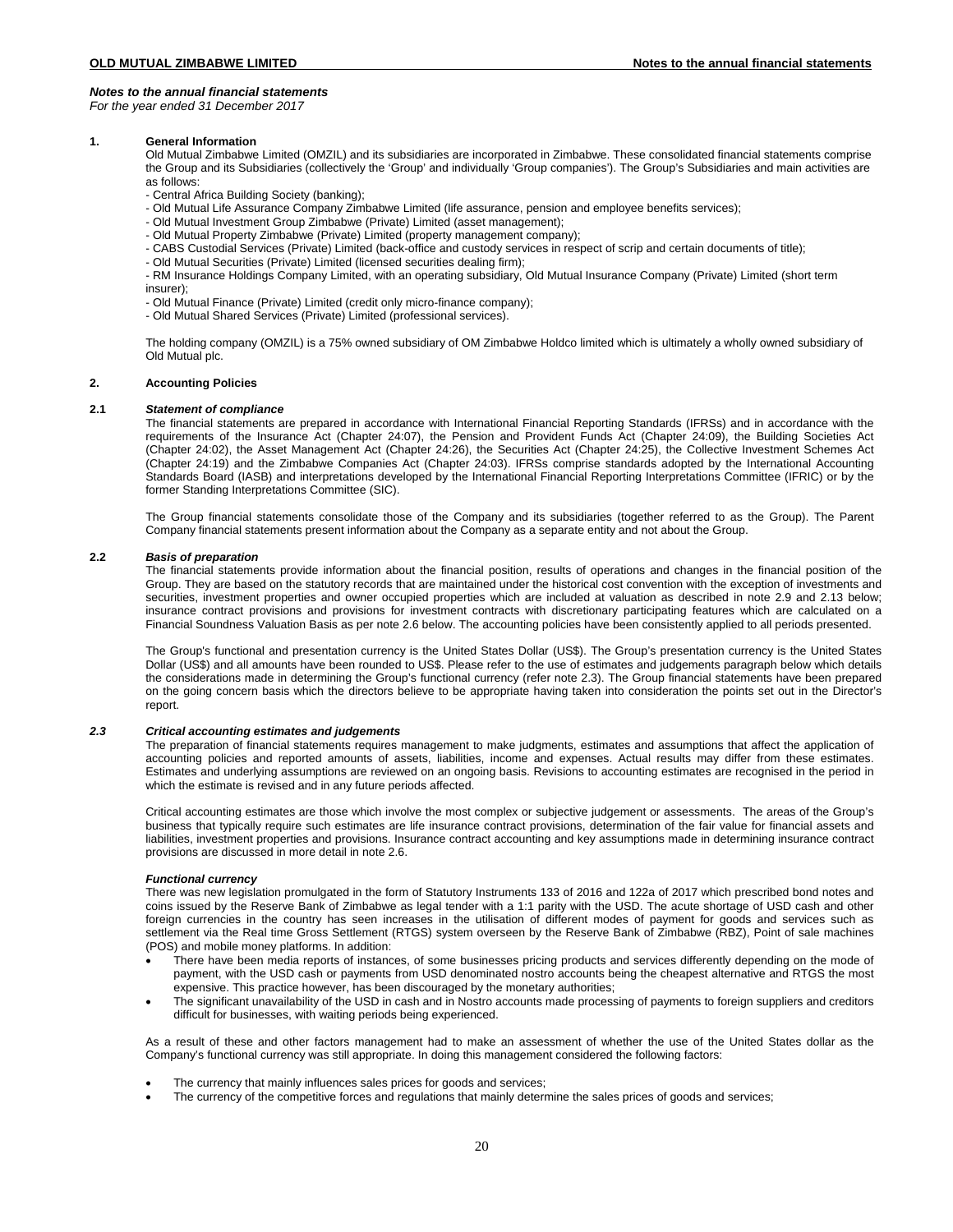### *Notes to the annual financial statements*

*For the year ended 31 December 2017*

## 1. General Information

Old Mutual Zimbabwe Limited (OMZIL) and its subsidiaries are incorporated in Zimbabwe. These consolidated financial statements comprise the Group and its Subsidiaries (collectively the 'Group' and individually 'Group companies'). The Group's Subsidiaries and main activities are as follows:

- Central Africa Building Society (banking);
- Old Mutual Life Assurance Company Zimbabwe Limited (life assurance, pension and employee benefits services);
- Old Mutual Investment Group Zimbabwe (Private) Limited (asset management);
- Old Mutual Property Zimbabwe (Private) Limited (property management company);
- CABS Custodial Services (Private) Limited (back-office and custody services in respect of scrip and certain documents of title);
- Old Mutual Securities (Private) Limited (licensed securities dealing firm);
- RM Insurance Holdings Company Limited, with an operating subsidiary, Old Mutual Insurance Company (Private) Limited (short term insurer);
- Old Mutual Finance (Private) Limited (credit only micro-finance company);
- Old Mutual Shared Services (Private) Limited (professional services).

The holding company (OMZIL) is a 75% owned subsidiary of OM Zimbabwe Holdco limited which is ultimately a wholly owned subsidiary of Old Mutual plc.

## 2. Accounting Policies

### 2.1 *Statement of compliance*

The financial statements are prepared in accordance with International Financial Reporting Standards (IFRSs) and in accordance with the requirements of the Insurance Act (Chapter 24:07), the Pension and Provident Funds Act (Chapter 24:09), the Building Societies Act (Chapter 24:02), the Asset Management Act (Chapter 24:26), the Securities Act (Chapter 24:25), the Collective Investment Schemes Act (Chapter 24:19) and the Zimbabwe Companies Act (Chapter 24:03). IFRSs comprise standards adopted by the International Accounting Standards Board (IASB) and interpretations developed by the International Financial Reporting Interpretations Committee (IFRIC) or by the former Standing Interpretations Committee (SIC).

The Group financial statements consolidate those of the Company and its subsidiaries (together referred to as the Group). The Parent Company financial statements present information about the Company as a separate entity and not about the Group.

### 2.2 *Basis of preparation*

The financial statements provide information about the financial position, results of operations and changes in the financial position of the Group. They are based on the statutory records that are maintained under the historical cost convention with the exception of investments and securities, investment properties and owner occupied properties which are included at valuation as described in note 2.9 and 2.13 below; insurance contract provisions and provisions for investment contracts with discretionary participating features which are calculated on a Financial Soundness Valuation Basis as per note 2.6 below. The accounting policies have been consistently applied to all periods presented.

The Group's functional and presentation currency is the United States Dollar (US$). The Group's presentation currency is the United States Dollar (US$) and all amounts have been rounded to US$. Please refer to the use of estimates and judgements paragraph below which details the considerations made in determining the Group's functional currency (refer note 2.3). The Group financial statements have been prepared on the going concern basis which the directors believe to be appropriate having taken into consideration the points set out in the Director's report.

### *2.3 Critical accounting estimates and judgements*

The preparation of financial statements requires management to make judgments, estimates and assumptions that affect the application of accounting policies and reported amounts of assets, liabilities, income and expenses. Actual results may differ from these estimates. Estimates and underlying assumptions are reviewed on an ongoing basis. Revisions to accounting estimates are recognised in the period in which the estimate is revised and in any future periods affected.

Critical accounting estimates are those which involve the most complex or subjective judgement or assessments. The areas of the Group's business that typically require such estimates are life insurance contract provisions, determination of the fair value for financial assets and liabilities, investment properties and provisions. Insurance contract accounting and key assumptions made in determining insurance contract provisions are discussed in more detail in note 2.6.

#### *Functional currency*

There was new legislation promulgated in the form of Statutory Instruments 133 of 2016 and 122a of 2017 which prescribed bond notes and coins issued by the Reserve Bank of Zimbabwe as legal tender with a 1:1 parity with the USD. The acute shortage of USD cash and other foreign currencies in the country has seen increases in the utilisation of different modes of payment for goods and services such as settlement via the Real time Gross Settlement (RTGS) system overseen by the Reserve Bank of Zimbabwe (RBZ), Point of sale machines (POS) and mobile money platforms. In addition:

- There have been media reports of instances, of some businesses pricing products and services differently depending on the mode of payment, with the USD cash or payments from USD denominated nostro accounts being the cheapest alternative and RTGS the most expensive. This practice however, has been discouraged by the monetary authorities;
- The significant unavailability of the USD in cash and in Nostro accounts made processing of payments to foreign suppliers and creditors difficult for businesses, with waiting periods being experienced.

As a result of these and other factors management had to make an assessment of whether the use of the United States dollar as the Company's functional currency was still appropriate. In doing this management considered the following factors:

- The currency that mainly influences sales prices for goods and services;
- The currency of the competitive forces and regulations that mainly determine the sales prices of goods and services;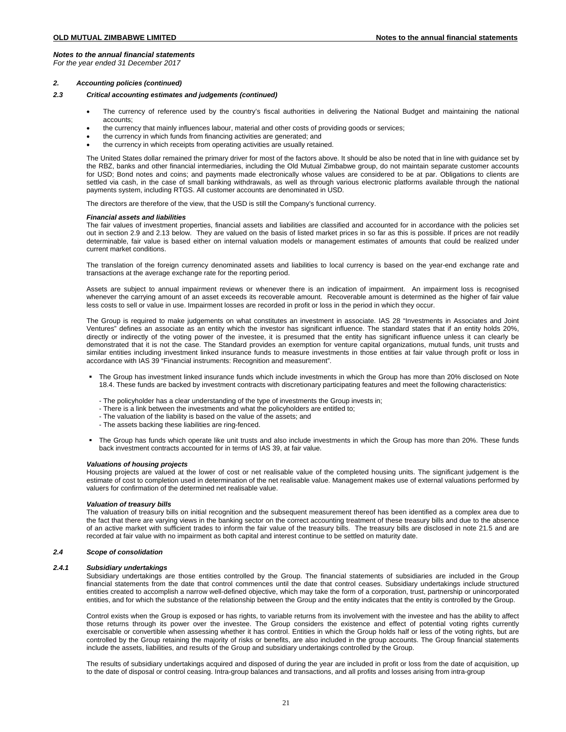# Notes to the annual financial statements

*For the year ended 31 December 2017*

## *2. Accounting policies (continued)*

### *2.3 Critical accounting estimates and judgements (continued)*

- The currency of reference used by the country's fiscal authorities in delivering the National Budget and maintaining the national accounts;
- the currency that mainly influences labour, material and other costs of providing goods or services;
- the currency in which funds from financing activities are generated; and
- the currency in which receipts from operating activities are usually retained.

The United States dollar remained the primary driver for most of the factors above. It should be also be noted that in line with guidance set by the RBZ, banks and other financial intermediaries, including the Old Mutual Zimbabwe group, do not maintain separate customer accounts for USD; Bond notes and coins; and payments made electronically whose values are considered to be at par. Obligations to clients are settled via cash, in the case of small banking withdrawals, as well as through various electronic platforms available through the national payments system, including RTGS. All customer accounts are denominated in USD.

The directors are therefore of the view, that the USD is still the Company's functional currency.

***Financial assets and liabilities***

The fair values of investment properties, financial assets and liabilities are classified and accounted for in accordance with the policies set out in section 2.9 and 2.13 below. They are valued on the basis of listed market prices in so far as this is possible. If prices are not readily determinable, fair value is based either on internal valuation models or management estimates of amounts that could be realized under current market conditions.

The translation of the foreign currency denominated assets and liabilities to local currency is based on the year-end exchange rate and transactions at the average exchange rate for the reporting period.

Assets are subject to annual impairment reviews or whenever there is an indication of impairment. An impairment loss is recognised whenever the carrying amount of an asset exceeds its recoverable amount. Recoverable amount is determined as the higher of fair value less costs to sell or value in use. Impairment losses are recorded in profit or loss in the period in which they occur.

The Group is required to make judgements on what constitutes an investment in associate. IAS 28 "Investments in Associates and Joint Ventures" defines an associate as an entity which the investor has significant influence. The standard states that if an entity holds 20%, directly or indirectly of the voting power of the investee, it is presumed that the entity has significant influence unless it can clearly be demonstrated that it is not the case. The Standard provides an exemption for venture capital organizations, mutual funds, unit trusts and similar entities including investment linked insurance funds to measure investments in those entities at fair value through profit or loss in accordance with IAS 39 "Financial instruments: Recognition and measurement".

- The Group has investment linked insurance funds which include investments in which the Group has more than 20% disclosed on Note 18.4. These funds are backed by investment contracts with discretionary participating features and meet the following characteristics:

  - The policyholder has a clear understanding of the type of investments the Group invests in;
  - There is a link between the investments and what the policyholders are entitled to;
  - The valuation of the liability is based on the value of the assets; and
  - The assets backing these liabilities are ring-fenced.

- The Group has funds which operate like unit trusts and also include investments in which the Group has more than 20%. These funds back investment contracts accounted for in terms of IAS 39, at fair value.

***Valuations of housing projects***

Housing projects are valued at the lower of cost or net realisable value of the completed housing units. The significant judgement is the estimate of cost to completion used in determination of the net realisable value. Management makes use of external valuations performed by valuers for confirmation of the determined net realisable value.

***Valuation of treasury bills***

The valuation of treasury bills on initial recognition and the subsequent measurement thereof has been identified as a complex area due to the fact that there are varying views in the banking sector on the correct accounting treatment of these treasury bills and due to the absence of an active market with sufficient trades to inform the fair value of the treasury bills. The treasury bills are disclosed in note 21.5 and are recorded at fair value with no impairment as both capital and interest continue to be settled on maturity date.

### *2.4 Scope of consolidation*

#### *2.4.1 Subsidiary undertakings*

Subsidiary undertakings are those entities controlled by the Group. The financial statements of subsidiaries are included in the Group financial statements from the date that control commences until the date that control ceases. Subsidiary undertakings include structured entities created to accomplish a narrow well-defined objective, which may take the form of a corporation, trust, partnership or unincorporated entities, and for which the substance of the relationship between the Group and the entity indicates that the entity is controlled by the Group.

Control exists when the Group is exposed or has rights, to variable returns from its involvement with the investee and has the ability to affect those returns through its power over the investee. The Group considers the existence and effect of potential voting rights currently exercisable or convertible when assessing whether it has control. Entities in which the Group holds half or less of the voting rights, but are controlled by the Group retaining the majority of risks or benefits, are also included in the group accounts. The Group financial statements include the assets, liabilities, and results of the Group and subsidiary undertakings controlled by the Group.

The results of subsidiary undertakings acquired and disposed of during the year are included in profit or loss from the date of acquisition, up to the date of disposal or control ceasing. Intra-group balances and transactions, and all profits and losses arising from intra-group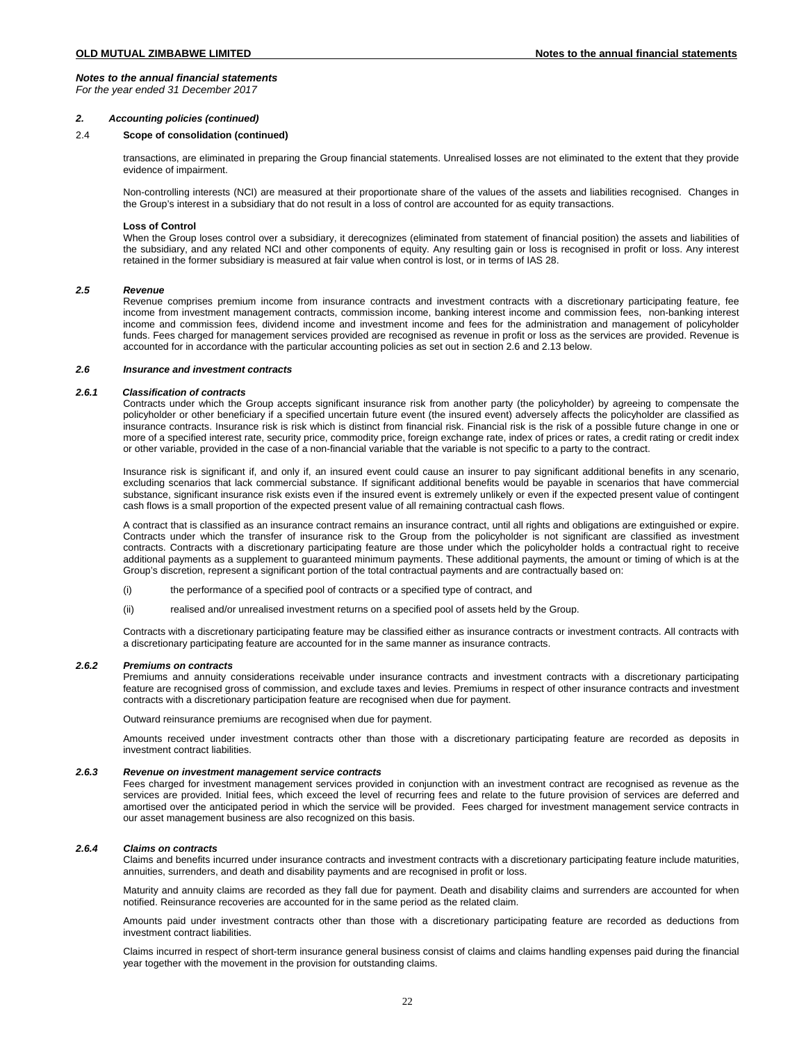*Notes to the annual financial statements*
*For the year ended 31 December 2017*

### *2. Accounting policies (continued)*

#### 2.4 Scope of consolidation (continued)

transactions, are eliminated in preparing the Group financial statements. Unrealised losses are not eliminated to the extent that they provide evidence of impairment.

Non-controlling interests (NCI) are measured at their proportionate share of the values of the assets and liabilities recognised. Changes in the Group's interest in a subsidiary that do not result in a loss of control are accounted for as equity transactions.

**Loss of Control**
When the Group loses control over a subsidiary, it derecognizes (eliminated from statement of financial position) the assets and liabilities of the subsidiary, and any related NCI and other components of equity. Any resulting gain or loss is recognised in profit or loss. Any interest retained in the former subsidiary is measured at fair value when control is lost, or in terms of IAS 28.

#### *2.5 Revenue*

Revenue comprises premium income from insurance contracts and investment contracts with a discretionary participating feature, fee income from investment management contracts, commission income, banking interest income and commission fees, non-banking interest income and commission fees, dividend income and investment income and fees for the administration and management of policyholder funds. Fees charged for management services provided are recognised as revenue in profit or loss as the services are provided. Revenue is accounted for in accordance with the particular accounting policies as set out in section 2.6 and 2.13 below.

#### *2.6 Insurance and investment contracts*

#### *2.6.1 Classification of contracts*

Contracts under which the Group accepts significant insurance risk from another party (the policyholder) by agreeing to compensate the policyholder or other beneficiary if a specified uncertain future event (the insured event) adversely affects the policyholder are classified as insurance contracts. Insurance risk is risk which is distinct from financial risk. Financial risk is the risk of a possible future change in one or more of a specified interest rate, security price, commodity price, foreign exchange rate, index of prices or rates, a credit rating or credit index or other variable, provided in the case of a non-financial variable that the variable is not specific to a party to the contract.

Insurance risk is significant if, and only if, an insured event could cause an insurer to pay significant additional benefits in any scenario, excluding scenarios that lack commercial substance. If significant additional benefits would be payable in scenarios that have commercial substance, significant insurance risk exists even if the insured event is extremely unlikely or even if the expected present value of contingent cash flows is a small proportion of the expected present value of all remaining contractual cash flows.

A contract that is classified as an insurance contract remains an insurance contract, until all rights and obligations are extinguished or expire. Contracts under which the transfer of insurance risk to the Group from the policyholder is not significant are classified as investment contracts. Contracts with a discretionary participating feature are those under which the policyholder holds a contractual right to receive additional payments as a supplement to guaranteed minimum payments. These additional payments, the amount or timing of which is at the Group's discretion, represent a significant portion of the total contractual payments and are contractually based on:

(i) the performance of a specified pool of contracts or a specified type of contract, and

(ii) realised and/or unrealised investment returns on a specified pool of assets held by the Group.

Contracts with a discretionary participating feature may be classified either as insurance contracts or investment contracts. All contracts with a discretionary participating feature are accounted for in the same manner as insurance contracts.

#### *2.6.2 Premiums on contracts*

Premiums and annuity considerations receivable under insurance contracts and investment contracts with a discretionary participating feature are recognised gross of commission, and exclude taxes and levies. Premiums in respect of other insurance contracts and investment contracts with a discretionary participation feature are recognised when due for payment.

Outward reinsurance premiums are recognised when due for payment.

Amounts received under investment contracts other than those with a discretionary participating feature are recorded as deposits in investment contract liabilities.

#### *2.6.3 Revenue on investment management service contracts*

Fees charged for investment management services provided in conjunction with an investment contract are recognised as revenue as the services are provided. Initial fees, which exceed the level of recurring fees and relate to the future provision of services are deferred and amortised over the anticipated period in which the service will be provided. Fees charged for investment management service contracts in our asset management business are also recognized on this basis.

#### *2.6.4 Claims on contracts*

Claims and benefits incurred under insurance contracts and investment contracts with a discretionary participating feature include maturities, annuities, surrenders, and death and disability payments and are recognised in profit or loss.

Maturity and annuity claims are recorded as they fall due for payment. Death and disability claims and surrenders are accounted for when notified. Reinsurance recoveries are accounted for in the same period as the related claim.

Amounts paid under investment contracts other than those with a discretionary participating feature are recorded as deductions from investment contract liabilities.

Claims incurred in respect of short-term insurance general business consist of claims and claims handling expenses paid during the financial year together with the movement in the provision for outstanding claims.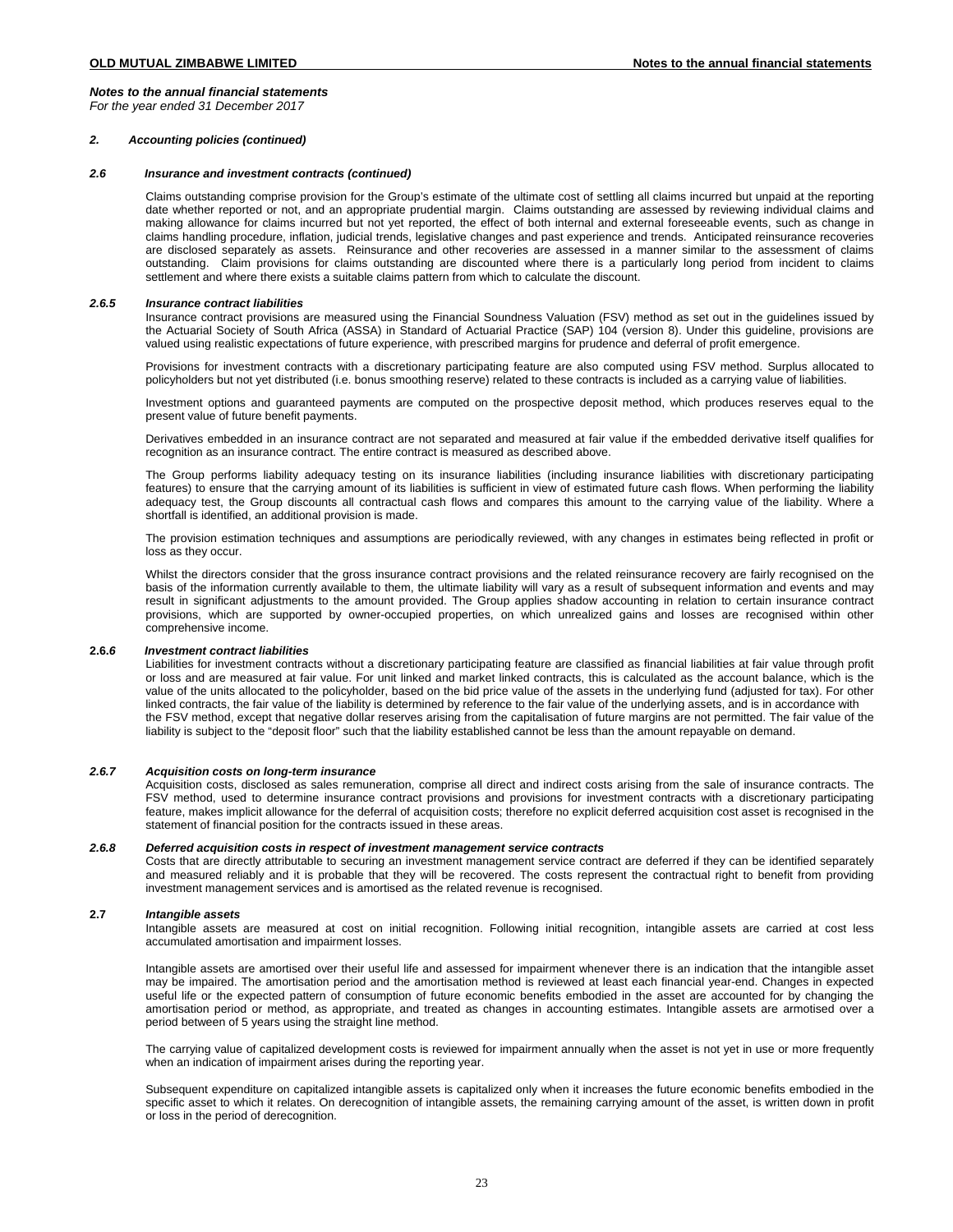*Notes to the annual financial statements*
*For the year ended 31 December 2017*

### *2. Accounting policies (continued)*

### *2.6 Insurance and investment contracts (continued)*

Claims outstanding comprise provision for the Group's estimate of the ultimate cost of settling all claims incurred but unpaid at the reporting date whether reported or not, and an appropriate prudential margin. Claims outstanding are assessed by reviewing individual claims and making allowance for claims incurred but not yet reported, the effect of both internal and external foreseeable events, such as change in claims handling procedure, inflation, judicial trends, legislative changes and past experience and trends. Anticipated reinsurance recoveries are disclosed separately as assets. Reinsurance and other recoveries are assessed in a manner similar to the assessment of claims outstanding. Claim provisions for claims outstanding are discounted where there is a particularly long period from incident to claims settlement and where there exists a suitable claims pattern from which to calculate the discount.

#### *2.6.5 Insurance contract liabilities*

Insurance contract provisions are measured using the Financial Soundness Valuation (FSV) method as set out in the guidelines issued by the Actuarial Society of South Africa (ASSA) in Standard of Actuarial Practice (SAP) 104 (version 8). Under this guideline, provisions are valued using realistic expectations of future experience, with prescribed margins for prudence and deferral of profit emergence.

Provisions for investment contracts with a discretionary participating feature are also computed using FSV method. Surplus allocated to policyholders but not yet distributed (i.e. bonus smoothing reserve) related to these contracts is included as a carrying value of liabilities.

Investment options and guaranteed payments are computed on the prospective deposit method, which produces reserves equal to the present value of future benefit payments.

Derivatives embedded in an insurance contract are not separated and measured at fair value if the embedded derivative itself qualifies for recognition as an insurance contract. The entire contract is measured as described above.

The Group performs liability adequacy testing on its insurance liabilities (including insurance liabilities with discretionary participating features) to ensure that the carrying amount of its liabilities is sufficient in view of estimated future cash flows. When performing the liability adequacy test, the Group discounts all contractual cash flows and compares this amount to the carrying value of the liability. Where a shortfall is identified, an additional provision is made.

The provision estimation techniques and assumptions are periodically reviewed, with any changes in estimates being reflected in profit or loss as they occur.

Whilst the directors consider that the gross insurance contract provisions and the related reinsurance recovery are fairly recognised on the basis of the information currently available to them, the ultimate liability will vary as a result of subsequent information and events and may result in significant adjustments to the amount provided. The Group applies shadow accounting in relation to certain insurance contract provisions, which are supported by owner-occupied properties, on which unrealized gains and losses are recognised within other comprehensive income.

#### **2.6.6** *Investment contract liabilities*

Liabilities for investment contracts without a discretionary participating feature are classified as financial liabilities at fair value through profit or loss and are measured at fair value. For unit linked and market linked contracts, this is calculated as the account balance, which is the value of the units allocated to the policyholder, based on the bid price value of the assets in the underlying fund (adjusted for tax). For other linked contracts, the fair value of the liability is determined by reference to the fair value of the underlying assets, and is in accordance with the FSV method, except that negative dollar reserves arising from the capitalisation of future margins are not permitted. The fair value of the liability is subject to the "deposit floor" such that the liability established cannot be less than the amount repayable on demand.

#### *2.6.7 Acquisition costs on long-term insurance*

Acquisition costs, disclosed as sales remuneration, comprise all direct and indirect costs arising from the sale of insurance contracts. The FSV method, used to determine insurance contract provisions and provisions for investment contracts with a discretionary participating feature, makes implicit allowance for the deferral of acquisition costs; therefore no explicit deferred acquisition cost asset is recognised in the statement of financial position for the contracts issued in these areas.

#### *2.6.8 Deferred acquisition costs in respect of investment management service contracts*

Costs that are directly attributable to securing an investment management service contract are deferred if they can be identified separately and measured reliably and it is probable that they will be recovered. The costs represent the contractual right to benefit from providing investment management services and is amortised as the related revenue is recognised.

### **2.7** *Intangible assets*

Intangible assets are measured at cost on initial recognition. Following initial recognition, intangible assets are carried at cost less accumulated amortisation and impairment losses.

Intangible assets are amortised over their useful life and assessed for impairment whenever there is an indication that the intangible asset may be impaired. The amortisation period and the amortisation method is reviewed at least each financial year-end. Changes in expected useful life or the expected pattern of consumption of future economic benefits embodied in the asset are accounted for by changing the amortisation period or method, as appropriate, and treated as changes in accounting estimates. Intangible assets are armotised over a period between of 5 years using the straight line method.

The carrying value of capitalized development costs is reviewed for impairment annually when the asset is not yet in use or more frequently when an indication of impairment arises during the reporting year.

Subsequent expenditure on capitalized intangible assets is capitalized only when it increases the future economic benefits embodied in the specific asset to which it relates. On derecognition of intangible assets, the remaining carrying amount of the asset, is written down in profit or loss in the period of derecognition.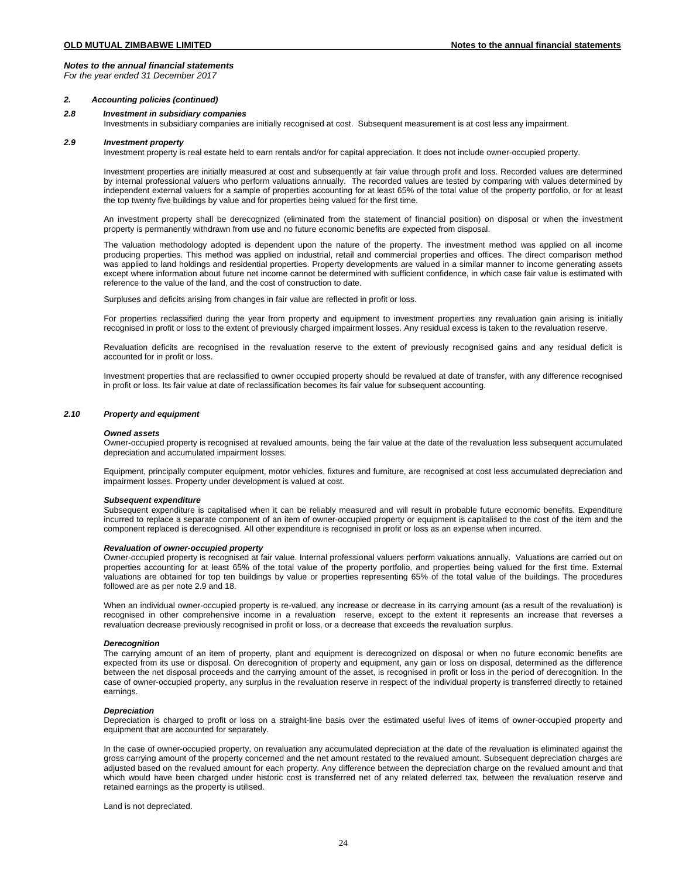*Notes to the annual financial statements*
*For the year ended 31 December 2017*

### *2. Accounting policies (continued)*

### *2.8 Investment in subsidiary companies*

Investments in subsidiary companies are initially recognised at cost. Subsequent measurement is at cost less any impairment.

### *2.9 Investment property*

Investment property is real estate held to earn rentals and/or for capital appreciation. It does not include owner-occupied property.

Investment properties are initially measured at cost and subsequently at fair value through profit and loss. Recorded values are determined by internal professional valuers who perform valuations annually. The recorded values are tested by comparing with values determined by independent external valuers for a sample of properties accounting for at least 65% of the total value of the property portfolio, or for at least the top twenty five buildings by value and for properties being valued for the first time.

An investment property shall be derecognized (eliminated from the statement of financial position) on disposal or when the investment property is permanently withdrawn from use and no future economic benefits are expected from disposal.

The valuation methodology adopted is dependent upon the nature of the property. The investment method was applied on all income producing properties. This method was applied on industrial, retail and commercial properties and offices. The direct comparison method was applied to land holdings and residential properties. Property developments are valued in a similar manner to income generating assets except where information about future net income cannot be determined with sufficient confidence, in which case fair value is estimated with reference to the value of the land, and the cost of construction to date.

Surpluses and deficits arising from changes in fair value are reflected in profit or loss.

For properties reclassified during the year from property and equipment to investment properties any revaluation gain arising is initially recognised in profit or loss to the extent of previously charged impairment losses. Any residual excess is taken to the revaluation reserve.

Revaluation deficits are recognised in the revaluation reserve to the extent of previously recognised gains and any residual deficit is accounted for in profit or loss.

Investment properties that are reclassified to owner occupied property should be revalued at date of transfer, with any difference recognised in profit or loss. Its fair value at date of reclassification becomes its fair value for subsequent accounting.

### *2.10 Property and equipment*

***Owned assets***

Owner-occupied property is recognised at revalued amounts, being the fair value at the date of the revaluation less subsequent accumulated depreciation and accumulated impairment losses.

Equipment, principally computer equipment, motor vehicles, fixtures and furniture, are recognised at cost less accumulated depreciation and impairment losses. Property under development is valued at cost.

***Subsequent expenditure***

Subsequent expenditure is capitalised when it can be reliably measured and will result in probable future economic benefits. Expenditure incurred to replace a separate component of an item of owner-occupied property or equipment is capitalised to the cost of the item and the component replaced is derecognised. All other expenditure is recognised in profit or loss as an expense when incurred.

***Revaluation of owner-occupied property***

Owner-occupied property is recognised at fair value. Internal professional valuers perform valuations annually. Valuations are carried out on properties accounting for at least 65% of the total value of the property portfolio, and properties being valued for the first time. External valuations are obtained for top ten buildings by value or properties representing 65% of the total value of the buildings. The procedures followed are as per note 2.9 and 18.

When an individual owner-occupied property is re-valued, any increase or decrease in its carrying amount (as a result of the revaluation) is recognised in other comprehensive income in a revaluation reserve, except to the extent it represents an increase that reverses a revaluation decrease previously recognised in profit or loss, or a decrease that exceeds the revaluation surplus.

***Derecognition***

The carrying amount of an item of property, plant and equipment is derecognized on disposal or when no future economic benefits are expected from its use or disposal. On derecognition of property and equipment, any gain or loss on disposal, determined as the difference between the net disposal proceeds and the carrying amount of the asset, is recognised in profit or loss in the period of derecognition. In the case of owner-occupied property, any surplus in the revaluation reserve in respect of the individual property is transferred directly to retained earnings.

***Depreciation***

Depreciation is charged to profit or loss on a straight-line basis over the estimated useful lives of items of owner-occupied property and equipment that are accounted for separately.

In the case of owner-occupied property, on revaluation any accumulated depreciation at the date of the revaluation is eliminated against the gross carrying amount of the property concerned and the net amount restated to the revalued amount. Subsequent depreciation charges are adjusted based on the revalued amount for each property. Any difference between the depreciation charge on the revalued amount and that which would have been charged under historic cost is transferred net of any related deferred tax, between the revaluation reserve and retained earnings as the property is utilised.

Land is not depreciated.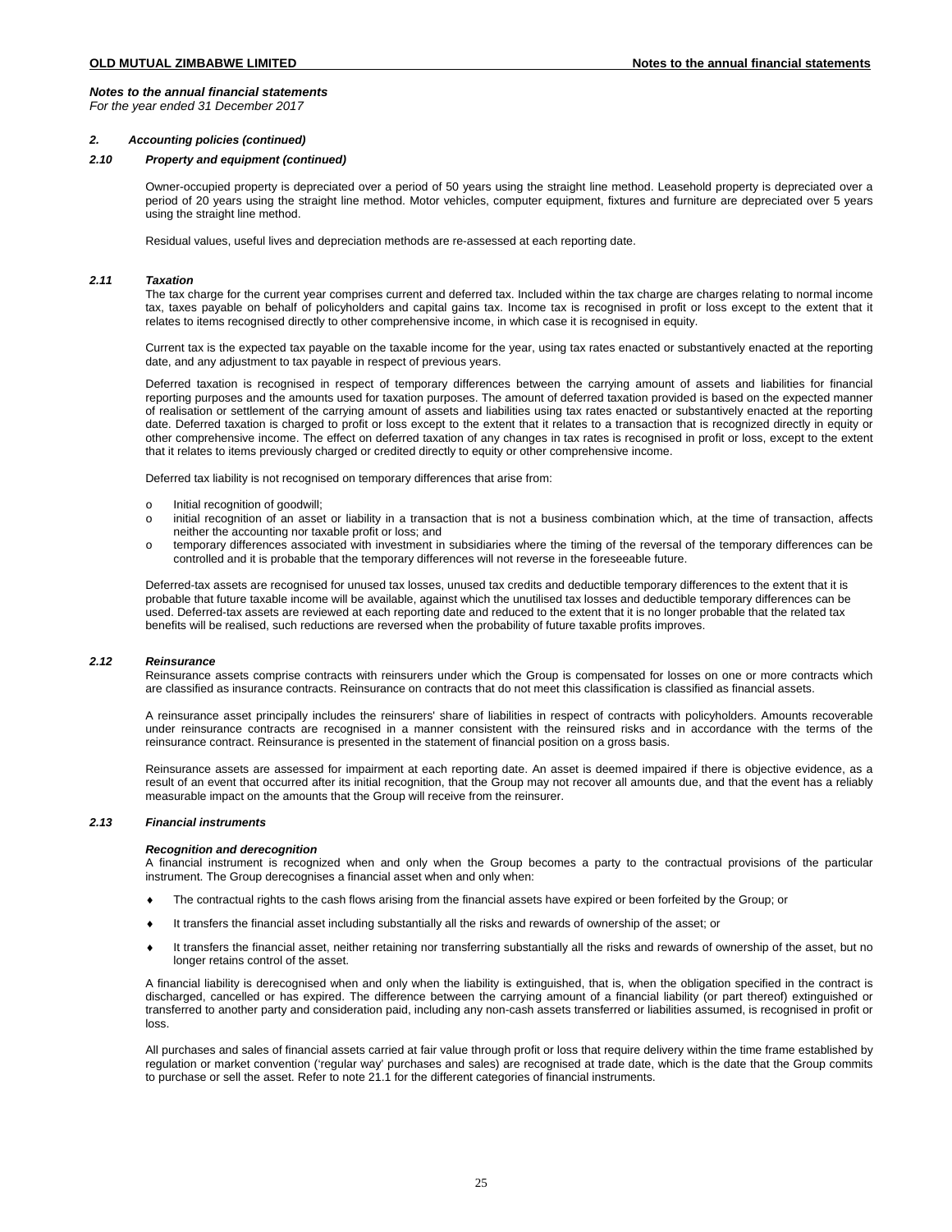*Notes to the annual financial statements*
*For the year ended 31 December 2017*

### *2. Accounting policies (continued)*

#### *2.10 Property and equipment (continued)*

Owner-occupied property is depreciated over a period of 50 years using the straight line method. Leasehold property is depreciated over a period of 20 years using the straight line method. Motor vehicles, computer equipment, fixtures and furniture are depreciated over 5 years using the straight line method.

Residual values, useful lives and depreciation methods are re-assessed at each reporting date.

#### *2.11 Taxation*

The tax charge for the current year comprises current and deferred tax. Included within the tax charge are charges relating to normal income tax, taxes payable on behalf of policyholders and capital gains tax. Income tax is recognised in profit or loss except to the extent that it relates to items recognised directly to other comprehensive income, in which case it is recognised in equity.

Current tax is the expected tax payable on the taxable income for the year, using tax rates enacted or substantively enacted at the reporting date, and any adjustment to tax payable in respect of previous years.

Deferred taxation is recognised in respect of temporary differences between the carrying amount of assets and liabilities for financial reporting purposes and the amounts used for taxation purposes. The amount of deferred taxation provided is based on the expected manner of realisation or settlement of the carrying amount of assets and liabilities using tax rates enacted or substantively enacted at the reporting date. Deferred taxation is charged to profit or loss except to the extent that it relates to a transaction that is recognized directly in equity or other comprehensive income. The effect on deferred taxation of any changes in tax rates is recognised in profit or loss, except to the extent that it relates to items previously charged or credited directly to equity or other comprehensive income.

Deferred tax liability is not recognised on temporary differences that arise from:

- Initial recognition of goodwill;
- initial recognition of an asset or liability in a transaction that is not a business combination which, at the time of transaction, affects neither the accounting nor taxable profit or loss; and
- temporary differences associated with investment in subsidiaries where the timing of the reversal of the temporary differences can be controlled and it is probable that the temporary differences will not reverse in the foreseeable future.

Deferred-tax assets are recognised for unused tax losses, unused tax credits and deductible temporary differences to the extent that it is probable that future taxable income will be available, against which the unutilised tax losses and deductible temporary differences can be used. Deferred-tax assets are reviewed at each reporting date and reduced to the extent that it is no longer probable that the related tax benefits will be realised, such reductions are reversed when the probability of future taxable profits improves.

#### *2.12 Reinsurance*

Reinsurance assets comprise contracts with reinsurers under which the Group is compensated for losses on one or more contracts which are classified as insurance contracts. Reinsurance on contracts that do not meet this classification is classified as financial assets.

A reinsurance asset principally includes the reinsurers' share of liabilities in respect of contracts with policyholders. Amounts recoverable under reinsurance contracts are recognised in a manner consistent with the reinsured risks and in accordance with the terms of the reinsurance contract. Reinsurance is presented in the statement of financial position on a gross basis.

Reinsurance assets are assessed for impairment at each reporting date. An asset is deemed impaired if there is objective evidence, as a result of an event that occurred after its initial recognition, that the Group may not recover all amounts due, and that the event has a reliably measurable impact on the amounts that the Group will receive from the reinsurer.

#### *2.13 Financial instruments*

***Recognition and derecognition***

A financial instrument is recognized when and only when the Group becomes a party to the contractual provisions of the particular instrument. The Group derecognises a financial asset when and only when:

- The contractual rights to the cash flows arising from the financial assets have expired or been forfeited by the Group; or
- It transfers the financial asset including substantially all the risks and rewards of ownership of the asset; or
- It transfers the financial asset, neither retaining nor transferring substantially all the risks and rewards of ownership of the asset, but no longer retains control of the asset.

A financial liability is derecognised when and only when the liability is extinguished, that is, when the obligation specified in the contract is discharged, cancelled or has expired. The difference between the carrying amount of a financial liability (or part thereof) extinguished or transferred to another party and consideration paid, including any non-cash assets transferred or liabilities assumed, is recognised in profit or loss.

All purchases and sales of financial assets carried at fair value through profit or loss that require delivery within the time frame established by regulation or market convention ('regular way' purchases and sales) are recognised at trade date, which is the date that the Group commits to purchase or sell the asset. Refer to note 21.1 for the different categories of financial instruments.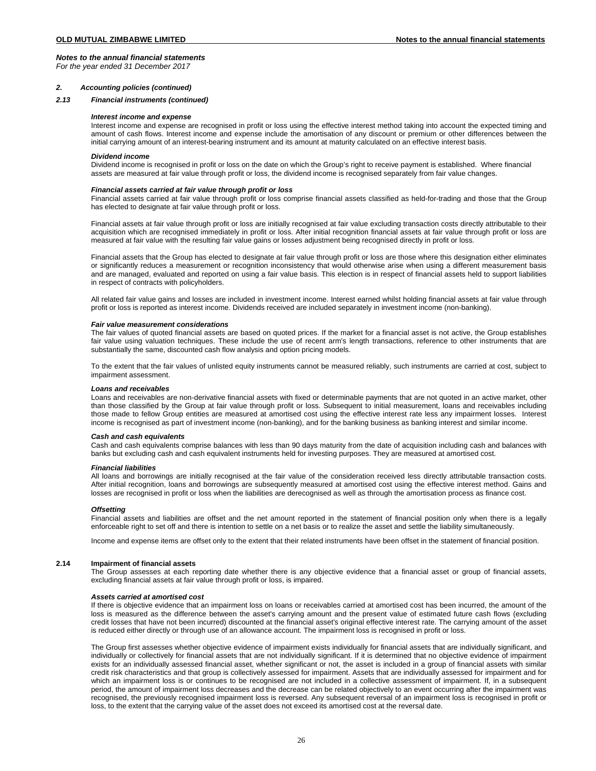*Notes to the annual financial statements*
*For the year ended 31 December 2017*

## *2. Accounting policies (continued)*

### *2.13 Financial instruments (continued)*

***Interest income and expense***

Interest income and expense are recognised in profit or loss using the effective interest method taking into account the expected timing and amount of cash flows. Interest income and expense include the amortisation of any discount or premium or other differences between the initial carrying amount of an interest-bearing instrument and its amount at maturity calculated on an effective interest basis.

***Dividend income***

Dividend income is recognised in profit or loss on the date on which the Group's right to receive payment is established. Where financial assets are measured at fair value through profit or loss, the dividend income is recognised separately from fair value changes.

***Financial assets carried at fair value through profit or loss***

Financial assets carried at fair value through profit or loss comprise financial assets classified as held-for-trading and those that the Group has elected to designate at fair value through profit or loss.

Financial assets at fair value through profit or loss are initially recognised at fair value excluding transaction costs directly attributable to their acquisition which are recognised immediately in profit or loss. After initial recognition financial assets at fair value through profit or loss are measured at fair value with the resulting fair value gains or losses adjustment being recognised directly in profit or loss.

Financial assets that the Group has elected to designate at fair value through profit or loss are those where this designation either eliminates or significantly reduces a measurement or recognition inconsistency that would otherwise arise when using a different measurement basis and are managed, evaluated and reported on using a fair value basis. This election is in respect of financial assets held to support liabilities in respect of contracts with policyholders.

All related fair value gains and losses are included in investment income. Interest earned whilst holding financial assets at fair value through profit or loss is reported as interest income. Dividends received are included separately in investment income (non-banking).

***Fair value measurement considerations***

The fair values of quoted financial assets are based on quoted prices. If the market for a financial asset is not active, the Group establishes fair value using valuation techniques. These include the use of recent arm's length transactions, reference to other instruments that are substantially the same, discounted cash flow analysis and option pricing models.

To the extent that the fair values of unlisted equity instruments cannot be measured reliably, such instruments are carried at cost, subject to impairment assessment.

***Loans and receivables***

Loans and receivables are non-derivative financial assets with fixed or determinable payments that are not quoted in an active market, other than those classified by the Group at fair value through profit or loss. Subsequent to initial measurement, loans and receivables including those made to fellow Group entities are measured at amortised cost using the effective interest rate less any impairment losses. Interest income is recognised as part of investment income (non-banking), and for the banking business as banking interest and similar income.

***Cash and cash equivalents***

Cash and cash equivalents comprise balances with less than 90 days maturity from the date of acquisition including cash and balances with banks but excluding cash and cash equivalent instruments held for investing purposes. They are measured at amortised cost.

***Financial liabilities***

All loans and borrowings are initially recognised at the fair value of the consideration received less directly attributable transaction costs. After initial recognition, loans and borrowings are subsequently measured at amortised cost using the effective interest method. Gains and losses are recognised in profit or loss when the liabilities are derecognised as well as through the amortisation process as finance cost.

***Offsetting***

Financial assets and liabilities are offset and the net amount reported in the statement of financial position only when there is a legally enforceable right to set off and there is intention to settle on a net basis or to realize the asset and settle the liability simultaneously.

Income and expense items are offset only to the extent that their related instruments have been offset in the statement of financial position.

### 2.14 Impairment of financial assets

The Group assesses at each reporting date whether there is any objective evidence that a financial asset or group of financial assets, excluding financial assets at fair value through profit or loss, is impaired.

***Assets carried at amortised cost***

If there is objective evidence that an impairment loss on loans or receivables carried at amortised cost has been incurred, the amount of the loss is measured as the difference between the asset's carrying amount and the present value of estimated future cash flows (excluding credit losses that have not been incurred) discounted at the financial asset's original effective interest rate. The carrying amount of the asset is reduced either directly or through use of an allowance account. The impairment loss is recognised in profit or loss.

The Group first assesses whether objective evidence of impairment exists individually for financial assets that are individually significant, and individually or collectively for financial assets that are not individually significant. If it is determined that no objective evidence of impairment exists for an individually assessed financial asset, whether significant or not, the asset is included in a group of financial assets with similar credit risk characteristics and that group is collectively assessed for impairment. Assets that are individually assessed for impairment and for which an impairment loss is or continues to be recognised are not included in a collective assessment of impairment. If, in a subsequent period, the amount of impairment loss decreases and the decrease can be related objectively to an event occurring after the impairment was recognised, the previously recognised impairment loss is reversed. Any subsequent reversal of an impairment loss is recognised in profit or loss, to the extent that the carrying value of the asset does not exceed its amortised cost at the reversal date.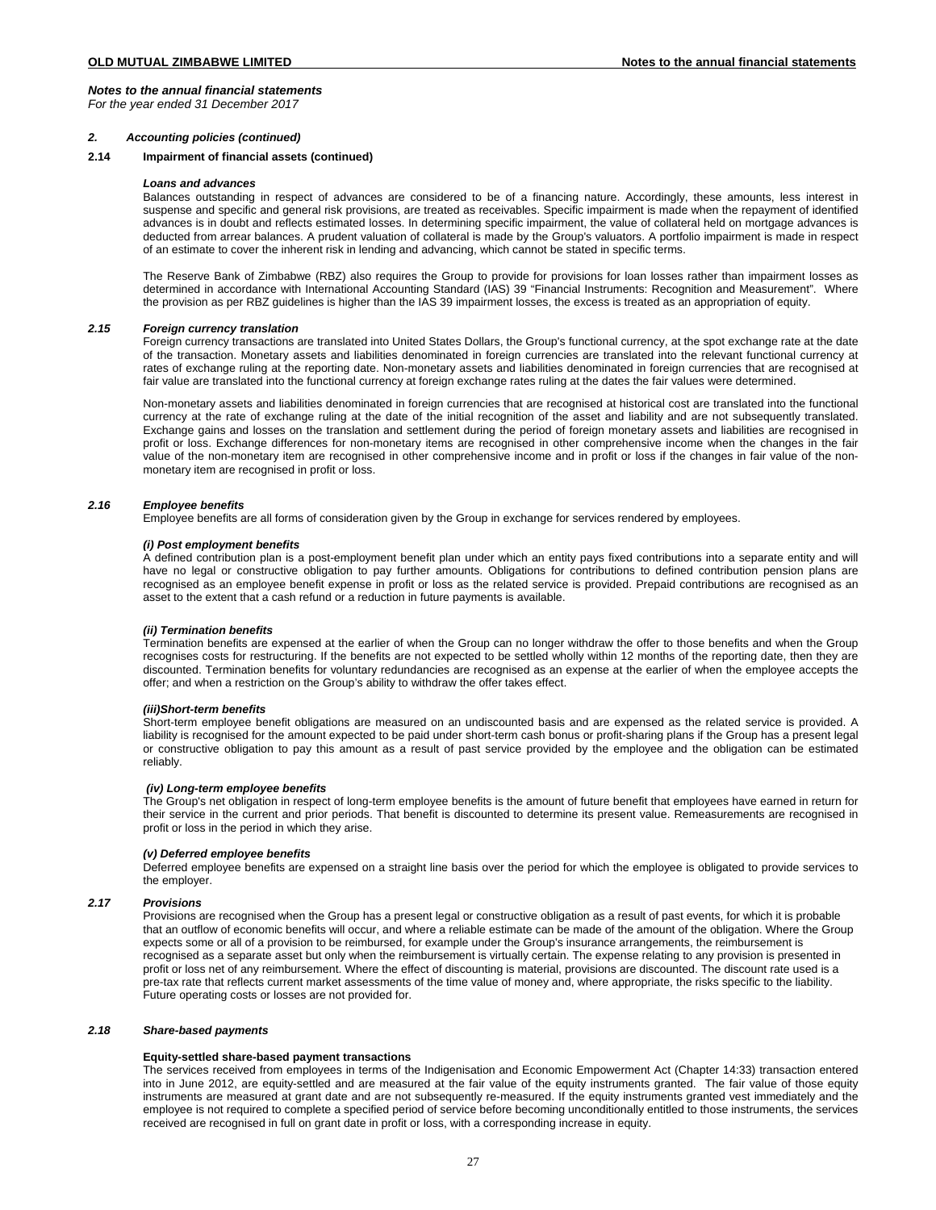*Notes to the annual financial statements*
*For the year ended 31 December 2017*

### *2. Accounting policies (continued)*

### 2.14 Impairment of financial assets (continued)

***Loans and advances***

Balances outstanding in respect of advances are considered to be of a financing nature. Accordingly, these amounts, less interest in suspense and specific and general risk provisions, are treated as receivables. Specific impairment is made when the repayment of identified advances is in doubt and reflects estimated losses. In determining specific impairment, the value of collateral held on mortgage advances is deducted from arrear balances. A prudent valuation of collateral is made by the Group's valuators. A portfolio impairment is made in respect of an estimate to cover the inherent risk in lending and advancing, which cannot be stated in specific terms.

The Reserve Bank of Zimbabwe (RBZ) also requires the Group to provide for provisions for loan losses rather than impairment losses as determined in accordance with International Accounting Standard (IAS) 39 "Financial Instruments: Recognition and Measurement". Where the provision as per RBZ guidelines is higher than the IAS 39 impairment losses, the excess is treated as an appropriation of equity.

### *2.15 Foreign currency translation*

Foreign currency transactions are translated into United States Dollars, the Group's functional currency, at the spot exchange rate at the date of the transaction. Monetary assets and liabilities denominated in foreign currencies are translated into the relevant functional currency at rates of exchange ruling at the reporting date. Non-monetary assets and liabilities denominated in foreign currencies that are recognised at fair value are translated into the functional currency at foreign exchange rates ruling at the dates the fair values were determined.

Non-monetary assets and liabilities denominated in foreign currencies that are recognised at historical cost are translated into the functional currency at the rate of exchange ruling at the date of the initial recognition of the asset and liability and are not subsequently translated. Exchange gains and losses on the translation and settlement during the period of foreign monetary assets and liabilities are recognised in profit or loss. Exchange differences for non-monetary items are recognised in other comprehensive income when the changes in the fair value of the non-monetary item are recognised in other comprehensive income and in profit or loss if the changes in fair value of the non-monetary item are recognised in profit or loss.

### *2.16 Employee benefits*

Employee benefits are all forms of consideration given by the Group in exchange for services rendered by employees.

***(i) Post employment benefits***

A defined contribution plan is a post-employment benefit plan under which an entity pays fixed contributions into a separate entity and will have no legal or constructive obligation to pay further amounts. Obligations for contributions to defined contribution pension plans are recognised as an employee benefit expense in profit or loss as the related service is provided. Prepaid contributions are recognised as an asset to the extent that a cash refund or a reduction in future payments is available.

***(ii) Termination benefits***

Termination benefits are expensed at the earlier of when the Group can no longer withdraw the offer to those benefits and when the Group recognises costs for restructuring. If the benefits are not expected to be settled wholly within 12 months of the reporting date, then they are discounted. Termination benefits for voluntary redundancies are recognised as an expense at the earlier of when the employee accepts the offer; and when a restriction on the Group's ability to withdraw the offer takes effect.

***(iii)Short-term benefits***

Short-term employee benefit obligations are measured on an undiscounted basis and are expensed as the related service is provided. A liability is recognised for the amount expected to be paid under short-term cash bonus or profit-sharing plans if the Group has a present legal or constructive obligation to pay this amount as a result of past service provided by the employee and the obligation can be estimated reliably.

***(iv) Long-term employee benefits***

The Group's net obligation in respect of long-term employee benefits is the amount of future benefit that employees have earned in return for their service in the current and prior periods. That benefit is discounted to determine its present value. Remeasurements are recognised in profit or loss in the period in which they arise.

***(v) Deferred employee benefits***

Deferred employee benefits are expensed on a straight line basis over the period for which the employee is obligated to provide services to the employer.

### *2.17 Provisions*

Provisions are recognised when the Group has a present legal or constructive obligation as a result of past events, for which it is probable that an outflow of economic benefits will occur, and where a reliable estimate can be made of the amount of the obligation. Where the Group expects some or all of a provision to be reimbursed, for example under the Group's insurance arrangements, the reimbursement is recognised as a separate asset but only when the reimbursement is virtually certain. The expense relating to any provision is presented in profit or loss net of any reimbursement. Where the effect of discounting is material, provisions are discounted. The discount rate used is a pre-tax rate that reflects current market assessments of the time value of money and, where appropriate, the risks specific to the liability. Future operating costs or losses are not provided for.

### *2.18 Share-based payments*

**Equity-settled share-based payment transactions**

The services received from employees in terms of the Indigenisation and Economic Empowerment Act (Chapter 14:33) transaction entered into in June 2012, are equity-settled and are measured at the fair value of the equity instruments granted. The fair value of those equity instruments are measured at grant date and are not subsequently re-measured. If the equity instruments granted vest immediately and the employee is not required to complete a specified period of service before becoming unconditionally entitled to those instruments, the services received are recognised in full on grant date in profit or loss, with a corresponding increase in equity.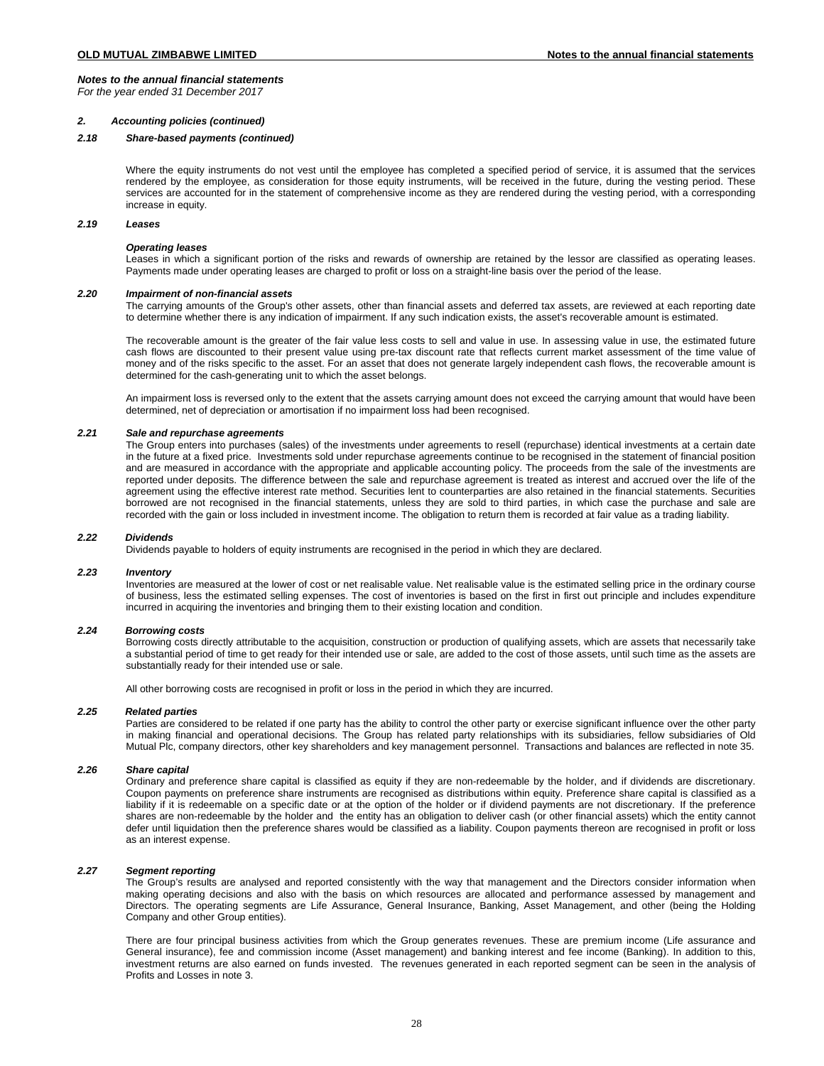*Notes to the annual financial statements*
*For the year ended 31 December 2017*

### *2. Accounting policies (continued)*

#### *2.18 Share-based payments (continued)*

Where the equity instruments do not vest until the employee has completed a specified period of service, it is assumed that the services rendered by the employee, as consideration for those equity instruments, will be received in the future, during the vesting period. These services are accounted for in the statement of comprehensive income as they are rendered during the vesting period, with a corresponding increase in equity.

#### *2.19 Leases*

***Operating leases***
Leases in which a significant portion of the risks and rewards of ownership are retained by the lessor are classified as operating leases. Payments made under operating leases are charged to profit or loss on a straight-line basis over the period of the lease.

#### *2.20 Impairment of non-financial assets*

The carrying amounts of the Group's other assets, other than financial assets and deferred tax assets, are reviewed at each reporting date to determine whether there is any indication of impairment. If any such indication exists, the asset's recoverable amount is estimated.

The recoverable amount is the greater of the fair value less costs to sell and value in use. In assessing value in use, the estimated future cash flows are discounted to their present value using pre-tax discount rate that reflects current market assessment of the time value of money and of the risks specific to the asset. For an asset that does not generate largely independent cash flows, the recoverable amount is determined for the cash-generating unit to which the asset belongs.

An impairment loss is reversed only to the extent that the assets carrying amount does not exceed the carrying amount that would have been determined, net of depreciation or amortisation if no impairment loss had been recognised.

#### *2.21 Sale and repurchase agreements*

The Group enters into purchases (sales) of the investments under agreements to resell (repurchase) identical investments at a certain date in the future at a fixed price. Investments sold under repurchase agreements continue to be recognised in the statement of financial position and are measured in accordance with the appropriate and applicable accounting policy. The proceeds from the sale of the investments are reported under deposits. The difference between the sale and repurchase agreement is treated as interest and accrued over the life of the agreement using the effective interest rate method. Securities lent to counterparties are also retained in the financial statements. Securities borrowed are not recognised in the financial statements, unless they are sold to third parties, in which case the purchase and sale are recorded with the gain or loss included in investment income. The obligation to return them is recorded at fair value as a trading liability.

#### *2.22 Dividends*

Dividends payable to holders of equity instruments are recognised in the period in which they are declared.

#### *2.23 Inventory*

Inventories are measured at the lower of cost or net realisable value. Net realisable value is the estimated selling price in the ordinary course of business, less the estimated selling expenses. The cost of inventories is based on the first in first out principle and includes expenditure incurred in acquiring the inventories and bringing them to their existing location and condition.

#### *2.24 Borrowing costs*

Borrowing costs directly attributable to the acquisition, construction or production of qualifying assets, which are assets that necessarily take a substantial period of time to get ready for their intended use or sale, are added to the cost of those assets, until such time as the assets are substantially ready for their intended use or sale.

All other borrowing costs are recognised in profit or loss in the period in which they are incurred.

#### *2.25 Related parties*

Parties are considered to be related if one party has the ability to control the other party or exercise significant influence over the other party in making financial and operational decisions. The Group has related party relationships with its subsidiaries, fellow subsidiaries of Old Mutual Plc, company directors, other key shareholders and key management personnel. Transactions and balances are reflected in note 35.

#### *2.26 Share capital*

Ordinary and preference share capital is classified as equity if they are non-redeemable by the holder, and if dividends are discretionary. Coupon payments on preference share instruments are recognised as distributions within equity. Preference share capital is classified as a liability if it is redeemable on a specific date or at the option of the holder or if dividend payments are not discretionary. If the preference shares are non-redeemable by the holder and the entity has an obligation to deliver cash (or other financial assets) which the entity cannot defer until liquidation then the preference shares would be classified as a liability. Coupon payments thereon are recognised in profit or loss as an interest expense.

#### *2.27 Segment reporting*

The Group's results are analysed and reported consistently with the way that management and the Directors consider information when making operating decisions and also with the basis on which resources are allocated and performance assessed by management and Directors. The operating segments are Life Assurance, General Insurance, Banking, Asset Management, and other (being the Holding Company and other Group entities).

There are four principal business activities from which the Group generates revenues. These are premium income (Life assurance and General insurance), fee and commission income (Asset management) and banking interest and fee income (Banking). In addition to this, investment returns are also earned on funds invested. The revenues generated in each reported segment can be seen in the analysis of Profits and Losses in note 3.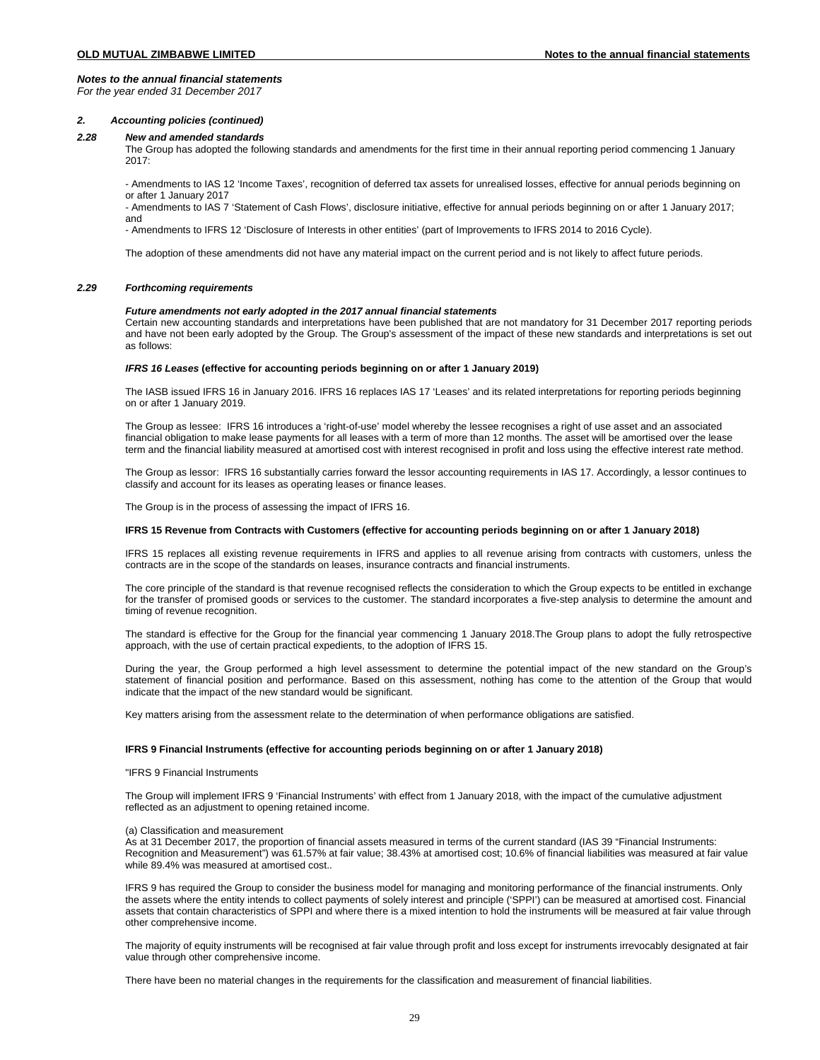*Notes to the annual financial statements*
*For the year ended 31 December 2017*

### *2. Accounting policies (continued)*

#### *2.28 New and amended standards*

The Group has adopted the following standards and amendments for the first time in their annual reporting period commencing 1 January 2017:

- Amendments to IAS 12 'Income Taxes', recognition of deferred tax assets for unrealised losses, effective for annual periods beginning on or after 1 January 2017
- Amendments to IAS 7 'Statement of Cash Flows', disclosure initiative, effective for annual periods beginning on or after 1 January 2017; and
- Amendments to IFRS 12 'Disclosure of Interests in other entities' (part of Improvements to IFRS 2014 to 2016 Cycle).

The adoption of these amendments did not have any material impact on the current period and is not likely to affect future periods.

#### *2.29 Forthcoming requirements*

***Future amendments not early adopted in the 2017 annual financial statements***

Certain new accounting standards and interpretations have been published that are not mandatory for 31 December 2017 reporting periods and have not been early adopted by the Group. The Group's assessment of the impact of these new standards and interpretations is set out as follows:

***IFRS 16 Leases* (effective for accounting periods beginning on or after 1 January 2019)**

The IASB issued IFRS 16 in January 2016. IFRS 16 replaces IAS 17 'Leases' and its related interpretations for reporting periods beginning on or after 1 January 2019.

The Group as lessee: IFRS 16 introduces a 'right-of-use' model whereby the lessee recognises a right of use asset and an associated financial obligation to make lease payments for all leases with a term of more than 12 months. The asset will be amortised over the lease term and the financial liability measured at amortised cost with interest recognised in profit and loss using the effective interest rate method.

The Group as lessor: IFRS 16 substantially carries forward the lessor accounting requirements in IAS 17. Accordingly, a lessor continues to classify and account for its leases as operating leases or finance leases.

The Group is in the process of assessing the impact of IFRS 16.

**IFRS 15 Revenue from Contracts with Customers (effective for accounting periods beginning on or after 1 January 2018)**

IFRS 15 replaces all existing revenue requirements in IFRS and applies to all revenue arising from contracts with customers, unless the contracts are in the scope of the standards on leases, insurance contracts and financial instruments.

The core principle of the standard is that revenue recognised reflects the consideration to which the Group expects to be entitled in exchange for the transfer of promised goods or services to the customer. The standard incorporates a five-step analysis to determine the amount and timing of revenue recognition.

The standard is effective for the Group for the financial year commencing 1 January 2018.The Group plans to adopt the fully retrospective approach, with the use of certain practical expedients, to the adoption of IFRS 15.

During the year, the Group performed a high level assessment to determine the potential impact of the new standard on the Group's statement of financial position and performance. Based on this assessment, nothing has come to the attention of the Group that would indicate that the impact of the new standard would be significant.

Key matters arising from the assessment relate to the determination of when performance obligations are satisfied.

**IFRS 9 Financial Instruments (effective for accounting periods beginning on or after 1 January 2018)**

"IFRS 9 Financial Instruments

The Group will implement IFRS 9 'Financial Instruments' with effect from 1 January 2018, with the impact of the cumulative adjustment reflected as an adjustment to opening retained income.

(a) Classification and measurement
As at 31 December 2017, the proportion of financial assets measured in terms of the current standard (IAS 39 "Financial Instruments: Recognition and Measurement") was 61.57% at fair value; 38.43% at amortised cost; 10.6% of financial liabilities was measured at fair value while 89.4% was measured at amortised cost..

IFRS 9 has required the Group to consider the business model for managing and monitoring performance of the financial instruments. Only the assets where the entity intends to collect payments of solely interest and principle ('SPPI') can be measured at amortised cost. Financial assets that contain characteristics of SPPI and where there is a mixed intention to hold the instruments will be measured at fair value through other comprehensive income.

The majority of equity instruments will be recognised at fair value through profit and loss except for instruments irrevocably designated at fair value through other comprehensive income.

There have been no material changes in the requirements for the classification and measurement of financial liabilities.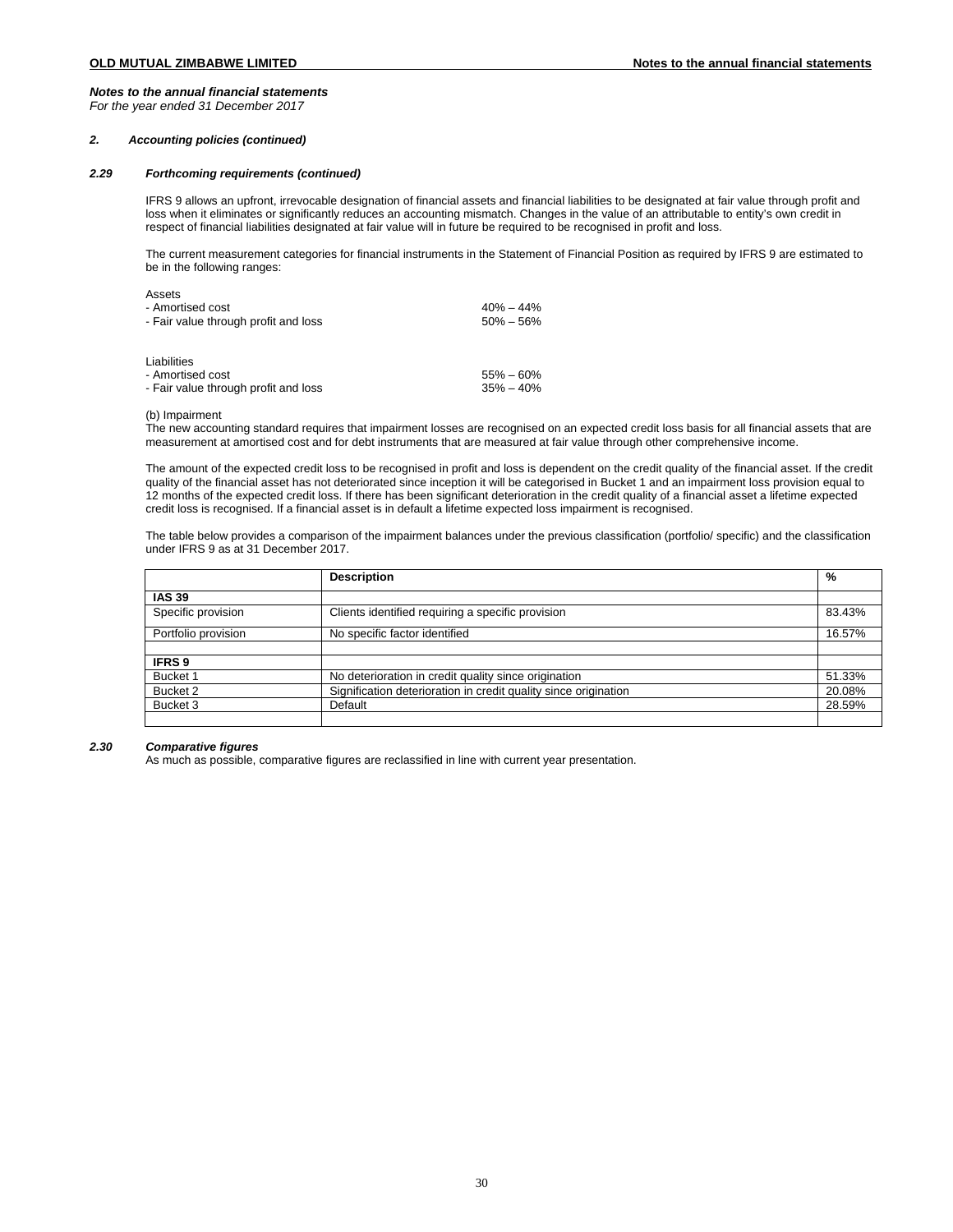## Notes to the annual financial statements

*For the year ended 31 December 2017*

### *2. Accounting policies (continued)*

### *2.29 Forthcoming requirements (continued)*

IFRS 9 allows an upfront, irrevocable designation of financial assets and financial liabilities to be designated at fair value through profit and loss when it eliminates or significantly reduces an accounting mismatch. Changes in the value of an attributable to entity's own credit in respect of financial liabilities designated at fair value will in future be required to be recognised in profit and loss.

The current measurement categories for financial instruments in the Statement of Financial Position as required by IFRS 9 are estimated to be in the following ranges:

| | |
|---|---|
| Assets | |
| - Amortised cost | 40% – 44% |
| - Fair value through profit and loss | 50% – 56% |
| | |
| Liabilities | |
| - Amortised cost | 55% – 60% |
| - Fair value through profit and loss | 35% – 40% |

(b) Impairment

The new accounting standard requires that impairment losses are recognised on an expected credit loss basis for all financial assets that are measurement at amortised cost and for debt instruments that are measured at fair value through other comprehensive income.

The amount of the expected credit loss to be recognised in profit and loss is dependent on the credit quality of the financial asset. If the credit quality of the financial asset has not deteriorated since inception it will be categorised in Bucket 1 and an impairment loss provision equal to 12 months of the expected credit loss. If there has been significant deterioration in the credit quality of a financial asset a lifetime expected credit loss is recognised. If a financial asset is in default a lifetime expected loss impairment is recognised.

The table below provides a comparison of the impairment balances under the previous classification (portfolio/ specific) and the classification under IFRS 9 as at 31 December 2017.

| | Description | % |
|---|---|---|
| **IAS 39** | | |
| Specific provision | Clients identified requiring a specific provision | 83.43% |
| Portfolio provision | No specific factor identified | 16.57% |
| | | |
| **IFRS 9** | | |
| Bucket 1 | No deterioration in credit quality since origination | 51.33% |
| Bucket 2 | Signification deterioration in credit quality since origination | 20.08% |
| Bucket 3 | Default | 28.59% |
| | | |

### *2.30 Comparative figures*

As much as possible, comparative figures are reclassified in line with current year presentation.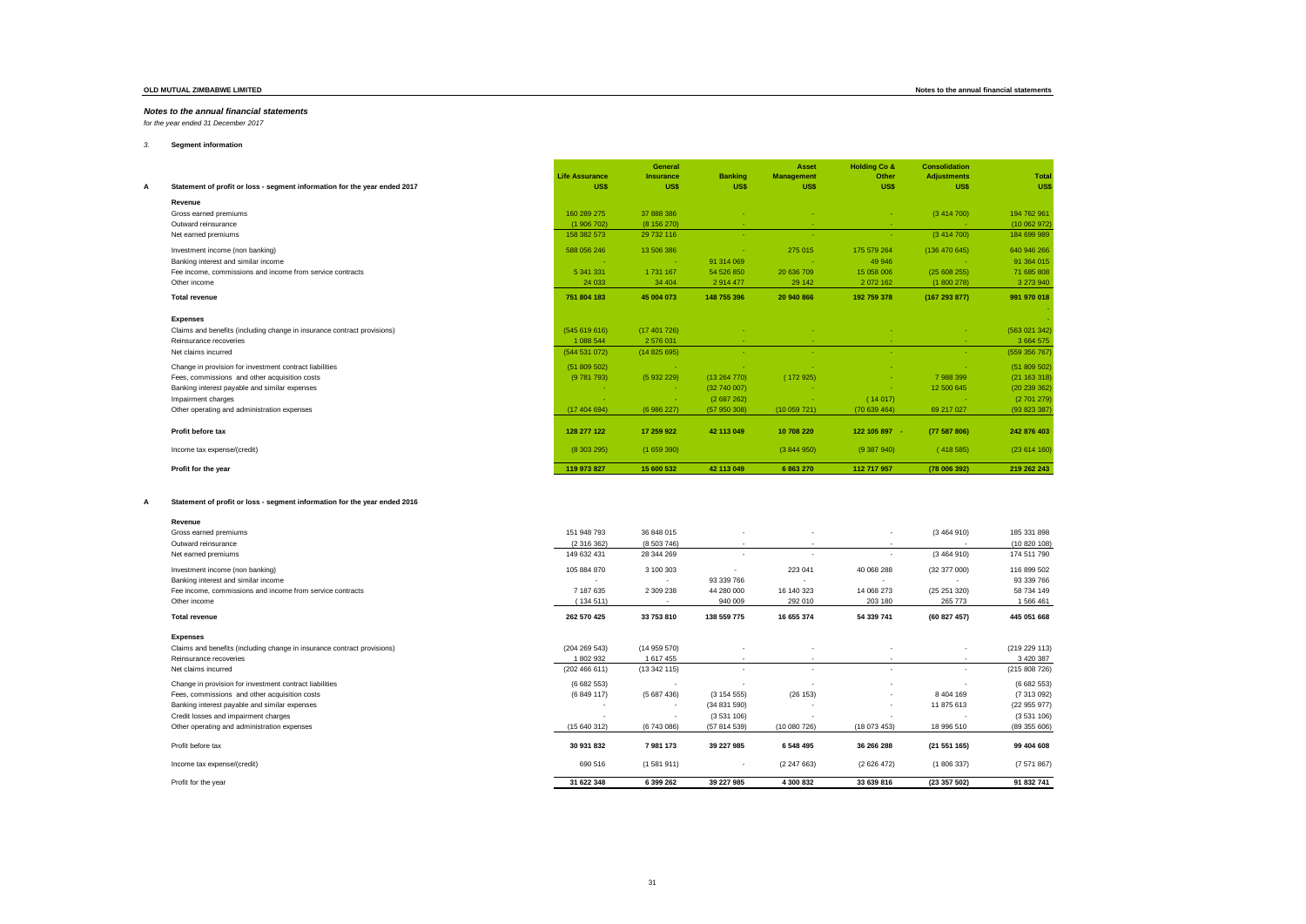## Notes to the annual financial statements

*for the year ended 31 December 2017*

### 3. Segment information

**A Statement of profit or loss - segment information for the year ended 2017**

| | Life Assurance US$ | General Insurance US$ | Banking US$ | Asset Management US$ | Holding Co & Other US$ | Consolidation Adjustments US$ | Total US$ |
|---|---|---|---|---|---|---|---|
| **Revenue** | | | | | | | |
| Gross earned premiums | 160 289 275 | 37 888 386 | - | - | - | (3 414 700) | 194 762 961 |
| Outward reinsurance | (1 906 702) | (8 156 270) | - | - | - | - | (10 062 972) |
| Net earned premiums | 158 382 573 | 29 732 116 | - | - | - | (3 414 700) | 184 699 989 |
| Investment income (non banking) | 588 056 246 | 13 506 386 | - | 275 015 | 175 579 264 | (136 470 645) | 640 946 266 |
| Banking interest and similar income | - | - | 91 314 069 | - | 49 946 | - | 91 364 015 |
| Fee income, commissions and income from service contracts | 5 341 331 | 1 731 167 | 54 526 850 | 20 636 709 | 15 058 006 | (25 608 255) | 71 685 808 |
| Other income | 24 033 | 34 404 | 2 914 477 | 29 142 | 2 072 162 | (1 800 278) | 3 273 940 |
| **Total revenue** | **751 804 183** | **45 004 073** | **148 755 396** | **20 940 866** | **192 759 378** | **(167 293 877)** | **991 970 018** |
| **Expenses** | | | | | | | |
| Claims and benefits (including change in insurance contract provisions) | (545 619 616) | (17 401 726) | - | - | - | - | (563 021 342) |
| Reinsurance recoveries | 1 088 544 | 2 576 031 | - | - | - | - | 3 664 575 |
| Net claims incurred | (544 531 072) | (14 825 695) | - | - | - | - | (559 356 767) |
| Change in provision for investment contract liabilities | (51 809 502) | - | - | - | - | - | (51 809 502) |
| Fees, commissions and other acquisition costs | (9 781 793) | (5 932 229) | (13 264 770) | (172 925) | - | 7 988 399 | (21 163 318) |
| Banking interest payable and similar expenses | - | - | (32 740 007) | - | - | 12 500 645 | (20 239 362) |
| Impairment charges | - | - | (2 687 262) | - | (14 017) | - | (2 701 279) |
| Other operating and administration expenses | (17 404 694) | (6 986 227) | (57 950 308) | (10 059 721) | (70 639 464) | 69 217 027 | (93 823 387) |
| **Profit before tax** | **128 277 122** | **17 259 922** | **42 113 049** | **10 708 220** | **122 105 897** | **(77 587 806)** | **242 876 403** |
| Income tax expense/(credit) | (8 303 295) | (1 659 390) | | (3 844 950) | (9 387 940) | (418 585) | (23 614 160) |
| **Profit for the year** | **119 973 827** | **15 600 532** | **42 113 049** | **6 863 270** | **112 717 957** | **(78 006 392)** | **219 262 243** |

**A Statement of profit or loss - segment information for the year ended 2016**

| | Life Assurance US$ | General Insurance US$ | Banking US$ | Asset Management US$ | Holding Co & Other US$ | Consolidation Adjustments US$ | Total US$ |
|---|---|---|---|---|---|---|---|
| **Revenue** | | | | | | | |
| Gross earned premiums | 151 948 793 | 36 848 015 | - | - | - | (3 464 910) | 185 331 898 |
| Outward reinsurance | (2 316 362) | (8 503 746) | - | - | - | - | (10 820 108) |
| Net earned premiums | 149 632 431 | 28 344 269 | - | - | - | (3 464 910) | 174 511 790 |
| Investment income (non banking) | 105 884 870 | 3 100 303 | - | 223 041 | 40 068 288 | (32 377 000) | 116 899 502 |
| Banking interest and similar income | - | - | 93 339 766 | - | - | - | 93 339 766 |
| Fee income, commissions and income from service contracts | 7 187 635 | 2 309 238 | 44 280 000 | 16 140 323 | 14 068 273 | (25 251 320) | 58 734 149 |
| Other income | (134 511) | - | 940 009 | 292 010 | 203 180 | 265 773 | 1 566 461 |
| **Total revenue** | **262 570 425** | **33 753 810** | **138 559 775** | **16 655 374** | **54 339 741** | **(60 827 457)** | **445 051 668** |
| **Expenses** | | | | | | | |
| Claims and benefits (including change in insurance contract provisions) | (204 269 543) | (14 959 570) | - | - | - | - | (219 229 113) |
| Reinsurance recoveries | 1 802 932 | 1 617 455 | - | - | - | - | 3 420 387 |
| Net claims incurred | (202 466 611) | (13 342 115) | - | - | - | - | (215 808 726) |
| Change in provision for investment contract liabilities | (6 682 553) | - | - | - | - | - | (6 682 553) |
| Fees, commissions and other acquisition costs | (6 849 117) | (5 687 436) | (3 154 555) | (26 153) | - | 8 404 169 | (7 313 092) |
| Banking interest payable and similar expenses | - | - | (34 831 590) | - | - | 11 875 613 | (22 955 977) |
| Credit losses and impairment charges | - | - | (3 531 106) | - | - | - | (3 531 106) |
| Other operating and administration expenses | (15 640 312) | (6 743 086) | (57 814 539) | (10 080 726) | (18 073 453) | 18 996 510 | (89 355 606) |
| Profit before tax | **30 931 832** | **7 981 173** | **39 227 985** | **6 548 495** | **36 266 288** | **(21 551 165)** | **99 404 608** |
| Income tax expense/(credit) | 690 516 | (1 581 911) | - | (2 247 663) | (2 626 472) | (1 806 337) | (7 571 867) |
| Profit for the year | **31 622 348** | **6 399 262** | **39 227 985** | **4 300 832** | **33 639 816** | **(23 357 502)** | **91 832 741** |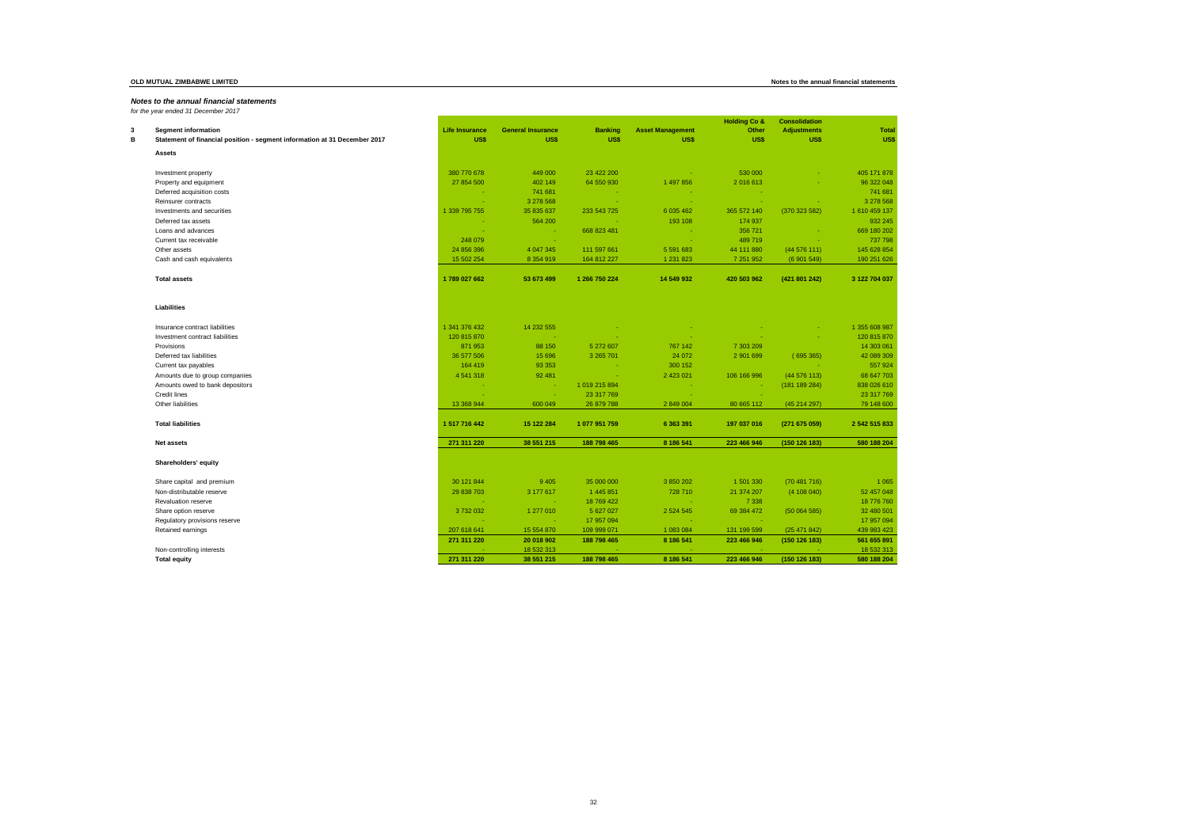## Notes to the annual financial statements

*for the year ended 31 December 2017*

**3 Segment information**

**B Statement of financial position - segment information at 31 December 2017**

| | Life Insurance | General Insurance | Banking | Asset Management | Holding Co & Other | Consolidation Adjustments | Total |
|---|---|---|---|---|---|---|---|
| | US$ | US$ | US$ | US$ | US$ | US$ | US$ |
| **Assets** | | | | | | | |
| Investment property | 380 770 678 | 449 000 | 23 422 200 | - | 530 000 | - | 405 171 878 |
| Property and equipment | 27 854 500 | 402 149 | 64 550 930 | 1 497 856 | 2 016 613 | - | 96 322 048 |
| Deferred acquisition costs | - | 741 681 | - | - | - | | 741 681 |
| Reinsurer contracts | - | 3 278 568 | - | - | - | - | 3 278 568 |
| Investments and securities | 1 339 795 755 | 35 835 637 | 233 543 725 | 6 035 462 | 365 572 140 | (370 323 582) | 1 610 459 137 |
| Deferred tax assets | - | 564 200 | - | 193 108 | 174 937 | | 932 245 |
| Loans and advances | - | - | 668 823 481 | - | 356 721 | - | 669 180 202 |
| Current tax receivable | 248 079 | - | | - | 489 719 | - | 737 798 |
| Other assets | 24 856 396 | 4 047 345 | 111 597 661 | 5 591 683 | 44 111 880 | (44 576 111) | 145 628 854 |
| Cash and cash equivalents | 15 502 254 | 8 354 919 | 164 812 227 | 1 231 823 | 7 251 952 | (6 901 549) | 190 251 626 |
| **Total assets** | **1 789 027 662** | **53 673 499** | **1 266 750 224** | **14 549 932** | **420 503 962** | **(421 801 242)** | **3 122 704 037** |
| **Liabilities** | | | | | | | |
| Insurance contract liabilities | 1 341 376 432 | 14 232 555 | - | - | - | - | 1 355 608 987 |
| Investment contract liabilities | 120 815 870 | - | - | - | - | - | 120 815 870 |
| Provisions | 871 953 | 88 150 | 5 272 607 | 767 142 | 7 303 209 | | 14 303 061 |
| Deferred tax liabilities | 36 577 506 | 15 696 | 3 265 701 | 24 072 | 2 901 699 | (695 365) | 42 089 309 |
| Current tax payables | 164 419 | 93 353 | - | 300 152 | | - | 557 924 |
| Amounts due to group companies | 4 541 318 | 92 481 | - | 2 423 021 | 106 166 996 | (44 576 113) | 68 647 703 |
| Amounts owed to bank depositors | - | - | 1 019 215 894 | - | - | (181 189 284) | 838 026 610 |
| Credit lines | - | - | 23 317 769 | - | - | | 23 317 769 |
| Other liabilities | 13 368 944 | 600 049 | 26 879 788 | 2 849 004 | 80 665 112 | (45 214 297) | 79 148 600 |
| **Total liabilities** | **1 517 716 442** | **15 122 284** | **1 077 951 759** | **6 363 391** | **197 037 016** | **(271 675 059)** | **2 542 515 833** |
| **Net assets** | **271 311 220** | **38 551 215** | **188 798 465** | **8 186 541** | **223 466 946** | **(150 126 183)** | **580 188 204** |
| **Shareholders' equity** | | | | | | | |
| Share capital and premium | 30 121 844 | 9 405 | 35 000 000 | 3 850 202 | 1 501 330 | (70 481 716) | 1 065 |
| Non-distributable reserve | 29 838 703 | 3 177 617 | 1 445 851 | 728 710 | 21 374 207 | (4 108 040) | 52 457 048 |
| Revaluation reserve | - | - | 18 769 422 | - | 7 338 | | 18 776 760 |
| Share option reserve | 3 732 032 | 1 277 010 | 5 627 027 | 2 524 545 | 69 384 472 | (50 064 585) | 32 480 501 |
| Regulatory provisions reserve | - | - | 17 957 094 | - | - | | 17 957 094 |
| Retained earnings | 207 618 641 | 15 554 870 | 109 999 071 | 1 083 084 | 131 199 599 | (25 471 842) | 439 983 423 |
| | **271 311 220** | **20 018 902** | **188 798 465** | **8 186 541** | **223 466 946** | **(150 126 183)** | **561 655 891** |
| Non-controlling interests | - | 18 532 313 | - | - | - | - | 18 532 313 |
| **Total equity** | **271 311 220** | **38 551 215** | **188 798 465** | **8 186 541** | **223 466 946** | **(150 126 183)** | **580 188 204** |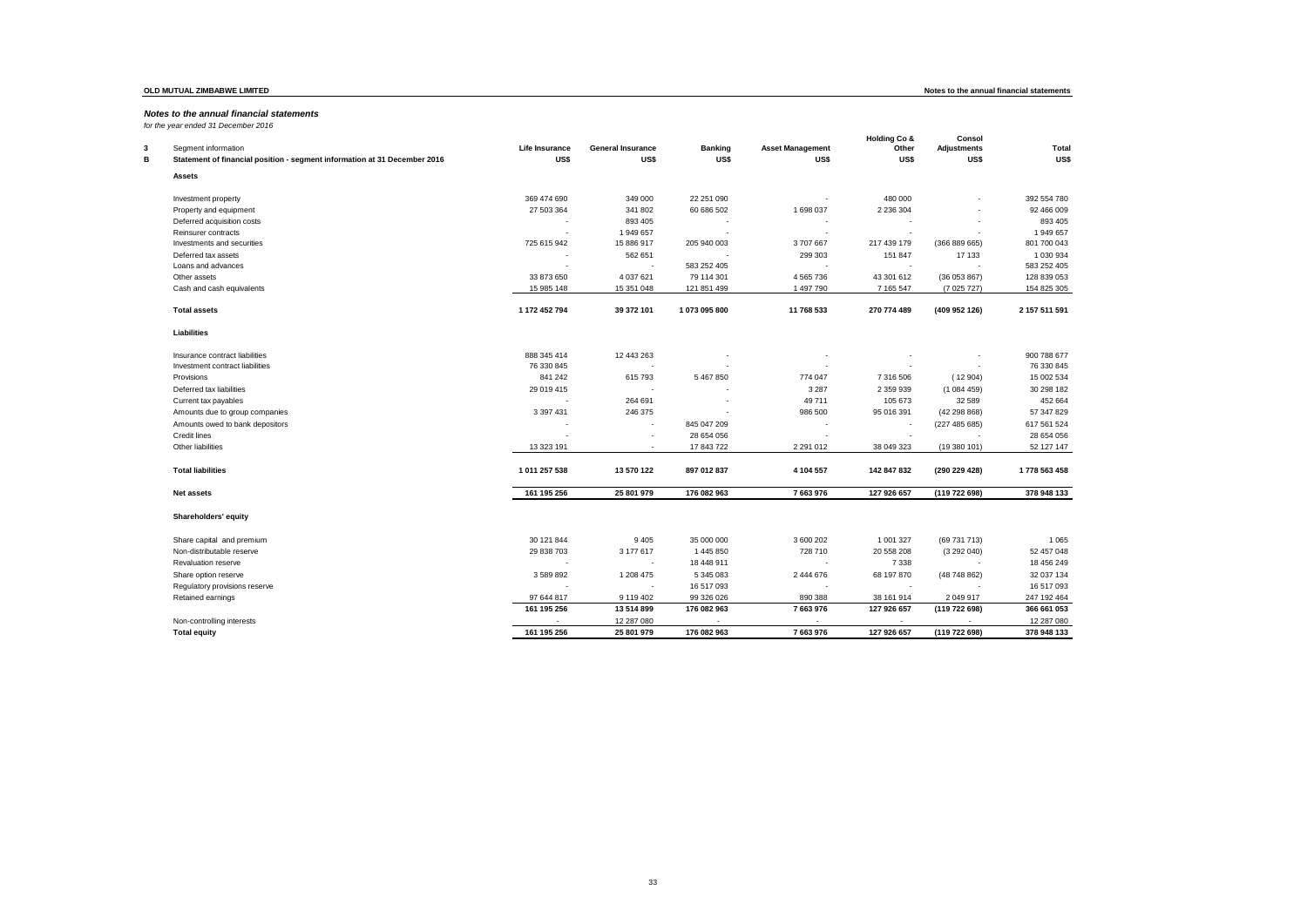## Notes to the annual financial statements

*for the year ended 31 December 2016*

**3 Segment information**

**B Statement of financial position - segment information at 31 December 2016**

| | Life Insurance US$ | General Insurance US$ | Banking US$ | Asset Management US$ | Holding Co & Other US$ | Consol Adjustments US$ | Total US$ |
|---|---|---|---|---|---|---|---|
| **Assets** | | | | | | | |
| Investment property | 369 474 690 | 349 000 | 22 251 090 | - | 480 000 | - | 392 554 780 |
| Property and equipment | 27 503 364 | 341 802 | 60 686 502 | 1 698 037 | 2 236 304 | - | 92 466 009 |
| Deferred acquisition costs | - | 893 405 | - | - | - | - | 893 405 |
| Reinsurer contracts | - | 1 949 657 | - | - | - | - | 1 949 657 |
| Investments and securities | 725 615 942 | 15 886 917 | 205 940 003 | 3 707 667 | 217 439 179 | (366 889 665) | 801 700 043 |
| Deferred tax assets | - | 562 651 | - | 299 303 | 151 847 | 17 133 | 1 030 934 |
| Loans and advances | - | - | 583 252 405 | - | - | - | 583 252 405 |
| Other assets | 33 873 650 | 4 037 621 | 79 114 301 | 4 565 736 | 43 301 612 | (36 053 867) | 128 839 053 |
| Cash and cash equivalents | 15 985 148 | 15 351 048 | 121 851 499 | 1 497 790 | 7 165 547 | (7 025 727) | 154 825 305 |
| **Total assets** | **1 172 452 794** | **39 372 101** | **1 073 095 800** | **11 768 533** | **270 774 489** | **(409 952 126)** | **2 157 511 591** |
| **Liabilities** | | | | | | | |
| Insurance contract liabilities | 888 345 414 | 12 443 263 | - | - | - | - | 900 788 677 |
| Investment contract liabilities | 76 330 845 | - | - | - | - | - | 76 330 845 |
| Provisions | 841 242 | 615 793 | 5 467 850 | 774 047 | 7 316 506 | ( 12 904) | 15 002 534 |
| Deferred tax liabilities | 29 019 415 | - | - | 3 287 | 2 359 939 | (1 084 459) | 30 298 182 |
| Current tax payables | - | 264 691 | - | 49 711 | 105 673 | 32 589 | 452 664 |
| Amounts due to group companies | 3 397 431 | 246 375 | - | 986 500 | 95 016 391 | (42 298 868) | 57 347 829 |
| Amounts owed to bank depositors | - | - | 845 047 209 | - | - | (227 485 685) | 617 561 524 |
| Credit lines | - | - | 28 654 056 | - | - | - | 28 654 056 |
| Other liabilities | 13 323 191 | - | 17 843 722 | 2 291 012 | 38 049 323 | (19 380 101) | 52 127 147 |
| **Total liabilities** | **1 011 257 538** | **13 570 122** | **897 012 837** | **4 104 557** | **142 847 832** | **(290 229 428)** | **1 778 563 458** |
| **Net assets** | **161 195 256** | **25 801 979** | **176 082 963** | **7 663 976** | **127 926 657** | **(119 722 698)** | **378 948 133** |
| **Shareholders' equity** | | | | | | | |
| Share capital and premium | 30 121 844 | 9 405 | 35 000 000 | 3 600 202 | 1 001 327 | (69 731 713) | 1 065 |
| Non-distributable reserve | 29 838 703 | 3 177 617 | 1 445 850 | 728 710 | 20 558 208 | (3 292 040) | 52 457 048 |
| Revaluation reserve | - | - | 18 448 911 | - | 7 338 | - | 18 456 249 |
| Share option reserve | 3 589 892 | 1 208 475 | 5 345 083 | 2 444 676 | 68 197 870 | (48 748 862) | 32 037 134 |
| Regulatory provisions reserve | - | - | 16 517 093 | - | - | - | 16 517 093 |
| Retained earnings | 97 644 817 | 9 119 402 | 99 326 026 | 890 388 | 38 161 914 | 2 049 917 | 247 192 464 |
| | **161 195 256** | **13 514 899** | **176 082 963** | **7 663 976** | **127 926 657** | **(119 722 698)** | **366 661 053** |
| Non-controlling interests | - | 12 287 080 | - | - | - | - | 12 287 080 |
| **Total equity** | **161 195 256** | **25 801 979** | **176 082 963** | **7 663 976** | **127 926 657** | **(119 722 698)** | **378 948 133** |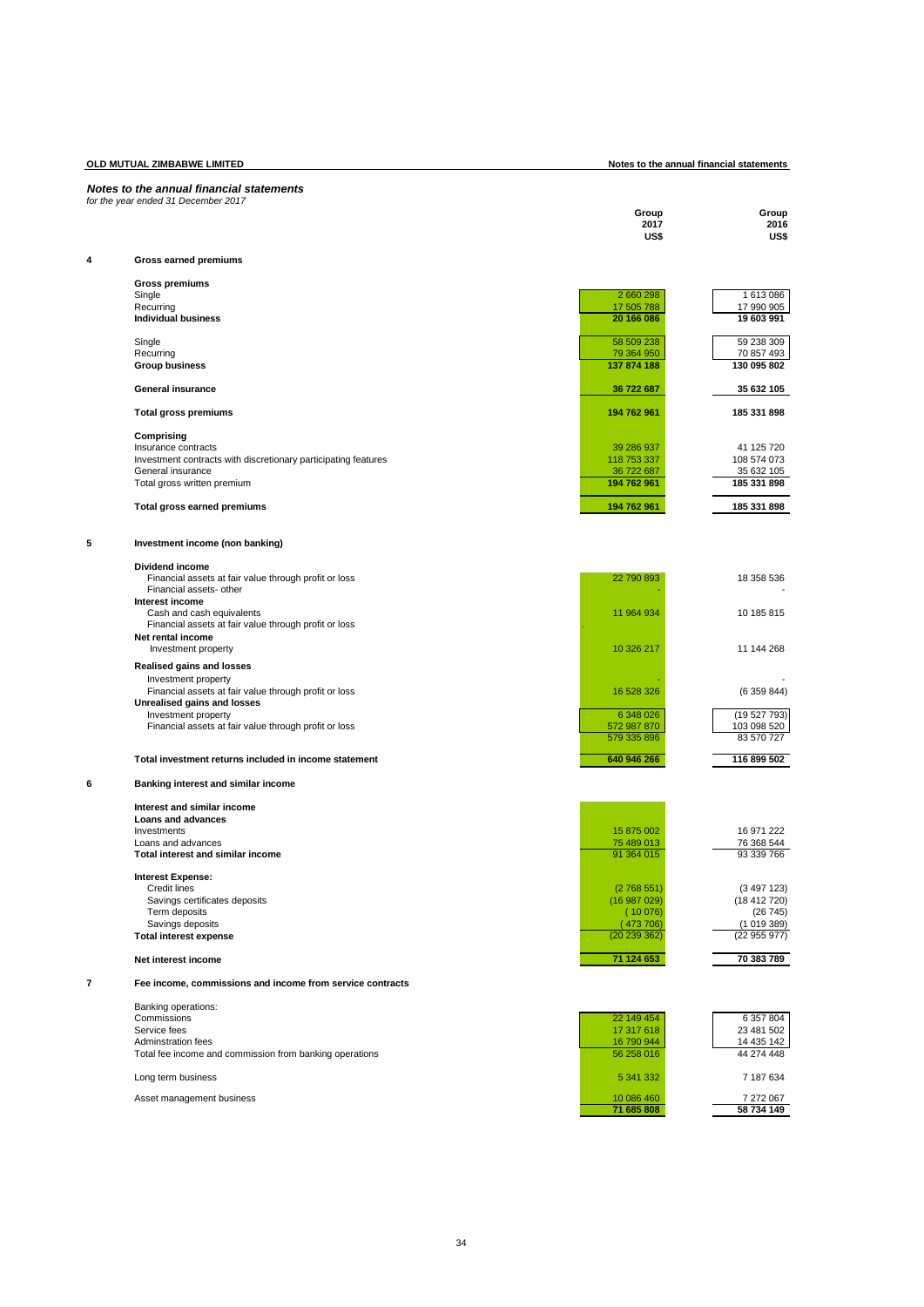## Notes to the annual financial statements

*for the year ended 31 December 2017*

| | | Group 2017 US$ | Group 2016 US$ |
|---|---|---|---|
| **4** | **Gross earned premiums** | | |
| | **Gross premiums** | | |
| | Single | 2 660 298 | 1 613 086 |
| | Recurring | 17 505 788 | 17 990 905 |
| | **Individual business** | **20 166 086** | **19 603 991** |
| | Single | 58 509 238 | 59 238 309 |
| | Recurring | 79 364 950 | 70 857 493 |
| | **Group business** | **137 874 188** | **130 095 802** |
| | **General insurance** | **36 722 687** | **35 632 105** |
| | **Total gross premiums** | **194 762 961** | **185 331 898** |
| | **Comprising** | | |
| | Insurance contracts | 39 286 937 | 41 125 720 |
| | Investment contracts with discretionary participating features | 118 753 337 | 108 574 073 |
| | General insurance | 36 722 687 | 35 632 105 |
| | Total gross written premium | **194 762 961** | **185 331 898** |
| | **Total gross earned premiums** | **194 762 961** | **185 331 898** |
| **5** | **Investment income (non banking)** | | |
| | **Dividend income** | | |
| | Financial assets at fair value through profit or loss | 22 790 893 | 18 358 536 |
| | Financial assets- other | - | - |
| | **Interest income** | | |
| | Cash and cash equivalents | 11 964 934 | 10 185 815 |
| | Financial assets at fair value through profit or loss | | |
| | **Net rental income** | | |
| | Investment property | 10 326 217 | 11 144 268 |
| | **Realised gains and losses** | | |
| | Investment property | - | - |
| | Financial assets at fair value through profit or loss | 16 528 326 | (6 359 844) |
| | **Unrealised gains and losses** | | |
| | Investment property | 6 348 026 | (19 527 793) |
| | Financial assets at fair value through profit or loss | 572 987 870 | 103 098 520 |
| | | 579 335 896 | 83 570 727 |
| | **Total investment returns included in income statement** | **640 946 266** | **116 899 502** |
| **6** | **Banking interest and similar income** | | |
| | **Interest and similar income** | | |
| | **Loans and advances** | | |
| | Investments | 15 875 002 | 16 971 222 |
| | Loans and advances | 75 489 013 | 76 368 544 |
| | **Total interest and similar income** | 91 364 015 | 93 339 766 |
| | **Interest Expense:** | | |
| | Credit lines | (2 768 551) | (3 497 123) |
| | Savings certificates deposits | (16 987 029) | (18 412 720) |
| | Term deposits | ( 10 076) | (26 745) |
| | Savings deposits | ( 473 706) | (1 019 389) |
| | **Total interest expense** | (20 239 362) | (22 955 977) |
| | **Net interest income** | **71 124 653** | **70 383 789** |
| **7** | **Fee income, commissions and income from service contracts** | | |
| | Banking operations: | | |
| | Commissions | 22 149 454 | 6 357 804 |
| | Service fees | 17 317 618 | 23 481 502 |
| | Adminstration fees | 16 790 944 | 14 435 142 |
| | Total fee income and commission from banking operations | 56 258 016 | 44 274 448 |
| | Long term business | 5 341 332 | 7 187 634 |
| | Asset management business | 10 086 460 | 7 272 067 |
| | | **71 685 808** | **58 734 149** |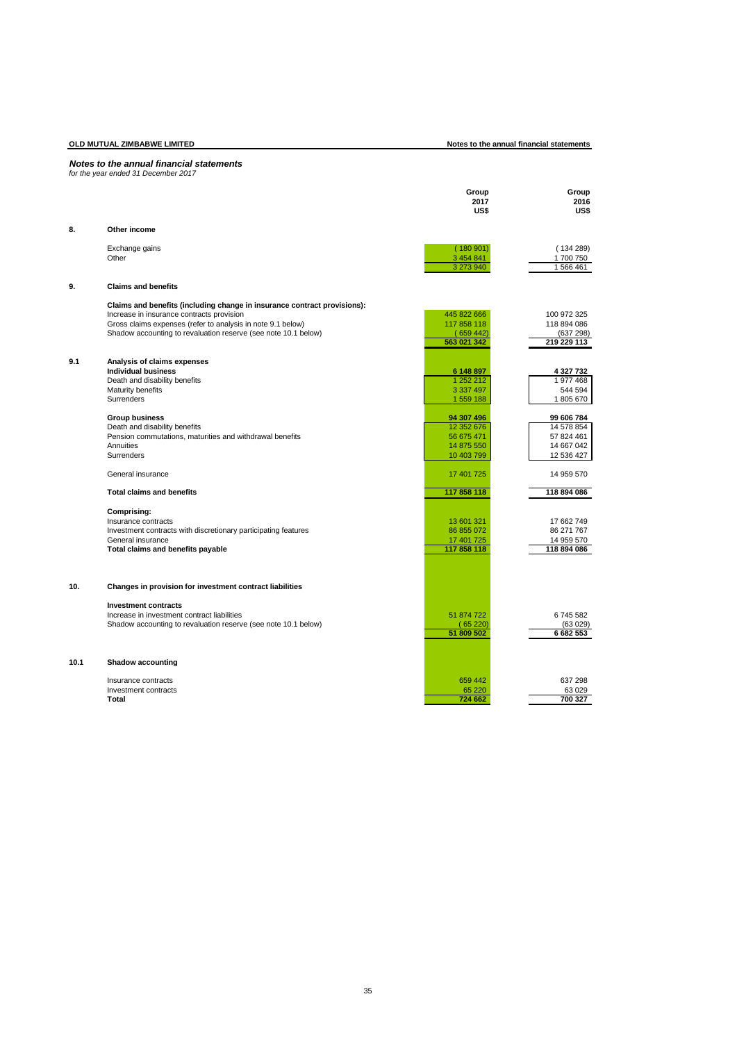# Notes to the annual financial statements

*for the year ended 31 December 2017*

| | | Group 2017 US$ | Group 2016 US$ |
|---|---|---|---|
| **8.** | **Other income** | | |
| | Exchange gains | ( 180 901) | ( 134 289) |
| | Other | 3 454 841 | 1 700 750 |
| | | 3 273 940 | 1 566 461 |
| **9.** | **Claims and benefits** | | |
| | **Claims and benefits (including change in insurance contract provisions):** | | |
| | Increase in insurance contracts provision | 445 822 666 | 100 972 325 |
| | Gross claims expenses (refer to analysis in note 9.1 below) | 117 858 118 | 118 894 086 |
| | Shadow accounting to revaluation reserve (see note 10.1 below) | ( 659 442) | (637 298) |
| | | **563 021 342** | **219 229 113** |
| **9.1** | **Analysis of claims expenses** | | |
| | **Individual business** | **6 148 897** | **4 327 732** |
| | Death and disability benefits | 1 252 212 | 1 977 468 |
| | Maturity benefits | 3 337 497 | 544 594 |
| | Surrenders | 1 559 188 | 1 805 670 |
| | **Group business** | **94 307 496** | **99 606 784** |
| | Death and disability benefits | 12 352 676 | 14 578 854 |
| | Pension commutations, maturities and withdrawal benefits | 56 675 471 | 57 824 461 |
| | Annuities | 14 875 550 | 14 667 042 |
| | Surrenders | 10 403 799 | 12 536 427 |
| | General insurance | 17 401 725 | 14 959 570 |
| | **Total claims and benefits** | **117 858 118** | **118 894 086** |
| | **Comprising:** | | |
| | Insurance contracts | 13 601 321 | 17 662 749 |
| | Investment contracts with discretionary participating features | 86 855 072 | 86 271 767 |
| | General insurance | 17 401 725 | 14 959 570 |
| | **Total claims and benefits payable** | **117 858 118** | **118 894 086** |
| **10.** | **Changes in provision for investment contract liabilities** | | |
| | **Investment contracts** | | |
| | Increase in investment contract liabilities | 51 874 722 | 6 745 582 |
| | Shadow accounting to revaluation reserve (see note 10.1 below) | ( 65 220) | (63 029) |
| | | **51 809 502** | **6 682 553** |
| **10.1** | **Shadow accounting** | | |
| | Insurance contracts | 659 442 | 637 298 |
| | Investment contracts | 65 220 | 63 029 |
| | **Total** | **724 662** | **700 327** |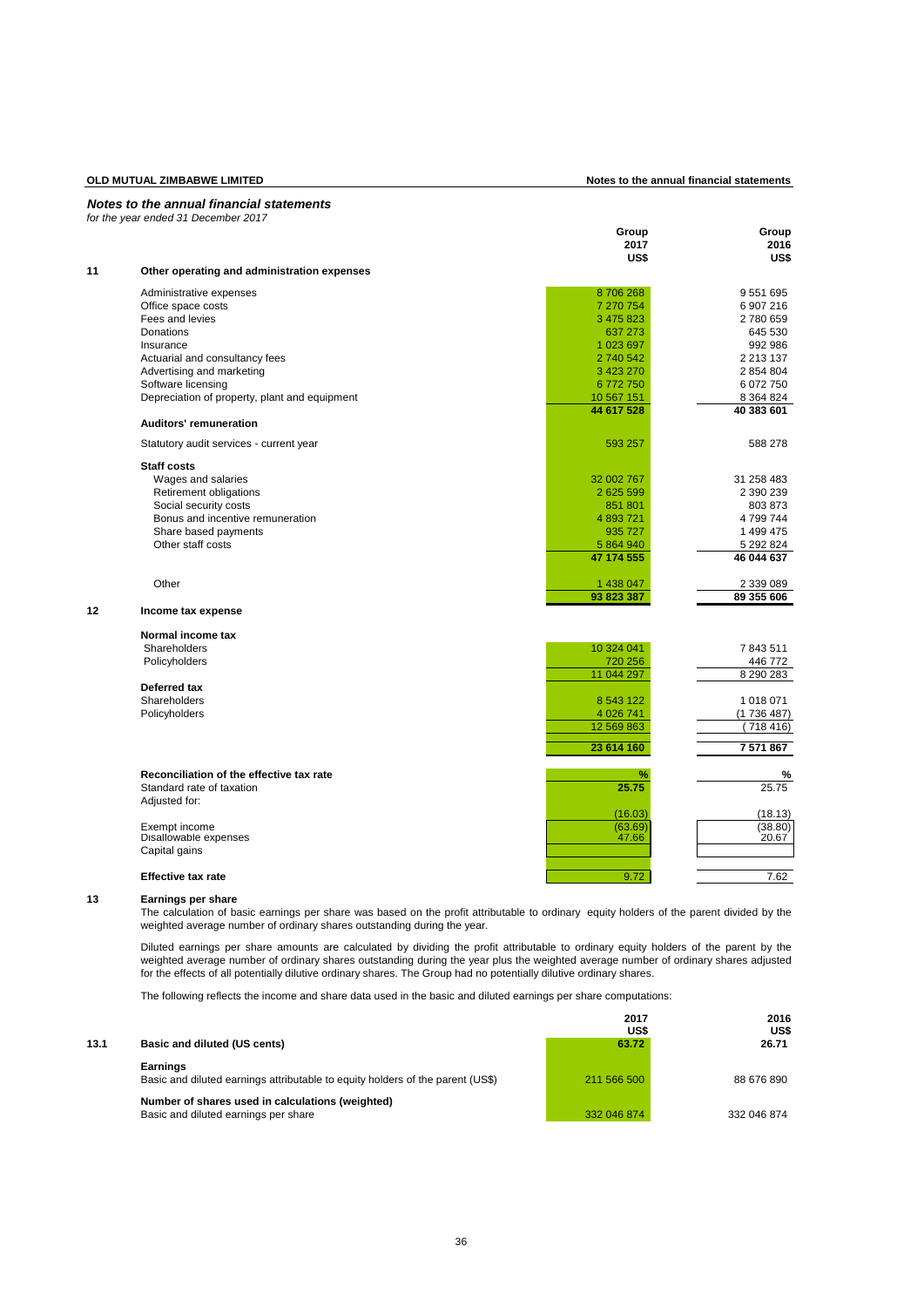## Notes to the annual financial statements

*for the year ended 31 December 2017*

| | | Group 2017 US$ | Group 2016 US$ |
|---|---|---|---|
| **11** | **Other operating and administration expenses** | | |
| | Administrative expenses | 8 706 268 | 9 551 695 |
| | Office space costs | 7 270 754 | 6 907 216 |
| | Fees and levies | 3 475 823 | 2 780 659 |
| | Donations | 637 273 | 645 530 |
| | Insurance | 1 023 697 | 992 986 |
| | Actuarial and consultancy fees | 2 740 542 | 2 213 137 |
| | Advertising and marketing | 3 423 270 | 2 854 804 |
| | Software licensing | 6 772 750 | 6 072 750 |
| | Depreciation of property, plant and equipment | 10 567 151 | 8 364 824 |
| | | **44 617 528** | **40 383 601** |
| | **Auditors' remuneration** | | |
| | Statutory audit services - current year | 593 257 | 588 278 |
| | **Staff costs** | | |
| | Wages and salaries | 32 002 767 | 31 258 483 |
| | Retirement obligations | 2 625 599 | 2 390 239 |
| | Social security costs | 851 801 | 803 873 |
| | Bonus and incentive remuneration | 4 893 721 | 4 799 744 |
| | Share based payments | 935 727 | 1 499 475 |
| | Other staff costs | 5 864 940 | 5 292 824 |
| | | **47 174 555** | **46 044 637** |
| | Other | 1 438 047 | 2 339 089 |
| | | **93 823 387** | **89 355 606** |
| **12** | **Income tax expense** | | |
| | **Normal income tax** | | |
| | Shareholders | 10 324 041 | 7 843 511 |
| | Policyholders | 720 256 | 446 772 |
| | | 11 044 297 | 8 290 283 |
| | **Deferred tax** | | |
| | Shareholders | 8 543 122 | 1 018 071 |
| | Policyholders | 4 026 741 | (1 736 487) |
| | | 12 569 863 | (718 416) |
| | | **23 614 160** | **7 571 867** |
| | **Reconciliation of the effective tax rate** | **%** | **%** |
| | Standard rate of taxation | **25.75** | 25.75 |
| | Adjusted for: | | |
| | | (16.03) | (18.13) |
| | Exempt income | (63.69) | (38.80) |
| | Disallowable expenses | 47.66 | 20.67 |
| | Capital gains | | |
| | **Effective tax rate** | 9.72 | 7.62 |

**13 Earnings per share**

The calculation of basic earnings per share was based on the profit attributable to ordinary equity holders of the parent divided by the weighted average number of ordinary shares outstanding during the year.

Diluted earnings per share amounts are calculated by dividing the profit attributable to ordinary equity holders of the parent by the weighted average number of ordinary shares outstanding during the year plus the weighted average number of ordinary shares adjusted for the effects of all potentially dilutive ordinary shares. The Group had no potentially dilutive ordinary shares.

The following reflects the income and share data used in the basic and diluted earnings per share computations:

| | | 2017 US$ | 2016 US$ |
|---|---|---|---|
| **13.1** | **Basic and diluted (US cents)** | **63.72** | **26.71** |
| | **Earnings** | | |
| | Basic and diluted earnings attributable to equity holders of the parent (US$) | 211 566 500 | 88 676 890 |
| | **Number of shares used in calculations (weighted)** | | |
| | Basic and diluted earnings per share | 332 046 874 | 332 046 874 |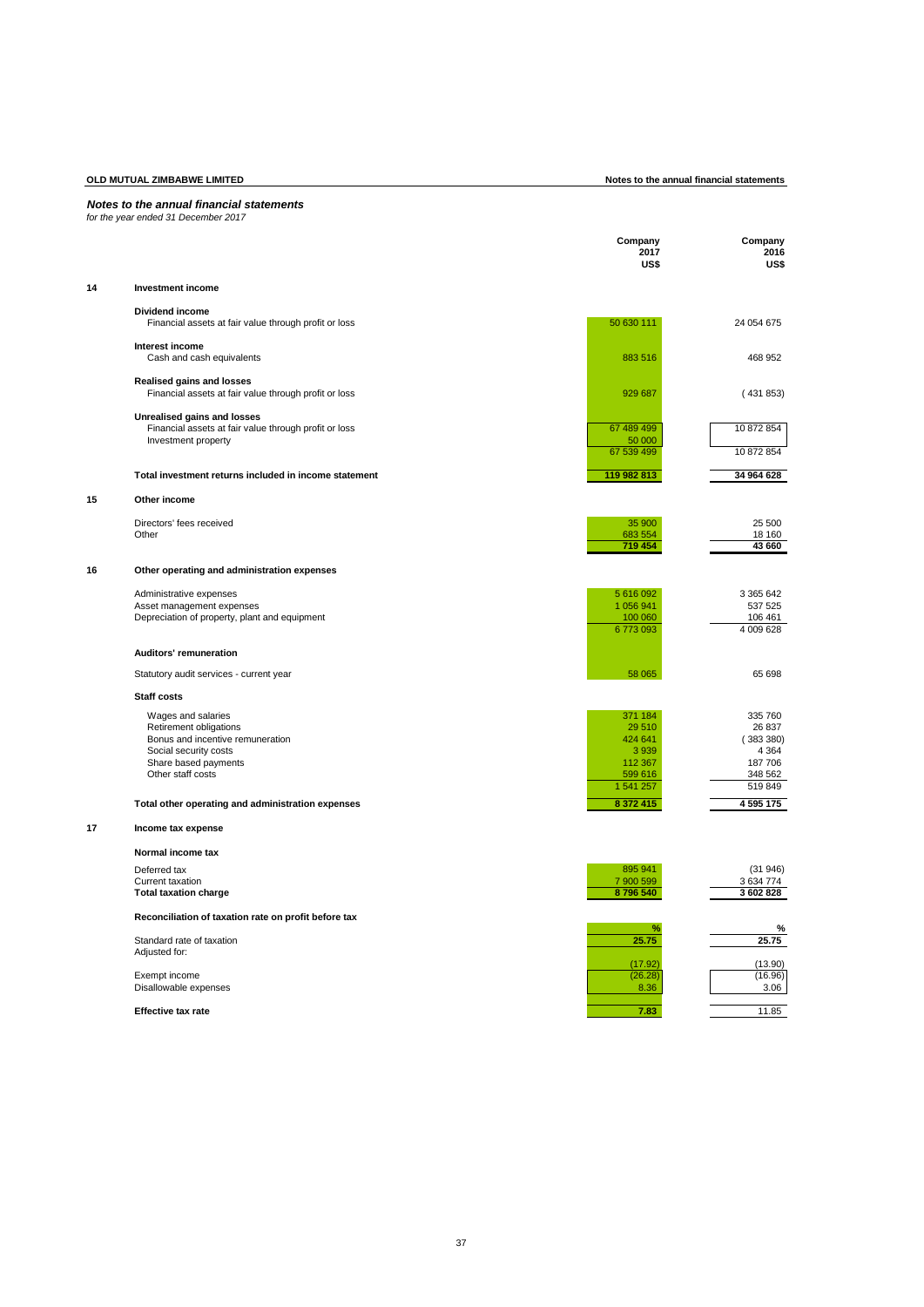## Notes to the annual financial statements

*for the year ended 31 December 2017*

| | | Company 2017 US$ | Company 2016 US$ |
|---|---|---|---|
| **14** | **Investment income** | | |
| | **Dividend income** | | |
| | Financial assets at fair value through profit or loss | 50 630 111 | 24 054 675 |
| | **Interest income** | | |
| | Cash and cash equivalents | 883 516 | 468 952 |
| | **Realised gains and losses** | | |
| | Financial assets at fair value through profit or loss | 929 687 | ( 431 853) |
| | **Unrealised gains and losses** | | |
| | Financial assets at fair value through profit or loss | 67 489 499 | 10 872 854 |
| | Investment property | 50 000 | |
| | | 67 539 499 | 10 872 854 |
| | **Total investment returns included in income statement** | **119 982 813** | **34 964 628** |
| **15** | **Other income** | | |
| | Directors' fees received | 35 900 | 25 500 |
| | Other | 683 554 | 18 160 |
| | | **719 454** | **43 660** |
| **16** | **Other operating and administration expenses** | | |
| | Administrative expenses | 5 616 092 | 3 365 642 |
| | Asset management expenses | 1 056 941 | 537 525 |
| | Depreciation of property, plant and equipment | 100 060 | 106 461 |
| | | 6 773 093 | 4 009 628 |
| | **Auditors' remuneration** | | |
| | Statutory audit services - current year | 58 065 | 65 698 |
| | **Staff costs** | | |
| | Wages and salaries | 371 184 | 335 760 |
| | Retirement obligations | 29 510 | 26 837 |
| | Bonus and incentive remuneration | 424 641 | ( 383 380) |
| | Social security costs | 3 939 | 4 364 |
| | Share based payments | 112 367 | 187 706 |
| | Other staff costs | 599 616 | 348 562 |
| | | 1 541 257 | 519 849 |
| | **Total other operating and administration expenses** | **8 372 415** | **4 595 175** |
| **17** | **Income tax expense** | | |
| | **Normal income tax** | | |
| | Deferred tax | 895 941 | (31 946) |
| | Current taxation | 7 900 599 | 3 634 774 |
| | **Total taxation charge** | **8 796 540** | **3 602 828** |
| | **Reconciliation of taxation rate on profit before tax** | | |
| | | **%** | **%** |
| | Standard rate of taxation | **25.75** | **25.75** |
| | Adjusted for: | | |
| | | (17.92) | (13.90) |
| | Exempt income | (26.28) | (16.96) |
| | Disallowable expenses | 8.36 | 3.06 |
| | **Effective tax rate** | **7.83** | 11.85 |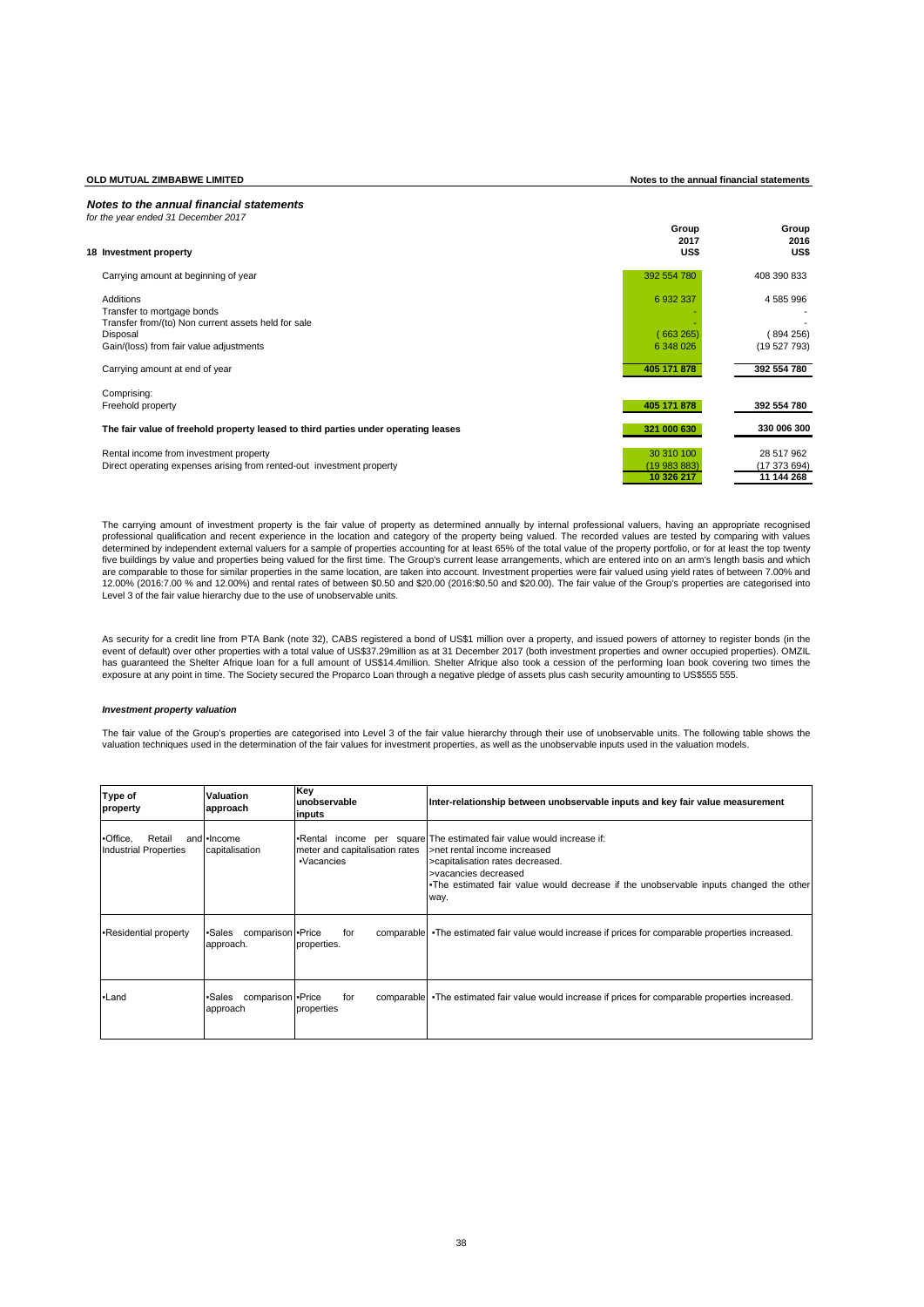## Notes to the annual financial statements

*for the year ended 31 December 2017*

| 18 Investment property | Group 2017 US$ | Group 2016 US$ |
|---|---|---|
| Carrying amount at beginning of year | 392 554 780 | 408 390 833 |
| Additions | 6 932 337 | 4 585 996 |
| Transfer to mortgage bonds | - | - |
| Transfer from/(to) Non current assets held for sale | - | - |
| Disposal | ( 663 265) | ( 894 256) |
| Gain/(loss) from fair value adjustments | 6 348 026 | (19 527 793) |
| Carrying amount at end of year | **405 171 878** | **392 554 780** |
| Comprising: | | |
| Freehold property | **405 171 878** | **392 554 780** |
| **The fair value of freehold property leased to third parties under operating leases** | **321 000 630** | **330 006 300** |
| Rental income from investment property | 30 310 100 | 28 517 962 |
| Direct operating expenses arising from rented-out investment property | (19 983 883) | (17 373 694) |
| | **10 326 217** | **11 144 268** |

The carrying amount of investment property is the fair value of property as determined annually by internal professional valuers, having an appropriate recognised professional qualification and recent experience in the location and category of the property being valued. The recorded values are tested by comparing with values determined by independent external valuers for a sample of properties accounting for at least 65% of the total value of the property portfolio, or for at least the top twenty five buildings by value and properties being valued for the first time. The Group's current lease arrangements, which are entered into on an arm's length basis and which are comparable to those for similar properties in the same location, are taken into account. Investment properties were fair valued using yield rates of between 7.00% and 12.00% (2016:7.00 % and 12.00%) and rental rates of between $0.50 and $20.00 (2016:$0.50 and $20.00). The fair value of the Group's properties are categorised into Level 3 of the fair value hierarchy due to the use of unobservable units.

As security for a credit line from PTA Bank (note 32), CABS registered a bond of US$1 million over a property, and issued powers of attorney to register bonds (in the event of default) over other properties with a total value of US$37.29million as at 31 December 2017 (both investment properties and owner occupied properties). OMZIL has guaranteed the Shelter Afrique loan for a full amount of US$14.4million. Shelter Afrique also took a cession of the performing loan book covering two times the exposure at any point in time. The Society secured the Proparco Loan through a negative pledge of assets plus cash security amounting to US$555 555.

### *Investment property valuation*

The fair value of the Group's properties are categorised into Level 3 of the fair value hierarchy through their use of unobservable units. The following table shows the valuation techniques used in the determination of the fair values for investment properties, as well as the unobservable inputs used in the valuation models.

| Type of property | Valuation approach | Key unobservable inputs | Inter-relationship between unobservable inputs and key fair value measurement |
|---|---|---|---|
| •Office, Retail and Industrial Properties | •Income capitalisation | •Rental income per square meter and capitalisation rates •Vacancies | The estimated fair value would increase if: >net rental income increased >capitalisation rates decreased. >vacancies decreased •The estimated fair value would decrease if the unobservable inputs changed the other way. |
| •Residential property | •Sales comparison approach. | •Price for comparable properties. | •The estimated fair value would increase if prices for comparable properties increased. |
| •Land | •Sales comparison approach | •Price for comparable properties | •The estimated fair value would increase if prices for comparable properties increased. |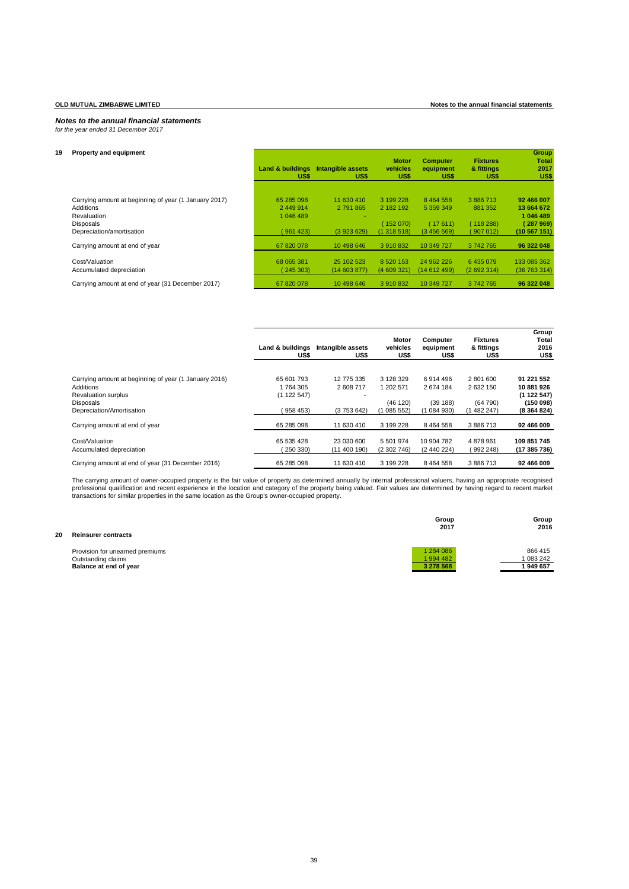*Notes to the annual financial statements*

*for the year ended 31 December 2017*

## 19 Property and equipment

|  | Land & buildings US$ | Intangible assets US$ | Motor vehicles US$ | Computer equipment US$ | Fixtures & fittings US$ | Group Total 2017 US$ |
|---|---|---|---|---|---|---|
| Carrying amount at beginning of year (1 January 2017) | 65 285 098 | 11 630 410 | 3 199 228 | 8 464 558 | 3 886 713 | **92 466 007** |
| Additions | 2 449 914 | 2 791 865 | 2 182 192 | 5 359 349 | 881 352 | **13 664 672** |
| Revaluation | 1 046 489 | - |  |  |  | **1 046 489** |
| Disposals |  |  | ( 152 070) | ( 17 611) | ( 118 288) | **( 287 969)** |
| Depreciation/amortisation | ( 961 423) | (3 923 629) | (1 318 518) | (3 456 569) | ( 907 012) | **(10 567 151)** |
| Carrying amount at end of year | 67 820 078 | 10 498 646 | 3 910 832 | 10 349 727 | 3 742 765 | **96 322 048** |
| Cost/Valuation | 68 065 381 | 25 102 523 | 8 520 153 | 24 962 226 | 6 435 079 | 133 085 362 |
| Accumulated depreciation | ( 245 303) | (14 603 877) | (4 609 321) | (14 612 499) | (2 692 314) | (36 763 314) |
| Carrying amount at end of year (31 December 2017) | 67 820 078 | 10 498 646 | 3 910 832 | 10 349 727 | 3 742 765 | **96 322 048** |

|  | Land & buildings US$ | Intangible assets US$ | Motor vehicles US$ | Computer equipment US$ | Fixtures & fittings US$ | Group Total 2016 US$ |
|---|---|---|---|---|---|---|
| Carrying amount at beginning of year (1 January 2016) | 65 601 793 | 12 775 335 | 3 128 329 | 6 914 496 | 2 801 600 | **91 221 552** |
| Additions | 1 764 305 | 2 608 717 | 1 202 571 | 2 674 184 | 2 632 150 | **10 881 926** |
| Revaluation surplus | (1 122 547) | - |  |  |  | **(1 122 547)** |
| Disposals |  |  | (46 120) | (39 188) | (64 790) | **(150 098)** |
| Depreciation/Amortisation | ( 958 453) | (3 753 642) | (1 085 552) | (1 084 930) | (1 482 247) | **(8 364 824)** |
| Carrying amount at end of year | 65 285 098 | 11 630 410 | 3 199 228 | 8 464 558 | 3 886 713 | **92 466 009** |
| Cost/Valuation | 65 535 428 | 23 030 600 | 5 501 974 | 10 904 782 | 4 878 961 | **109 851 745** |
| Accumulated depreciation | ( 250 330) | (11 400 190) | (2 302 746) | (2 440 224) | ( 992 248) | **(17 385 736)** |
| Carrying amount at end of year (31 December 2016) | 65 285 098 | 11 630 410 | 3 199 228 | 8 464 558 | 3 886 713 | **92 466 009** |

The carrying amount of owner-occupied property is the fair value of property as determined annually by internal professional valuers, having an appropriate recognised professional qualification and recent experience in the location and category of the property being valued. Fair values are determined by having regard to recent market transactions for similar properties in the same location as the Group's owner-occupied property.

## 20 Reinsurer contracts

|  | Group 2017 | Group 2016 |
|---|---|---|
| Provision for unearned premiums | 1 284 086 | 866 415 |
| Outstanding claims | 1 994 482 | 1 083 242 |
| **Balance at end of year** | **3 278 568** | **1 949 657** |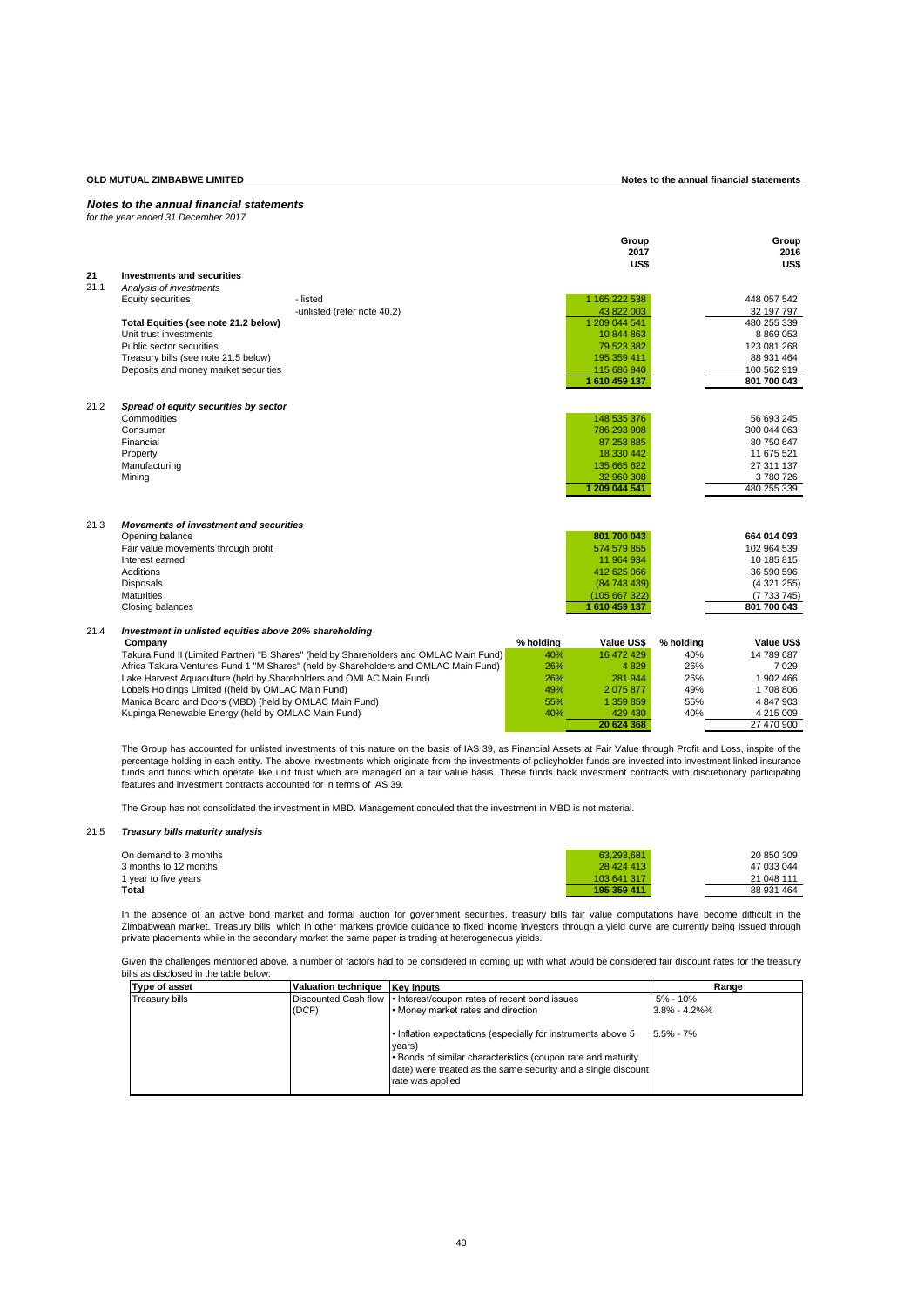# Notes to the annual financial statements

*for the year ended 31 December 2017*

| | | | Group 2017 US$ | Group 2016 US$ |
|---|---|---|---|---|
| **21** | **Investments and securities** | | | |
| 21.1 | *Analysis of investments* | | | |
| | Equity securities | - listed | 1 165 222 538 | 448 057 542 |
| | | -unlisted (refer note 40.2) | 43 822 003 | 32 197 797 |
| | **Total Equities (see note 21.2 below)** | | 1 209 044 541 | 480 255 339 |
| | Unit trust investments | | 10 844 863 | 8 869 053 |
| | Public sector securities | | 79 523 382 | 123 081 268 |
| | Treasury bills (see note 21.5 below) | | 195 359 411 | 88 931 464 |
| | Deposits and money market securities | | 115 686 940 | 100 562 919 |
| | | | **1 610 459 137** | **801 700 043** |

| | | Group 2017 US$ | Group 2016 US$ |
|---|---|---|---|
| 21.2 | ***Spread of equity securities by sector*** | | |
| | Commodities | 148 535 376 | 56 693 245 |
| | Consumer | 786 293 908 | 300 044 063 |
| | Financial | 87 258 885 | 80 750 647 |
| | Property | 18 330 442 | 11 675 521 |
| | Manufacturing | 135 665 622 | 27 311 137 |
| | Mining | 32 960 308 | 3 780 726 |
| | | **1 209 044 541** | 480 255 339 |

| | | Group 2017 US$ | Group 2016 US$ |
|---|---|---|---|
| 21.3 | ***Movements of investment and securities*** | | |
| | Opening balance | **801 700 043** | **664 014 093** |
| | Fair value movements through profit | 574 579 855 | 102 964 539 |
| | Interest earned | 11 964 934 | 10 185 815 |
| | Additions | 412 625 066 | 36 590 596 |
| | Disposals | (84 743 439) | (4 321 255) |
| | Maturities | (105 667 322) | (7 733 745) |
| | Closing balances | **1 610 459 137** | **801 700 043** |

21.4 ***Investment in unlisted equities above 20% shareholding***

| Company | % holding | Value US$ | % holding | Value US$ |
|---|---|---|---|---|
| Takura Fund II (Limited Partner) "B Shares" (held by Shareholders and OMLAC Main Fund) | 40% | 16 472 429 | 40% | 14 789 687 |
| Africa Takura Ventures-Fund 1 "M Shares" (held by Shareholders and OMLAC Main Fund) | 26% | 4 829 | 26% | 7 029 |
| Lake Harvest Aquaculture (held by Shareholders and OMLAC Main Fund) | 26% | 281 944 | 26% | 1 902 466 |
| Lobels Holdings Limited ((held by OMLAC Main Fund) | 49% | 2 075 877 | 49% | 1 708 806 |
| Manica Board and Doors (MBD) (held by OMLAC Main Fund) | 55% | 1 359 859 | 55% | 4 847 903 |
| Kupinga Renewable Energy (held by OMLAC Main Fund) | 40% | 429 430 | 40% | 4 215 009 |
| | | **20 624 368** | | 27 470 900 |

The Group has accounted for unlisted investments of this nature on the basis of IAS 39, as Financial Assets at Fair Value through Profit and Loss, inspite of the percentage holding in each entity. The above investments which originate from the investments of policyholder funds are invested into investment linked insurance funds and funds which operate like unit trust which are managed on a fair value basis. These funds back investment contracts with discretionary participating features and investment contracts accounted for in terms of IAS 39.

The Group has not consolidated the investment in MBD. Management conculed that the investment in MBD is not material.

21.5 ***Treasury bills maturity analysis***

| | 2017 | 2016 |
|---|---|---|
| On demand to 3 months | 63,293,681 | 20 850 309 |
| 3 months to 12 months | 28 424 413 | 47 033 044 |
| 1 year to five years | 103 641 317 | 21 048 111 |
| **Total** | **195 359 411** | 88 931 464 |

In the absence of an active bond market and formal auction for government securities, treasury bills fair value computations have become difficult in the Zimbabwean market. Treasury bills which in other markets provide guidance to fixed income investors through a yield curve are currently being issued through private placements while in the secondary market the same paper is trading at heterogeneous yields.

Given the challenges mentioned above, a number of factors had to be considered in coming up with what would be considered fair discount rates for the treasury bills as disclosed in the table below:

| Type of asset | Valuation technique | Key inputs | Range |
|---|---|---|---|
| Treasury bills | Discounted Cash flow (DCF) | • Interest/coupon rates of recent bond issues<br>• Money market rates and direction | 5% - 10%<br>3.8% - 4.2%% |
| | | • Inflation expectations (especially for instruments above 5 years)<br>• Bonds of similar characteristics (coupon rate and maturity date) were treated as the same security and a single discount rate was applied | 5.5% - 7% |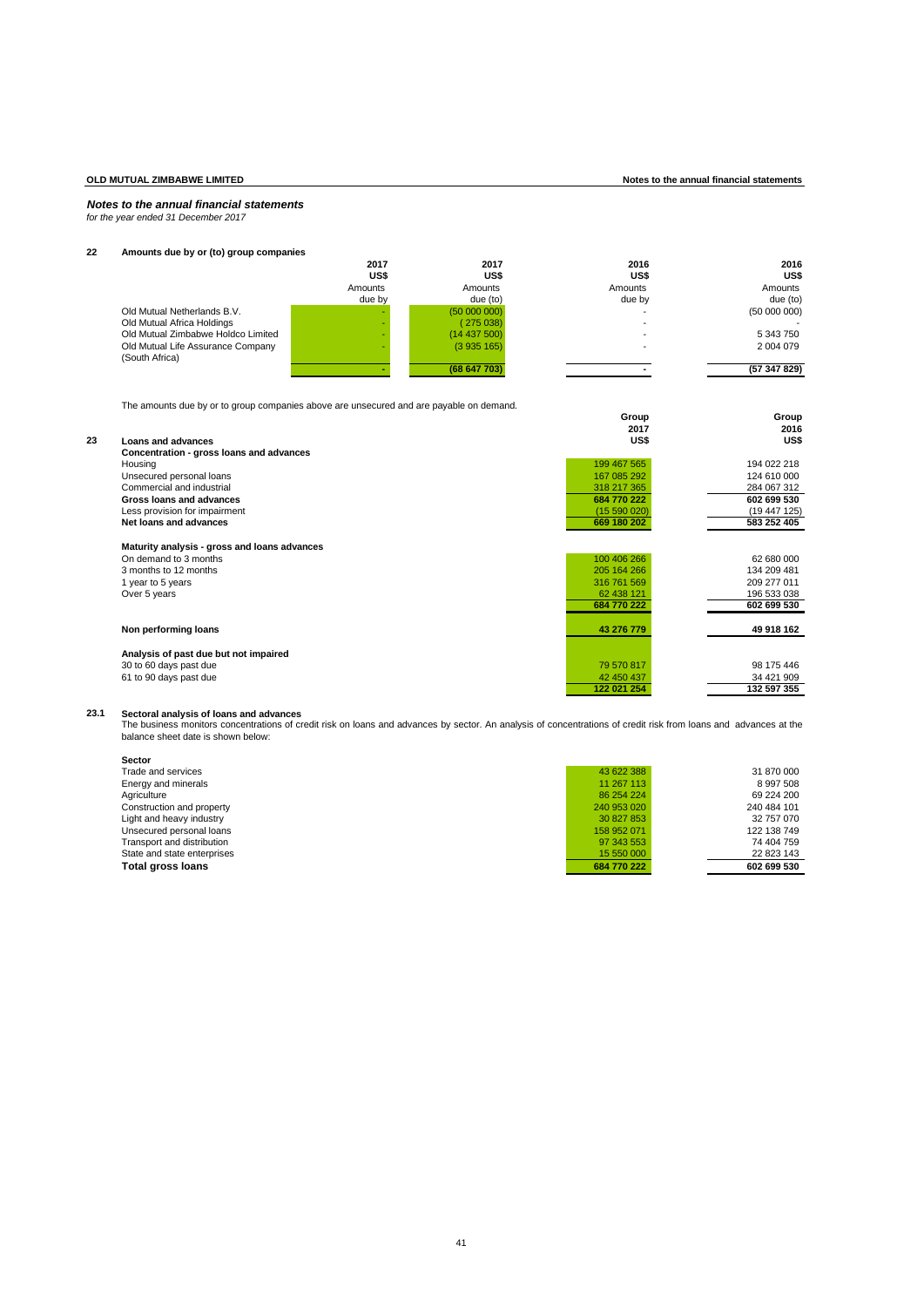## *Notes to the annual financial statements*

*for the year ended 31 December 2017*

### 22 Amounts due by or (to) group companies

| | 2017 US$ Amounts due by | 2017 US$ Amounts due (to) | 2016 US$ Amounts due by | 2016 US$ Amounts due (to) |
|---|---|---|---|---|
| Old Mutual Netherlands B.V. | - | (50 000 000) | - | (50 000 000) |
| Old Mutual Africa Holdings | - | ( 275 038) | - | - |
| Old Mutual Zimbabwe Holdco Limited | - | (14 437 500) | - | 5 343 750 |
| Old Mutual Life Assurance Company (South Africa) | - | (3 935 165) | - | 2 004 079 |
| | **-** | **(68 647 703)** | **-** | **(57 347 829)** |

The amounts due by or to group companies above are unsecured and are payable on demand.

### 23 Loans and advances

| | Group 2017 US$ | Group 2016 US$ |
|---|---|---|
| **Concentration - gross loans and advances** | | |
| Housing | 199 467 565 | 194 022 218 |
| Unsecured personal loans | 167 085 292 | 124 610 000 |
| Commercial and industrial | 318 217 365 | 284 067 312 |
| **Gross loans and advances** | **684 770 222** | **602 699 530** |
| Less provision for impairment | (15 590 020) | (19 447 125) |
| **Net loans and advances** | **669 180 202** | **583 252 405** |
| | | |
| **Maturity analysis - gross and loans advances** | | |
| On demand to 3 months | 100 406 266 | 62 680 000 |
| 3 months to 12 months | 205 164 266 | 134 209 481 |
| 1 year to 5 years | 316 761 569 | 209 277 011 |
| Over 5 years | 62 438 121 | 196 533 038 |
| | **684 770 222** | **602 699 530** |
| | | |
| **Non performing loans** | **43 276 779** | **49 918 162** |
| | | |
| **Analysis of past due but not impaired** | | |
| 30 to 60 days past due | 79 570 817 | 98 175 446 |
| 61 to 90 days past due | 42 450 437 | 34 421 909 |
| | **122 021 254** | **132 597 355** |

### 23.1 Sectoral analysis of loans and advances

The business monitors concentrations of credit risk on loans and advances by sector. An analysis of concentrations of credit risk from loans and advances at the balance sheet date is shown below:

| **Sector** | | |
|---|---|---|
| Trade and services | 43 622 388 | 31 870 000 |
| Energy and minerals | 11 267 113 | 8 997 508 |
| Agriculture | 86 254 224 | 69 224 200 |
| Construction and property | 240 953 020 | 240 484 101 |
| Light and heavy industry | 30 827 853 | 32 757 070 |
| Unsecured personal loans | 158 952 071 | 122 138 749 |
| Transport and distribution | 97 343 553 | 74 404 759 |
| State and state enterprises | 15 550 000 | 22 823 143 |
| **Total gross loans** | **684 770 222** | **602 699 530** |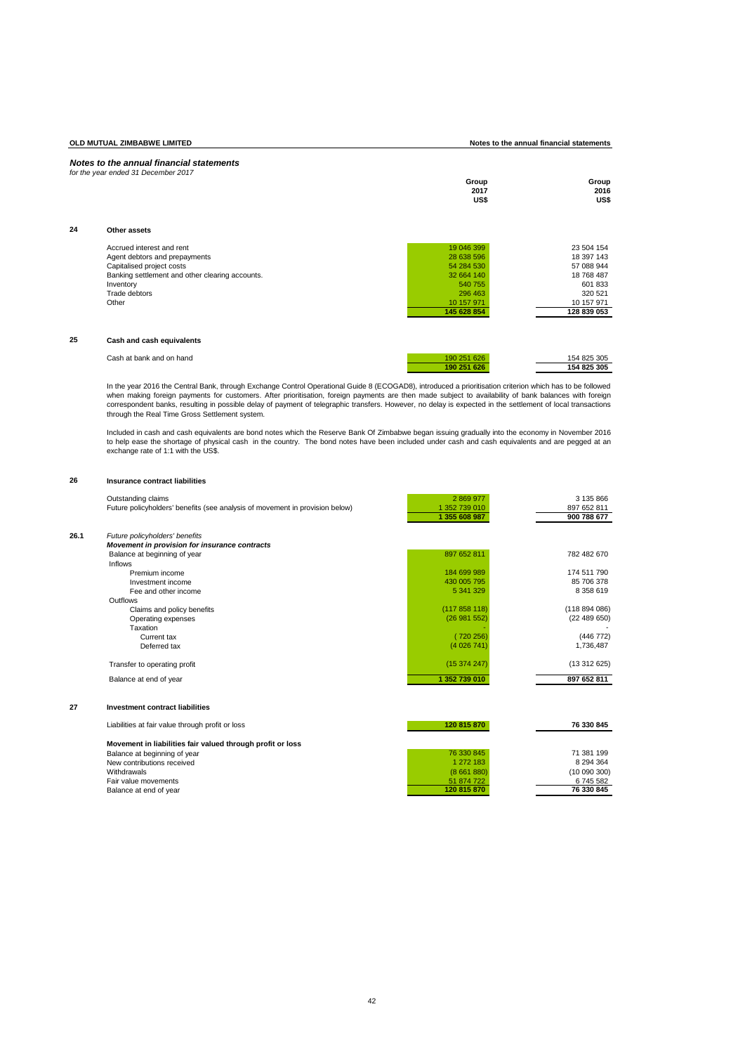*Notes to the annual financial statements*
*for the year ended 31 December 2017*

| | | Group 2017 US$ | Group 2016 US$ |
|---|---|---|---|
| **24** | **Other assets** | | |
| | Accrued interest and rent | 19 046 399 | 23 504 154 |
| | Agent debtors and prepayments | 28 638 596 | 18 397 143 |
| | Capitalised project costs | 54 284 530 | 57 088 944 |
| | Banking settlement and other clearing accounts. | 32 664 140 | 18 768 487 |
| | Inventory | 540 755 | 601 833 |
| | Trade debtors | 296 463 | 320 521 |
| | Other | 10 157 971 | 10 157 971 |
| | | **145 628 854** | **128 839 053** |
| **25** | **Cash and cash equivalents** | | |
| | Cash at bank and on hand | 190 251 626 | 154 825 305 |
| | | **190 251 626** | **154 825 305** |

In the year 2016 the Central Bank, through Exchange Control Operational Guide 8 (ECOGAD8), introduced a prioritisation criterion which has to be followed when making foreign payments for customers. After prioritisation, foreign payments are then made subject to availability of bank balances with foreign correspondent banks, resulting in possible delay of payment of telegraphic transfers. However, no delay is expected in the settlement of local transactions through the Real Time Gross Settlement system.

Included in cash and cash equivalents are bond notes which the Reserve Bank Of Zimbabwe began issuing gradually into the economy in November 2016 to help ease the shortage of physical cash in the country. The bond notes have been included under cash and cash equivalents and are pegged at an exchange rate of 1:1 with the US$.

| | | Group 2017 US$ | Group 2016 US$ |
|---|---|---|---|
| **26** | **Insurance contract liabilities** | | |
| | Outstanding claims | 2 869 977 | 3 135 866 |
| | Future policyholders' benefits (see analysis of movement in provision below) | 1 352 739 010 | 897 652 811 |
| | | **1 355 608 987** | **900 788 677** |
| **26.1** | *Future policyholders' benefits* | | |
| | ***Movement in provision for insurance contracts*** | | |
| | Balance at beginning of year | 897 652 811 | 782 482 670 |
| | Inflows | | |
| | Premium income | 184 699 989 | 174 511 790 |
| | Investment income | 430 005 795 | 85 706 378 |
| | Fee and other income | 5 341 329 | 8 358 619 |
| | Outflows | | |
| | Claims and policy benefits | (117 858 118) | (118 894 086) |
| | Operating expenses | (26 981 552) | (22 489 650) |
| | Taxation | - | - |
| | Current tax | ( 720 256) | (446 772) |
| | Deferred tax | (4 026 741) | 1,736,487 |
| | Transfer to operating profit | (15 374 247) | (13 312 625) |
| | Balance at end of year | **1 352 739 010** | **897 652 811** |
| **27** | **Investment contract liabilities** | | |
| | Liabilities at fair value through profit or loss | **120 815 870** | **76 330 845** |
| | **Movement in liabilities fair valued through profit or loss** | | |
| | Balance at beginning of year | 76 330 845 | 71 381 199 |
| | New contributions received | 1 272 183 | 8 294 364 |
| | Withdrawals | (8 661 880) | (10 090 300) |
| | Fair value movements | 51 874 722 | 6 745 582 |
| | Balance at end of year | **120 815 870** | **76 330 845** |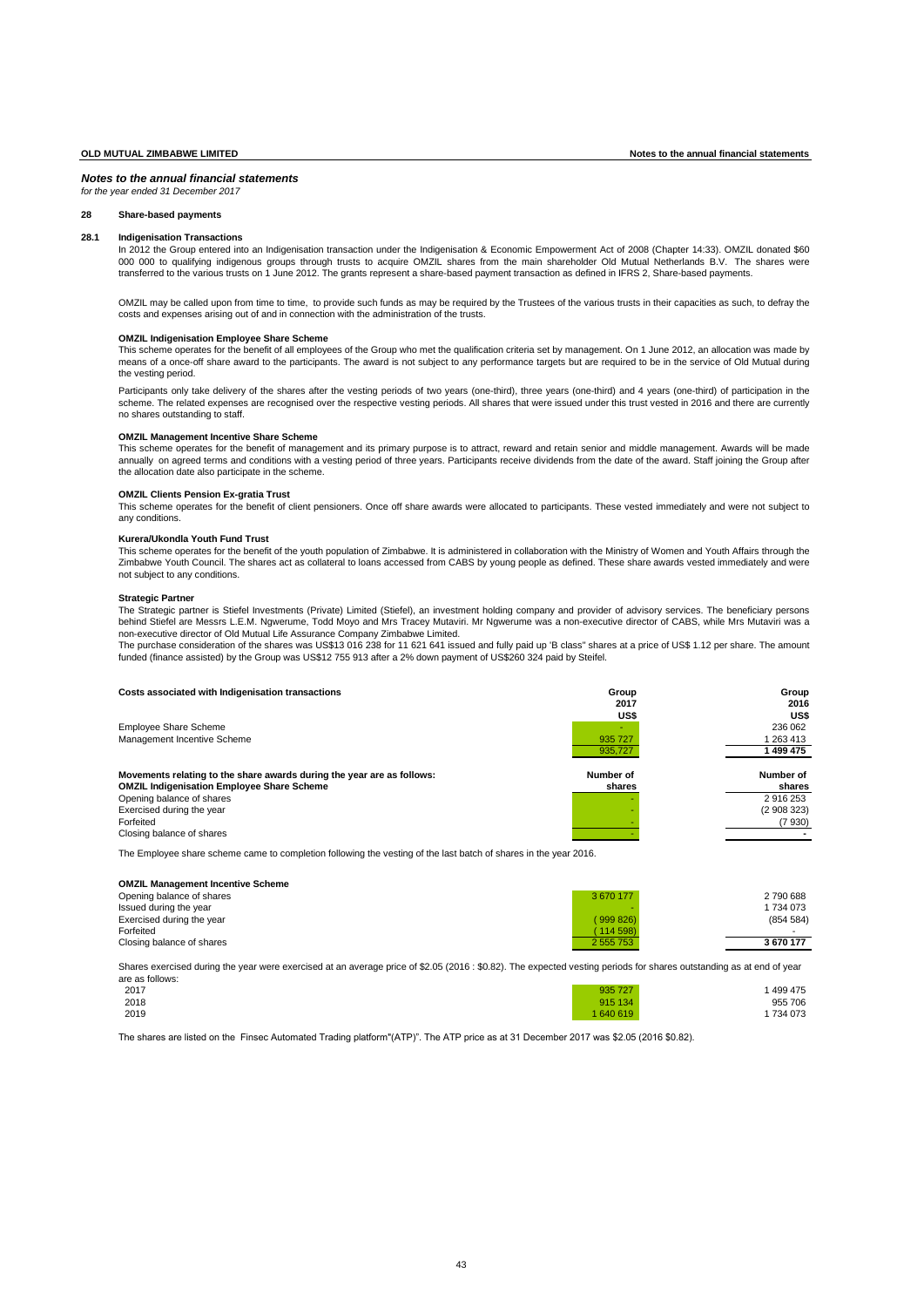## *Notes to the annual financial statements*

*for the year ended 31 December 2017*

### 28 Share-based payments

#### 28.1 Indigenisation Transactions

In 2012 the Group entered into an Indigenisation transaction under the Indigenisation & Economic Empowerment Act of 2008 (Chapter 14:33). OMZIL donated $60 000 000 to qualifying indigenous groups through trusts to acquire OMZIL shares from the main shareholder Old Mutual Netherlands B.V. The shares were transferred to the various trusts on 1 June 2012. The grants represent a share-based payment transaction as defined in IFRS 2, Share-based payments.

OMZIL may be called upon from time to time, to provide such funds as may be required by the Trustees of the various trusts in their capacities as such, to defray the costs and expenses arising out of and in connection with the administration of the trusts.

**OMZIL Indigenisation Employee Share Scheme**

This scheme operates for the benefit of all employees of the Group who met the qualification criteria set by management. On 1 June 2012, an allocation was made by means of a once-off share award to the participants. The award is not subject to any performance targets but are required to be in the service of Old Mutual during the vesting period.

Participants only take delivery of the shares after the vesting periods of two years (one-third), three years (one-third) and 4 years (one-third) of participation in the scheme. The related expenses are recognised over the respective vesting periods. All shares that were issued under this trust vested in 2016 and there are currently no shares outstanding to staff.

**OMZIL Management Incentive Share Scheme**

This scheme operates for the benefit of management and its primary purpose is to attract, reward and retain senior and middle management. Awards will be made annually on agreed terms and conditions with a vesting period of three years. Participants receive dividends from the date of the award. Staff joining the Group after the allocation date also participate in the scheme.

**OMZIL Clients Pension Ex-gratia Trust**

This scheme operates for the benefit of client pensioners. Once off share awards were allocated to participants. These vested immediately and were not subject to any conditions.

**Kurera/Ukondla Youth Fund Trust**

This scheme operates for the benefit of the youth population of Zimbabwe. It is administered in collaboration with the Ministry of Women and Youth Affairs through the Zimbabwe Youth Council. The shares act as collateral to loans accessed from CABS by young people as defined. These share awards vested immediately and were not subject to any conditions.

**Strategic Partner**

The Strategic partner is Stiefel Investments (Private) Limited (Stiefel), an investment holding company and provider of advisory services. The beneficiary persons behind Stiefel are Messrs L.E.M. Ngwerume, Todd Moyo and Mrs Tracey Mutaviri. Mr Ngwerume was a non-executive director of CABS, while Mrs Mutaviri was a non-executive director of Old Mutual Life Assurance Company Zimbabwe Limited.

The purchase consideration of the shares was US$13 016 238 for 11 621 641 issued and fully paid up 'B class" shares at a price of US$ 1.12 per share. The amount funded (finance assisted) by the Group was US$12 755 913 after a 2% down payment of US$260 324 paid by Steifel.

| Costs associated with Indigenisation transactions | Group 2017 US$ | Group 2016 US$ |
|---|---|---|
| Employee Share Scheme | - | 236 062 |
| Management Incentive Scheme | 935 727 | 1 263 413 |
| | 935,727 | **1 499 475** |

| Movements relating to the share awards during the year are as follows: **OMZIL Indigenisation Employee Share Scheme** | Number of shares | Number of shares |
|---|---|---|
| Opening balance of shares | - | 2 916 253 |
| Exercised during the year | - | (2 908 323) |
| Forfeited | - | (7 930) |
| Closing balance of shares | - | - |

The Employee share scheme came to completion following the vesting of the last batch of shares in the year 2016.

| OMZIL Management Incentive Scheme | | |
|---|---|---|
| Opening balance of shares | 3 670 177 | 2 790 688 |
| Issued during the year | - | 1 734 073 |
| Exercised during the year | ( 999 826) | (854 584) |
| Forfeited | ( 114 598) | - |
| Closing balance of shares | 2 555 753 | **3 670 177** |

Shares exercised during the year were exercised at an average price of $2.05 (2016 : $0.82). The expected vesting periods for shares outstanding as at end of year are as follows:

| | | |
|---|---|---|
| 2017 | 935 727 | 1 499 475 |
| 2018 | 915 134 | 955 706 |
| 2019 | 1 640 619 | 1 734 073 |

The shares are listed on the Finsec Automated Trading platform"(ATP)". The ATP price as at 31 December 2017 was $2.05 (2016 $0.82).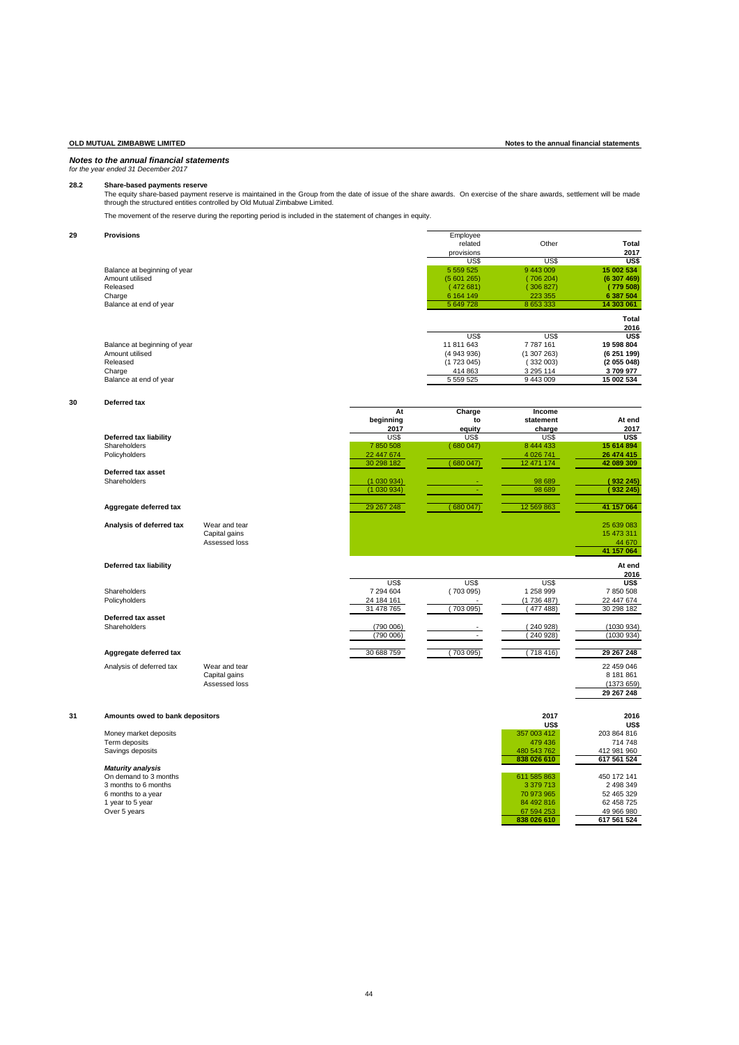## *Notes to the annual financial statements*
*for the year ended 31 December 2017*

**28.2 Share-based payments reserve**

The equity share-based payment reserve is maintained in the Group from the date of issue of the share awards. On exercise of the share awards, settlement will be made through the structured entities controlled by Old Mutual Zimbabwe Limited.

The movement of the reserve during the reporting period is included in the statement of changes in equity.

**29 Provisions**

| | Employee related provisions | Other | Total 2017 |
|---|---|---|---|
| | US$ | US$ | US$ |
| Balance at beginning of year | 5 559 525 | 9 443 009 | 15 002 534 |
| Amount utilised | (5 601 265) | ( 706 204) | (6 307 469) |
| Released | ( 472 681) | ( 306 827) | ( 779 508) |
| Charge | 6 164 149 | 223 355 | 6 387 504 |
| Balance at end of year | 5 649 728 | 8 653 333 | 14 303 061 |

| | | | Total 2016 |
|---|---|---|---|
| | US$ | US$ | US$ |
| Balance at beginning of year | 11 811 643 | 7 787 161 | 19 598 804 |
| Amount utilised | (4 943 936) | (1 307 263) | (6 251 199) |
| Released | (1 723 045) | ( 332 003) | (2 055 048) |
| Charge | 414 863 | 3 295 114 | 3 709 977 |
| Balance at end of year | 5 559 525 | 9 443 009 | 15 002 534 |

**30 Deferred tax**

| | | At beginning 2017 | Charge to equity | Income statement charge | At end 2017 |
|---|---|---|---|---|---|
| | | US$ | US$ | US$ | US$ |
| **Deferred tax liability** | | | | | |
| Shareholders | | 7 850 508 | ( 680 047) | 8 444 433 | 15 614 894 |
| Policyholders | | 22 447 674 | | 4 026 741 | 26 474 415 |
| | | 30 298 182 | ( 680 047) | 12 471 174 | 42 089 309 |
| **Deferred tax asset** | | | | | |
| Shareholders | | (1 030 934) | - | 98 689 | ( 932 245) |
| | | (1 030 934) | - | 98 689 | ( 932 245) |
| **Aggregate deferred tax** | | 29 267 248 | ( 680 047) | 12 569 863 | 41 157 064 |
| **Analysis of deferred tax** | Wear and tear | | | | 25 639 083 |
| | Capital gains | | | | 15 473 311 |
| | Assessed loss | | | | 44 670 |
| | | | | | 41 157 064 |

| | | | | | At end 2016 |
|---|---|---|---|---|---|
| **Deferred tax liability** | | US$ | US$ | US$ | US$ |
| Shareholders | | 7 294 604 | ( 703 095) | 1 258 999 | 7 850 508 |
| Policyholders | | 24 184 161 | - | (1 736 487) | 22 447 674 |
| | | 31 478 765 | ( 703 095) | ( 477 488) | 30 298 182 |
| **Deferred tax asset** | | | | | |
| Shareholders | | (790 006) | - | ( 240 928) | (1030 934) |
| | | (790 006) | - | ( 240 928) | (1030 934) |
| **Aggregate deferred tax** | | 30 688 759 | ( 703 095) | ( 718 416) | 29 267 248 |
| Analysis of deferred tax | Wear and tear | | | | 22 459 046 |
| | Capital gains | | | | 8 181 861 |
| | Assessed loss | | | | (1373 659) |
| | | | | | 29 267 248 |

**31 Amounts owed to bank depositors**

| | 2017 | 2016 |
|---|---|---|
| | US$ | US$ |
| Money market deposits | 357 003 412 | 203 864 816 |
| Term deposits | 479 436 | 714 748 |
| Savings deposits | 480 543 762 | 412 981 960 |
| | 838 026 610 | 617 561 524 |
| ***Maturity analysis*** | | |
| On demand to 3 months | 611 585 863 | 450 172 141 |
| 3 months to 6 months | 3 379 713 | 2 498 349 |
| 6 months to a year | 70 973 965 | 52 465 329 |
| 1 year to 5 year | 84 492 816 | 62 458 725 |
| Over 5 years | 67 594 253 | 49 966 980 |
| | 838 026 610 | 617 561 524 |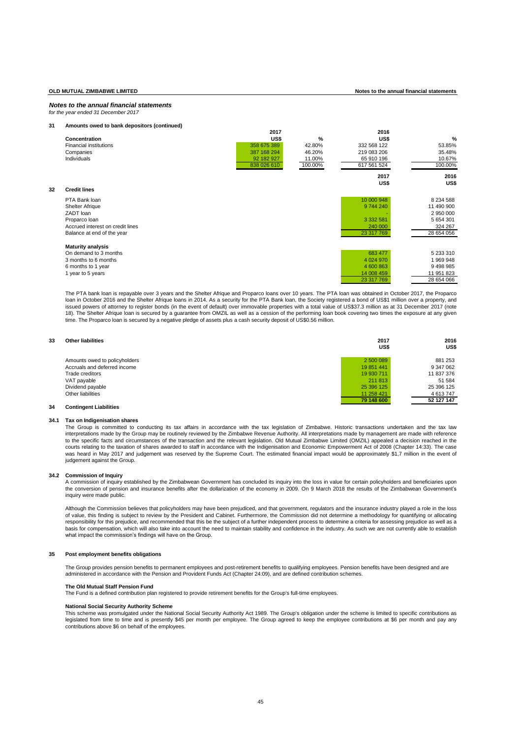## *Notes to the annual financial statements*

*for the year ended 31 December 2017*

### 31 Amounts owed to bank depositors (continued)

| Concentration | 2017 US$ | % | 2016 US$ | % |
|---|---|---|---|---|
| Financial institutions | 358 675 389 | 42.80% | 332 568 122 | 53.85% |
| Companies | 387 168 294 | 46.20% | 219 083 206 | 35.48% |
| Individuals | 92 182 927 | 11.00% | 65 910 196 | 10.67% |
| | 838 026 610 | 100.00% | 617 561 524 | 100.00% |

### 32 Credit lines

| | 2017 US$ | 2016 US$ |
|---|---|---|
| PTA Bank loan | 10 000 948 | 8 234 588 |
| Shelter Afrique | 9 744 240 | 11 490 900 |
| ZADT loan | - | 2 950 000 |
| Proparco loan | 3 332 581 | 5 654 301 |
| Accrued interest on credit lines | 240 000 | 324 267 |
| Balance at end of the year | 23 317 769 | 28 654 056 |
| **Maturity analysis** | | |
| On demand to 3 months | 683 477 | 5 233 310 |
| 3 months to 6 months | 4 024 970 | 1 969 948 |
| 6 months to 1 year | 4 600 863 | 9 498 985 |
| 1 year to 5 years | 14 008 459 | 11 951 823 |
| | 23 317 769 | 28 654 066 |

The PTA bank loan is repayable over 3 years and the Shelter Afrique and Proparco loans over 10 years. The PTA loan was obtained in October 2017, the Proparco loan in October 2016 and the Shelter Afrique loans in 2014. As a security for the PTA Bank loan, the Society registered a bond of US$1 million over a property, and issued powers of attorney to register bonds (in the event of default) over immovable properties with a total value of US$37.3 million as at 31 December 2017 (note 18). The Shelter Afrique loan is secured by a guarantee from OMZIL as well as a cession of the performing loan book covering two times the exposure at any given time. The Proparco loan is secured by a negative pledge of assets plus a cash security deposit of US$0.56 million.

### 33 Other liabilities

| | 2017 US$ | 2016 US$ |
|---|---|---|
| Amounts owed to policyholders | 2 500 089 | 881 253 |
| Accruals and deferred income | 19 851 441 | 9 347 062 |
| Trade creditors | 19 930 711 | 11 837 376 |
| VAT payable | 211 813 | 51 584 |
| Dividend payable | 25 396 125 | 25 396 125 |
| Other liabilities | 11 258 421 | 4 613 747 |
| | 79 148 600 | 52 127 147 |

### 34 Contingent Liabilities

#### 34.1 Tax on Indigenisation shares

The Group is committed to conducting its tax affairs in accordance with the tax legislation of Zimbabwe. Historic transactions undertaken and the tax law interpretations made by the Group may be routinely reviewed by the Zimbabwe Revenue Authority. All interpretations made by management are made with reference to the specific facts and circumstances of the transaction and the relevant legislation. Old Mutual Zimbabwe Limited (OMZIL) appealed a decision reached in the courts relating to the taxation of shares awarded to staff in accordance with the Indigenisation and Economic Empowerment Act of 2008 (Chapter 14:33). The case was heard in May 2017 and judgement was reserved by the Supreme Court. The estimated financial impact would be approximately $1,7 million in the event of judgement against the Group.

#### 34.2 Commission of Inquiry

A commission of inquiry established by the Zimbabwean Government has concluded its inquiry into the loss in value for certain policyholders and beneficiaries upon the conversion of pension and insurance benefits after the dollarization of the economy in 2009. On 9 March 2018 the results of the Zimbabwean Government's inquiry were made public.

Although the Commission believes that policyholders may have been prejudiced, and that government, regulators and the insurance industry played a role in the loss of value, this finding is subject to review by the President and Cabinet. Furthermore, the Commission did not determine a methodology for quantifying or allocating responsibility for this prejudice, and recommended that this be the subject of a further independent process to determine a criteria for assessing prejudice as well as a basis for compensation, which will also take into account the need to maintain stability and confidence in the industry. As such we are not currently able to establish what impact the commission's findings will have on the Group.

### 35 Post employment benefits obligations

The Group provides pension benefits to permanent employees and post-retirement benefits to qualifying employees. Pension benefits have been designed and are administered in accordance with the Pension and Provident Funds Act (Chapter 24:09), and are defined contribution schemes.

**The Old Mutual Staff Pension Fund**

The Fund is a defined contribution plan registered to provide retirement benefits for the Group's full-time employees.

**National Social Security Authority Scheme**

This scheme was promulgated under the National Social Security Authority Act 1989. The Group's obligation under the scheme is limited to specific contributions as legislated from time to time and is presently $45 per month per employee. The Group agreed to keep the employee contributions at $6 per month and pay any contributions above $6 on behalf of the employees.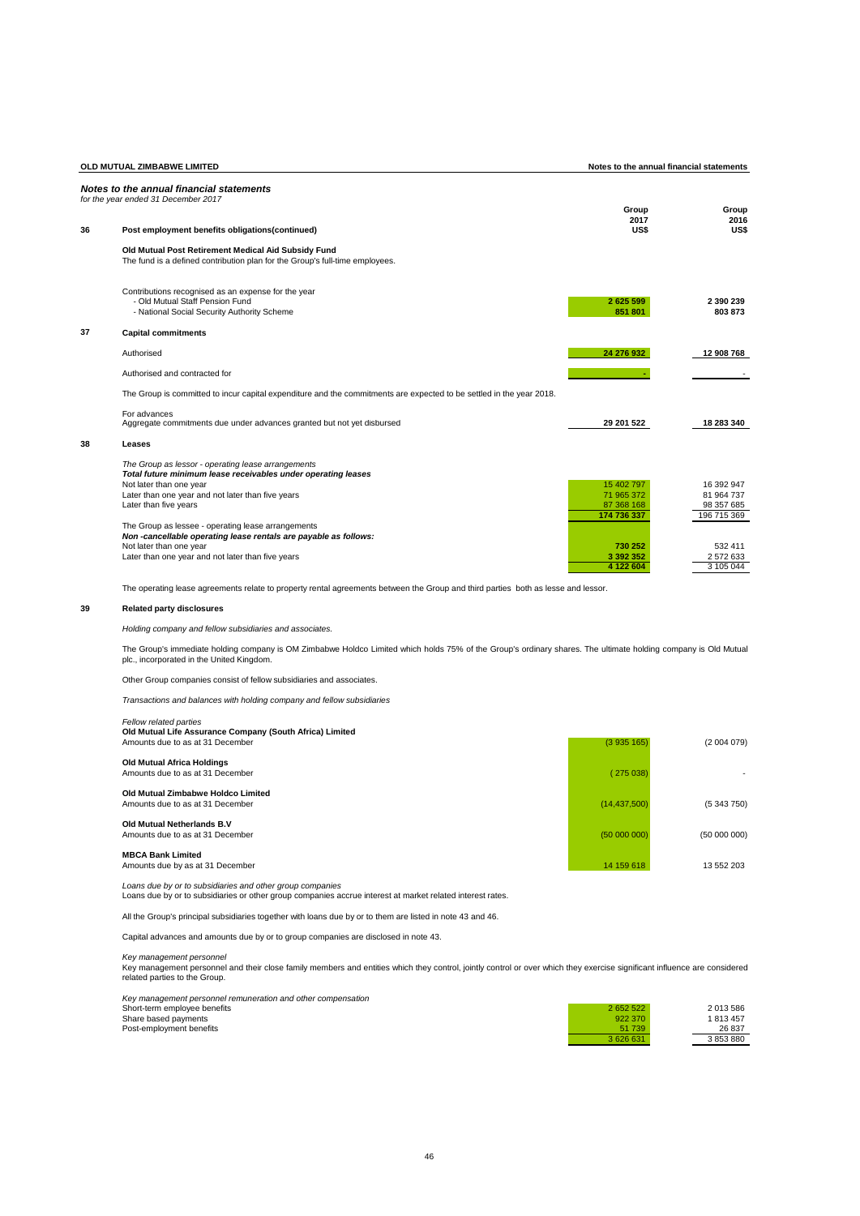## Notes to the annual financial statements

*for the year ended 31 December 2017*

| | | Group 2017 US$ | Group 2016 US$ |
|---|---|---|---|
| **36** | **Post employment benefits obligations(continued)** | | |
| | **Old Mutual Post Retirement Medical Aid Subsidy Fund** | | |
| | The fund is a defined contribution plan for the Group's full-time employees. | | |
| | Contributions recognised as an expense for the year | | |
| | - Old Mutual Staff Pension Fund | **2 625 599** | **2 390 239** |
| | - National Social Security Authority Scheme | **851 801** | **803 873** |
| **37** | **Capital commitments** | | |
| | Authorised | **24 276 932** | **12 908 768** |
| | Authorised and contracted for | **-** | - |
| | The Group is committed to incur capital expenditure and the commitments are expected to be settled in the year 2018. | | |
| | For advances | | |
| | Aggregate commitments due under advances granted but not yet disbursed | **29 201 522** | **18 283 340** |
| **38** | **Leases** | | |
| | *The Group as lessor - operating lease arrangements* | | |
| | ***Total future minimum lease receivables under operating leases*** | | |
| | Not later than one year | 15 402 797 | 16 392 947 |
| | Later than one year and not later than five years | 71 965 372 | 81 964 737 |
| | Later than five years | 87 368 168 | 98 357 685 |
| | | **174 736 337** | 196 715 369 |
| | The Group as lessee - operating lease arrangements | | |
| | ***Non -cancellable operating lease rentals are payable as follows:*** | | |
| | Not later than one year | **730 252** | 532 411 |
| | Later than one year and not later than five years | **3 392 352** | 2 572 633 |
| | | **4 122 604** | 3 105 044 |

The operating lease agreements relate to property rental agreements between the Group and third parties both as lesse and lessor.

**39 Related party disclosures**

*Holding company and fellow subsidiaries and associates.*

The Group's immediate holding company is OM Zimbabwe Holdco Limited which holds 75% of the Group's ordinary shares. The ultimate holding company is Old Mutual plc., incorporated in the United Kingdom.

Other Group companies consist of fellow subsidiaries and associates.

*Transactions and balances with holding company and fellow subsidiaries*

| | Group 2017 US$ | Group 2016 US$ |
|---|---|---|
| *Fellow related parties* | | |
| **Old Mutual Life Assurance Company (South Africa) Limited** | | |
| Amounts due to as at 31 December | (3 935 165) | (2 004 079) |
| **Old Mutual Africa Holdings** | | |
| Amounts due to as at 31 December | ( 275 038) | - |
| **Old Mutual Zimbabwe Holdco Limited** | | |
| Amounts due to as at 31 December | (14,437,500) | (5 343 750) |
| **Old Mutual Netherlands B.V** | | |
| Amounts due to as at 31 December | (50 000 000) | (50 000 000) |
| **MBCA Bank Limited** | | |
| Amounts due by as at 31 December | 14 159 618 | 13 552 203 |

*Loans due by or to subsidiaries and other group companies*
Loans due by or to subsidiaries or other group companies accrue interest at market related interest rates.

All the Group's principal subsidiaries together with loans due by or to them are listed in note 43 and 46.

Capital advances and amounts due by or to group companies are disclosed in note 43.

*Key management personnel*
Key management personnel and their close family members and entities which they control, jointly control or over which they exercise significant influence are considered related parties to the Group.

| *Key management personnel remuneration and other compensation* | Group 2017 US$ | Group 2016 US$ |
|---|---|---|
| Short-term employee benefits | 2 652 522 | 2 013 586 |
| Share based payments | 922 370 | 1 813 457 |
| Post-employment benefits | 51 739 | 26 837 |
| | 3 626 631 | 3 853 880 |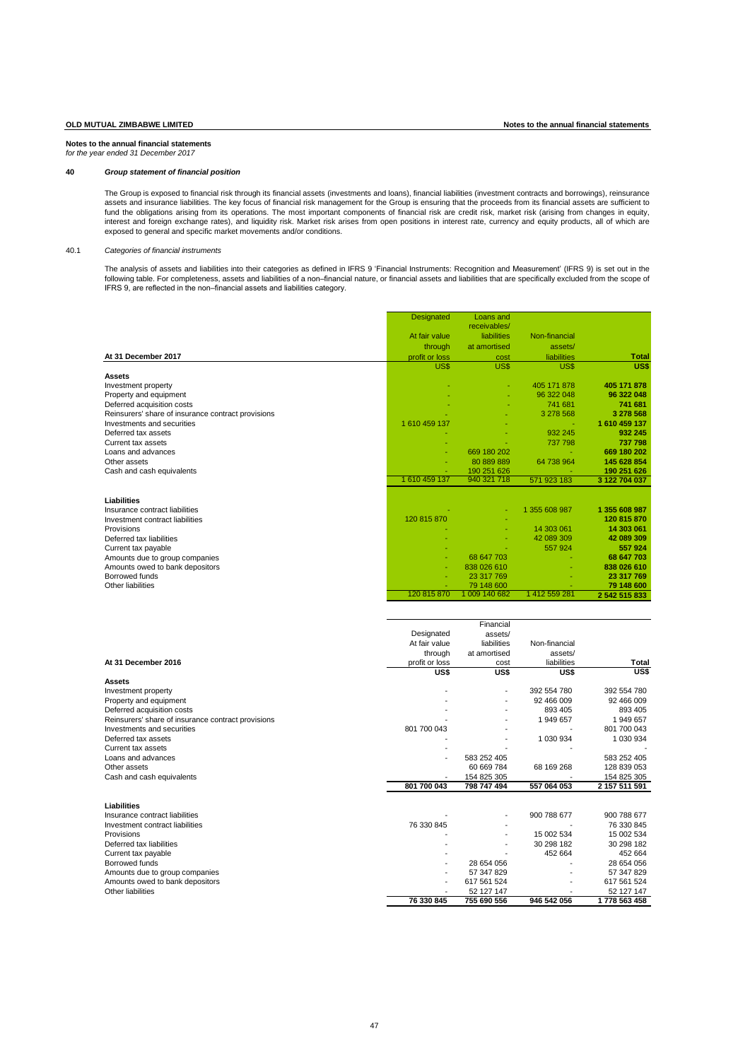**Notes to the annual financial statements**
*for the year ended 31 December 2017*

## 40 *Group statement of financial position*

The Group is exposed to financial risk through its financial assets (investments and loans), financial liabilities (investment contracts and borrowings), reinsurance assets and insurance liabilities. The key focus of financial risk management for the Group is ensuring that the proceeds from its financial assets are sufficient to fund the obligations arising from its operations. The most important components of financial risk are credit risk, market risk (arising from changes in equity, interest and foreign exchange rates), and liquidity risk. Market risk arises from open positions in interest rate, currency and equity products, all of which are exposed to general and specific market movements and/or conditions.

### 40.1 *Categories of financial instruments*

The analysis of assets and liabilities into their categories as defined in IFRS 9 'Financial Instruments: Recognition and Measurement' (IFRS 9) is set out in the following table. For completeness, assets and liabilities of a non–financial nature, or financial assets and liabilities that are specifically excluded from the scope of IFRS 9, are reflected in the non–financial assets and liabilities category.

| At 31 December 2017 | Designated At fair value through profit or loss | Loans and receivables/ liabilities at amortised cost | Non-financial assets/ liabilities | Total |
|---|---|---|---|---|
| | US$ | US$ | US$ | US$ |
| **Assets** | | | | |
| Investment property | - | - | 405 171 878 | 405 171 878 |
| Property and equipment | - | - | 96 322 048 | 96 322 048 |
| Deferred acquisition costs | - | - | 741 681 | 741 681 |
| Reinsurers' share of insurance contract provisions | - | - | 3 278 568 | 3 278 568 |
| Investments and securities | 1 610 459 137 | - | - | 1 610 459 137 |
| Deferred tax assets | - | - | 932 245 | 932 245 |
| Current tax assets | - | - | 737 798 | 737 798 |
| Loans and advances | - | 669 180 202 | - | 669 180 202 |
| Other assets | - | 80 889 889 | 64 738 964 | 145 628 854 |
| Cash and cash equivalents | - | 190 251 626 | - | 190 251 626 |
| | 1 610 459 137 | 940 321 718 | 571 923 183 | 3 122 704 037 |
| **Liabilities** | | | | |
| Insurance contract liabilities | - | - | 1 355 608 987 | 1 355 608 987 |
| Investment contract liabilities | 120 815 870 | - | | 120 815 870 |
| Provisions | - | - | 14 303 061 | 14 303 061 |
| Deferred tax liabilities | - | - | 42 089 309 | 42 089 309 |
| Current tax payable | - | - | 557 924 | 557 924 |
| Amounts due to group companies | - | 68 647 703 | - | 68 647 703 |
| Amounts owed to bank depositors | - | 838 026 610 | - | 838 026 610 |
| Borrowed funds | - | 23 317 769 | - | 23 317 769 |
| Other liabilities | - | 79 148 600 | - | 79 148 600 |
| | 120 815 870 | 1 009 140 682 | 1 412 559 281 | 2 542 515 833 |

| At 31 December 2016 | Designated At fair value through profit or loss | Financial assets/ liabilities at amortised cost | Non-financial assets/ liabilities | Total |
|---|---|---|---|---|
| | US$ | US$ | US$ | US$ |
| **Assets** | | | | |
| Investment property | - | - | 392 554 780 | 392 554 780 |
| Property and equipment | - | - | 92 466 009 | 92 466 009 |
| Deferred acquisition costs | - | - | 893 405 | 893 405 |
| Reinsurers' share of insurance contract provisions | - | - | 1 949 657 | 1 949 657 |
| Investments and securities | 801 700 043 | - | - | 801 700 043 |
| Deferred tax assets | - | - | 1 030 934 | 1 030 934 |
| Current tax assets | - | - | - | - |
| Loans and advances | - | 583 252 405 | | 583 252 405 |
| Other assets | | 60 669 784 | 68 169 268 | 128 839 053 |
| Cash and cash equivalents | - | 154 825 305 | - | 154 825 305 |
| | **801 700 043** | **798 747 494** | **557 064 053** | **2 157 511 591** |
| **Liabilities** | | | | |
| Insurance contract liabilities | - | - | 900 788 677 | 900 788 677 |
| Investment contract liabilities | 76 330 845 | - | - | 76 330 845 |
| Provisions | - | - | 15 002 534 | 15 002 534 |
| Deferred tax liabilities | - | - | 30 298 182 | 30 298 182 |
| Current tax payable | - | - | 452 664 | 452 664 |
| Borrowed funds | - | 28 654 056 | - | 28 654 056 |
| Amounts due to group companies | - | 57 347 829 | - | 57 347 829 |
| Amounts owed to bank depositors | - | 617 561 524 | - | 617 561 524 |
| Other liabilities | - | 52 127 147 | - | 52 127 147 |
| | **76 330 845** | **755 690 556** | **946 542 056** | **1 778 563 458** |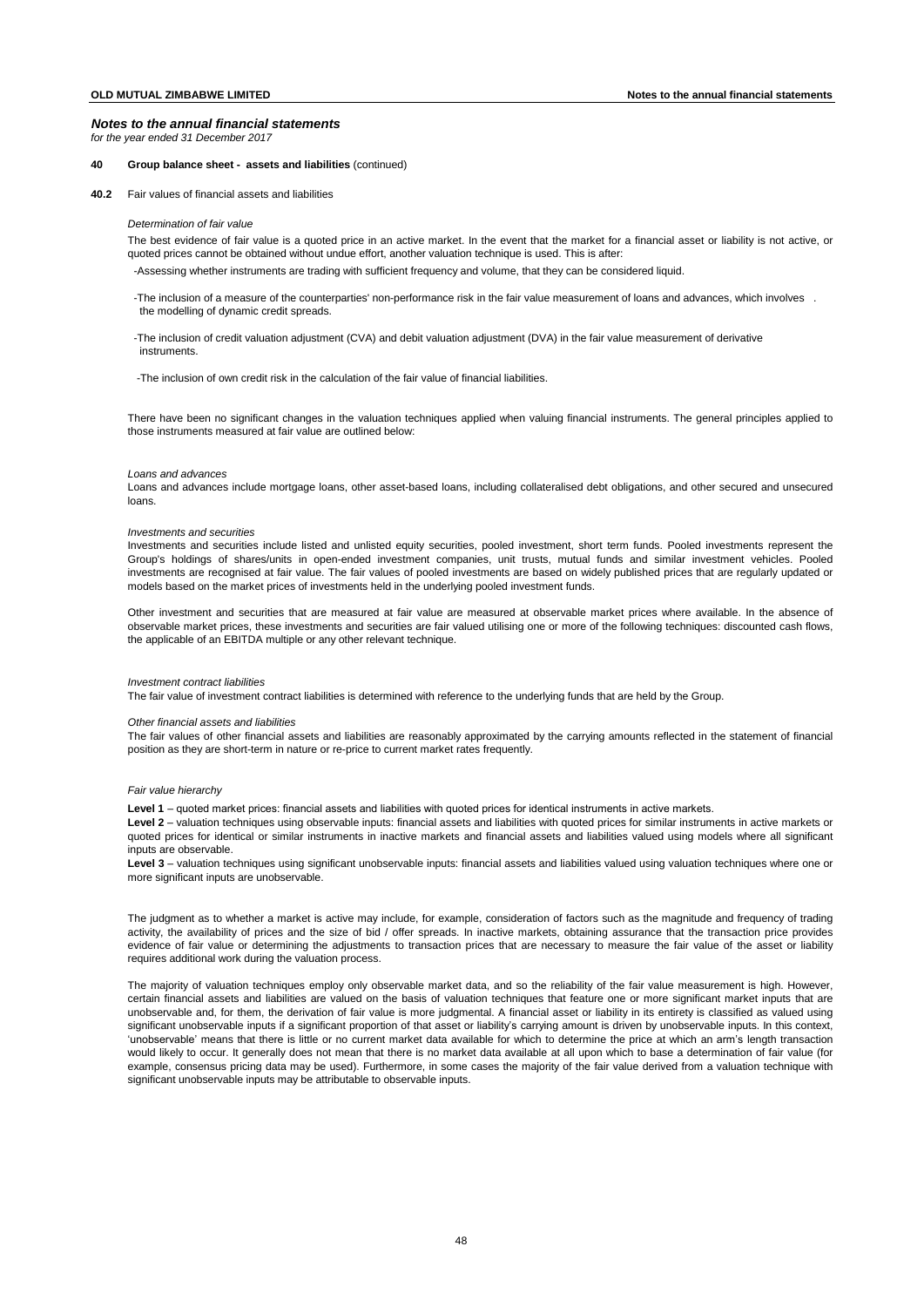## Notes to the annual financial statements

*for the year ended 31 December 2017*

**40 Group balance sheet - assets and liabilities** (continued)

**40.2** Fair values of financial assets and liabilities

*Determination of fair value*

The best evidence of fair value is a quoted price in an active market. In the event that the market for a financial asset or liability is not active, or quoted prices cannot be obtained without undue effort, another valuation technique is used. This is after:

-Assessing whether instruments are trading with sufficient frequency and volume, that they can be considered liquid.

-The inclusion of a measure of the counterparties' non-performance risk in the fair value measurement of loans and advances, which involves . the modelling of dynamic credit spreads.

-The inclusion of credit valuation adjustment (CVA) and debit valuation adjustment (DVA) in the fair value measurement of derivative instruments.

-The inclusion of own credit risk in the calculation of the fair value of financial liabilities.

There have been no significant changes in the valuation techniques applied when valuing financial instruments. The general principles applied to those instruments measured at fair value are outlined below:

*Loans and advances*

Loans and advances include mortgage loans, other asset-based loans, including collateralised debt obligations, and other secured and unsecured loans.

*Investments and securities*

Investments and securities include listed and unlisted equity securities, pooled investment, short term funds. Pooled investments represent the Group's holdings of shares/units in open-ended investment companies, unit trusts, mutual funds and similar investment vehicles. Pooled investments are recognised at fair value. The fair values of pooled investments are based on widely published prices that are regularly updated or models based on the market prices of investments held in the underlying pooled investment funds.

Other investment and securities that are measured at fair value are measured at observable market prices where available. In the absence of observable market prices, these investments and securities are fair valued utilising one or more of the following techniques: discounted cash flows, the applicable of an EBITDA multiple or any other relevant technique.

*Investment contract liabilities*

The fair value of investment contract liabilities is determined with reference to the underlying funds that are held by the Group.

*Other financial assets and liabilities*

The fair values of other financial assets and liabilities are reasonably approximated by the carrying amounts reflected in the statement of financial position as they are short-term in nature or re-price to current market rates frequently.

*Fair value hierarchy*

**Level 1** – quoted market prices: financial assets and liabilities with quoted prices for identical instruments in active markets.

**Level 2** – valuation techniques using observable inputs: financial assets and liabilities with quoted prices for similar instruments in active markets or quoted prices for identical or similar instruments in inactive markets and financial assets and liabilities valued using models where all significant inputs are observable.

**Level 3** – valuation techniques using significant unobservable inputs: financial assets and liabilities valued using valuation techniques where one or more significant inputs are unobservable.

The judgment as to whether a market is active may include, for example, consideration of factors such as the magnitude and frequency of trading activity, the availability of prices and the size of bid / offer spreads. In inactive markets, obtaining assurance that the transaction price provides evidence of fair value or determining the adjustments to transaction prices that are necessary to measure the fair value of the asset or liability requires additional work during the valuation process.

The majority of valuation techniques employ only observable market data, and so the reliability of the fair value measurement is high. However, certain financial assets and liabilities are valued on the basis of valuation techniques that feature one or more significant market inputs that are unobservable and, for them, the derivation of fair value is more judgmental. A financial asset or liability in its entirety is classified as valued using significant unobservable inputs if a significant proportion of that asset or liability's carrying amount is driven by unobservable inputs. In this context, 'unobservable' means that there is little or no current market data available for which to determine the price at which an arm's length transaction would likely to occur. It generally does not mean that there is no market data available at all upon which to base a determination of fair value (for example, consensus pricing data may be used). Furthermore, in some cases the majority of the fair value derived from a valuation technique with significant unobservable inputs may be attributable to observable inputs.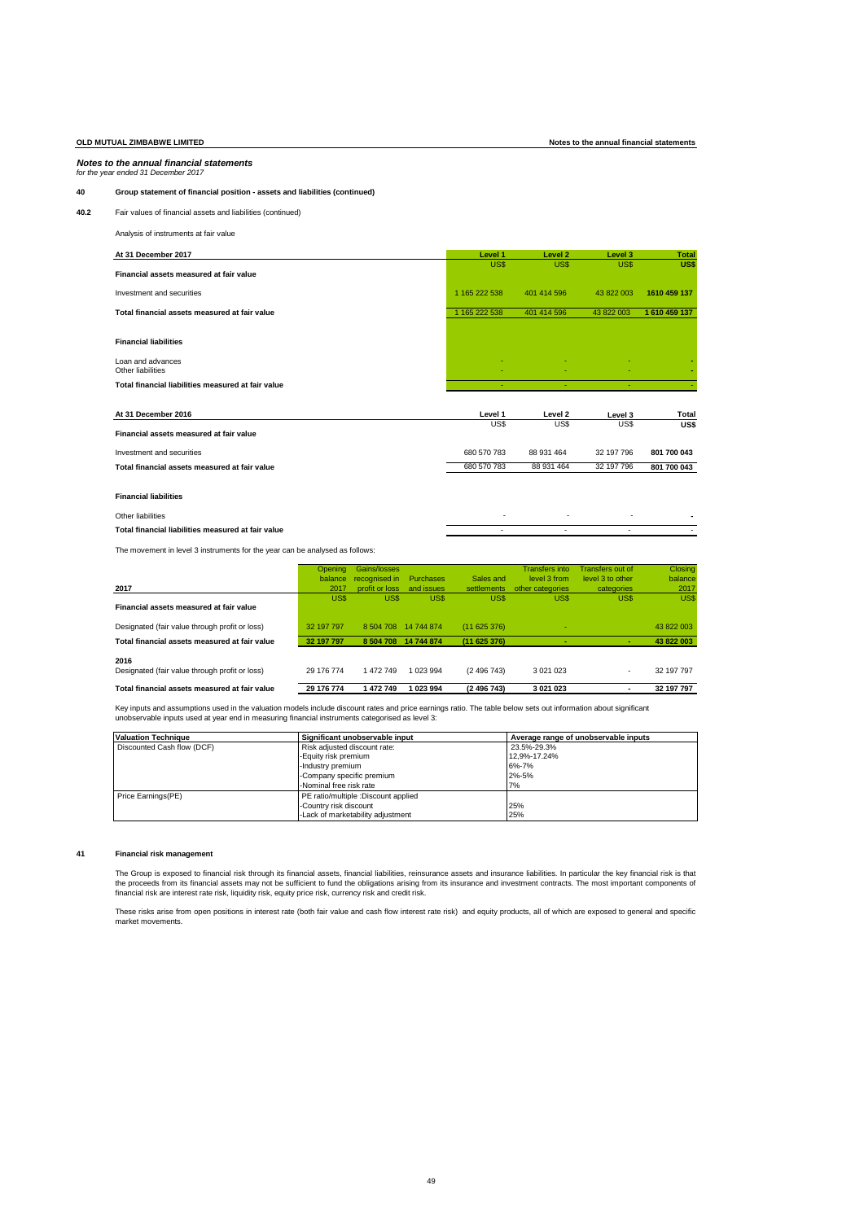*Notes to the annual financial statements*
*for the year ended 31 December 2017*

**40 Group statement of financial position - assets and liabilities (continued)**

**40.2** Fair values of financial assets and liabilities (continued)

Analysis of instruments at fair value

| At 31 December 2017 | Level 1 | Level 2 | Level 3 | Total |
|---|---|---|---|---|
| | US$ | US$ | US$ | US$ |
| **Financial assets measured at fair value** | | | | |
| Investment and securities | 1 165 222 538 | 401 414 596 | 43 822 003 | 1610 459 137 |
| **Total financial assets measured at fair value** | 1 165 222 538 | 401 414 596 | 43 822 003 | 1 610 459 137 |
| **Financial liabilities** | | | | |
| Loan and advances | - | - | - | - |
| Other liabilities | - | - | - | - |
| **Total financial liabilities measured at fair value** | - | - | - | - |

| At 31 December 2016 | Level 1 | Level 2 | Level 3 | Total |
|---|---|---|---|---|
| | US$ | US$ | US$ | US$ |
| **Financial assets measured at fair value** | | | | |
| Investment and securities | 680 570 783 | 88 931 464 | 32 197 796 | 801 700 043 |
| **Total financial assets measured at fair value** | 680 570 783 | 88 931 464 | 32 197 796 | 801 700 043 |
| **Financial liabilities** | | | | |
| Other liabilities | - | - | - | - |
| **Total financial liabilities measured at fair value** | - | - | - | - |

The movement in level 3 instruments for the year can be analysed as follows:

| 2017 | Opening balance 2017 | Gains/losses recognised in profit or loss | Purchases and issues | Sales and settlements | Transfers into level 3 from other categories | Transfers out of level 3 to other categories | Closing balance 2017 |
|---|---|---|---|---|---|---|---|
| | US$ | US$ | US$ | US$ | US$ | US$ | US$ |
| **Financial assets measured at fair value** | | | | | | | |
| Designated (fair value through profit or loss) | 32 197 797 | 8 504 708 | 14 744 874 | (11 625 376) | - | | 43 822 003 |
| **Total financial assets measured at fair value** | 32 197 797 | 8 504 708 | 14 744 874 | (11 625 376) | - | - | 43 822 003 |
| **2016** | | | | | | | |
| Designated (fair value through profit or loss) | 29 176 774 | 1 472 749 | 1 023 994 | (2 496 743) | 3 021 023 | - | 32 197 797 |
| **Total financial assets measured at fair value** | 29 176 774 | 1 472 749 | 1 023 994 | (2 496 743) | 3 021 023 | - | 32 197 797 |

Key inputs and assumptions used in the valuation models include discount rates and price earnings ratio. The table below sets out information about significant unobservable inputs used at year end in measuring financial instruments categorised as level 3:

| Valuation Technique | Significant unobservable input | Average range of unobservable inputs |
|---|---|---|
| Discounted Cash flow (DCF) | Risk adjusted discount rate: | 23.5%-29.3% |
| | -Equity risk premium | 12,9%-17.24% |
| | -Industry premium | 6%-7% |
| | -Company specific premium | 2%-5% |
| | -Nominal free risk rate | 7% |
| Price Earnings(PE) | PE ratio/multiple :Discount applied | |
| | -Country risk discount | 25% |
| | -Lack of marketability adjustment | 25% |

**41 Financial risk management**

The Group is exposed to financial risk through its financial assets, financial liabilities, reinsurance assets and insurance liabilities. In particular the key financial risk is that the proceeds from its financial assets may not be sufficient to fund the obligations arising from its insurance and investment contracts. The most important components of financial risk are interest rate risk, liquidity risk, equity price risk, currency risk and credit risk.

These risks arise from open positions in interest rate (both fair value and cash flow interest rate risk) and equity products, all of which are exposed to general and specific market movements.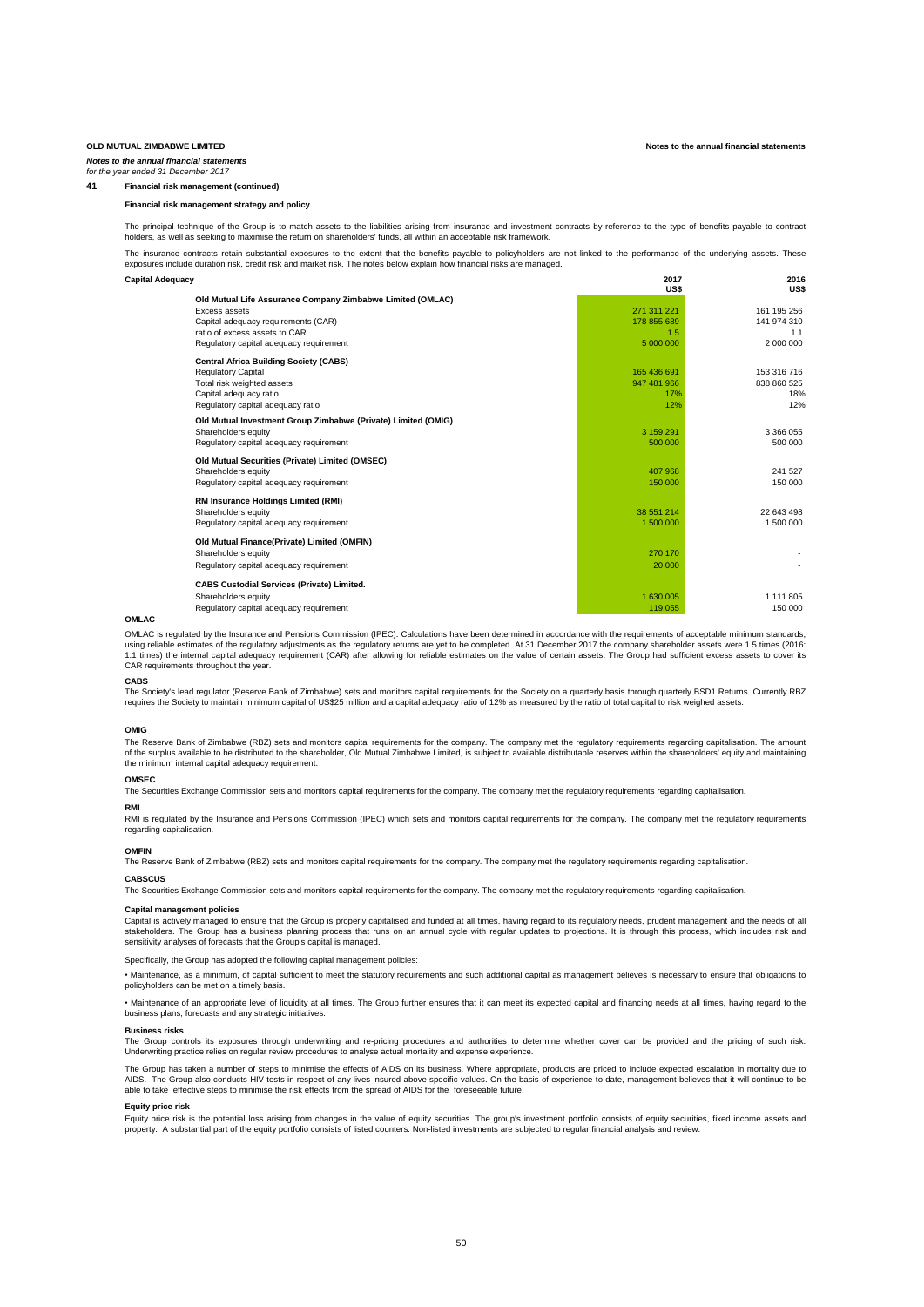*Notes to the annual financial statements*
*for the year ended 31 December 2017*

## 41 Financial risk management (continued)

### Financial risk management strategy and policy

The principal technique of the Group is to match assets to the liabilities arising from insurance and investment contracts by reference to the type of benefits payable to contract holders, as well as seeking to maximise the return on shareholders' funds, all within an acceptable risk framework.

The insurance contracts retain substantial exposures to the extent that the benefits payable to policyholders are not linked to the performance of the underlying assets. These exposures include duration risk, credit risk and market risk. The notes below explain how financial risks are managed.

**Capital Adequacy**

| | 2017 US$ | 2016 US$ |
|---|---|---|
| **Old Mutual Life Assurance Company Zimbabwe Limited (OMLAC)** | | |
| Excess assets | 271 311 221 | 161 195 256 |
| Capital adequacy requirements (CAR) | 178 855 689 | 141 974 310 |
| ratio of excess assets to CAR | 1.5 | 1.1 |
| Regulatory capital adequacy requirement | 5 000 000 | 2 000 000 |
| **Central Africa Building Society (CABS)** | | |
| Regulatory Capital | 165 436 691 | 153 316 716 |
| Total risk weighted assets | 947 481 966 | 838 860 525 |
| Capital adequacy ratio | 17% | 18% |
| Regulatory capital adequacy ratio | 12% | 12% |
| **Old Mutual Investment Group Zimbabwe (Private) Limited (OMIG)** | | |
| Shareholders equity | 3 159 291 | 3 366 055 |
| Regulatory capital adequacy requirement | 500 000 | 500 000 |
| **Old Mutual Securities (Private) Limited (OMSEC)** | | |
| Shareholders equity | 407 968 | 241 527 |
| Regulatory capital adequacy requirement | 150 000 | 150 000 |
| **RM Insurance Holdings Limited (RMI)** | | |
| Shareholders equity | 38 551 214 | 22 643 498 |
| Regulatory capital adequacy requirement | 1 500 000 | 1 500 000 |
| **Old Mutual Finance(Private) Limited (OMFIN)** | | |
| Shareholders equity | 270 170 | - |
| Regulatory capital adequacy requirement | 20 000 | - |
| **CABS Custodial Services (Private) Limited.** | | |
| Shareholders equity | 1 630 005 | 1 111 805 |
| Regulatory capital adequacy requirement | 119,055 | 150 000 |

**OMLAC**

OMLAC is regulated by the Insurance and Pensions Commission (IPEC). Calculations have been determined in accordance with the requirements of acceptable minimum standards, using reliable estimates of the regulatory adjustments as the regulatory returns are yet to be completed. At 31 December 2017 the company shareholder assets were 1.5 times (2016: 1.1 times) the internal capital adequacy requirement (CAR) after allowing for reliable estimates on the value of certain assets. The Group had sufficient excess assets to cover its CAR requirements throughout the year.

**CABS**

The Society's lead regulator (Reserve Bank of Zimbabwe) sets and monitors capital requirements for the Society on a quarterly basis through quarterly BSD1 Returns. Currently RBZ requires the Society to maintain minimum capital of US$25 million and a capital adequacy ratio of 12% as measured by the ratio of total capital to risk weighed assets.

**OMIG**

The Reserve Bank of Zimbabwe (RBZ) sets and monitors capital requirements for the company. The company met the regulatory requirements regarding capitalisation. The amount of the surplus available to be distributed to the shareholder, Old Mutual Zimbabwe Limited, is subject to available distributable reserves within the shareholders' equity and maintaining the minimum internal capital adequacy requirement.

**OMSEC**

The Securities Exchange Commission sets and monitors capital requirements for the company. The company met the regulatory requirements regarding capitalisation.

**RMI**

RMI is regulated by the Insurance and Pensions Commission (IPEC) which sets and monitors capital requirements for the company. The company met the regulatory requirements regarding capitalisation.

**OMFIN**

The Reserve Bank of Zimbabwe (RBZ) sets and monitors capital requirements for the company. The company met the regulatory requirements regarding capitalisation.

**CABSCUS**

The Securities Exchange Commission sets and monitors capital requirements for the company. The company met the regulatory requirements regarding capitalisation.

**Capital management policies**

Capital is actively managed to ensure that the Group is properly capitalised and funded at all times, having regard to its regulatory needs, prudent management and the needs of all stakeholders. The Group has a business planning process that runs on an annual cycle with regular updates to projections. It is through this process, which includes risk and sensitivity analyses of forecasts that the Group's capital is managed.

Specifically, the Group has adopted the following capital management policies:

• Maintenance, as a minimum, of capital sufficient to meet the statutory requirements and such additional capital as management believes is necessary to ensure that obligations to policyholders can be met on a timely basis.

• Maintenance of an appropriate level of liquidity at all times. The Group further ensures that it can meet its expected capital and financing needs at all times, having regard to the business plans, forecasts and any strategic initiatives.

**Business risks**

The Group controls its exposures through underwriting and re-pricing procedures and authorities to determine whether cover can be provided and the pricing of such risk. Underwriting practice relies on regular review procedures to analyse actual mortality and expense experience.

The Group has taken a number of steps to minimise the effects of AIDS on its business. Where appropriate, products are priced to include expected escalation in mortality due to AIDS. The Group also conducts HIV tests in respect of any lives insured above specific values. On the basis of experience to date, management believes that it will continue to be able to take effective steps to minimise the risk effects from the spread of AIDS for the foreseeable future.

**Equity price risk**

Equity price risk is the potential loss arising from changes in the value of equity securities. The group's investment portfolio consists of equity securities, fixed income assets and property. A substantial part of the equity portfolio consists of listed counters. Non-listed investments are subjected to regular financial analysis and review.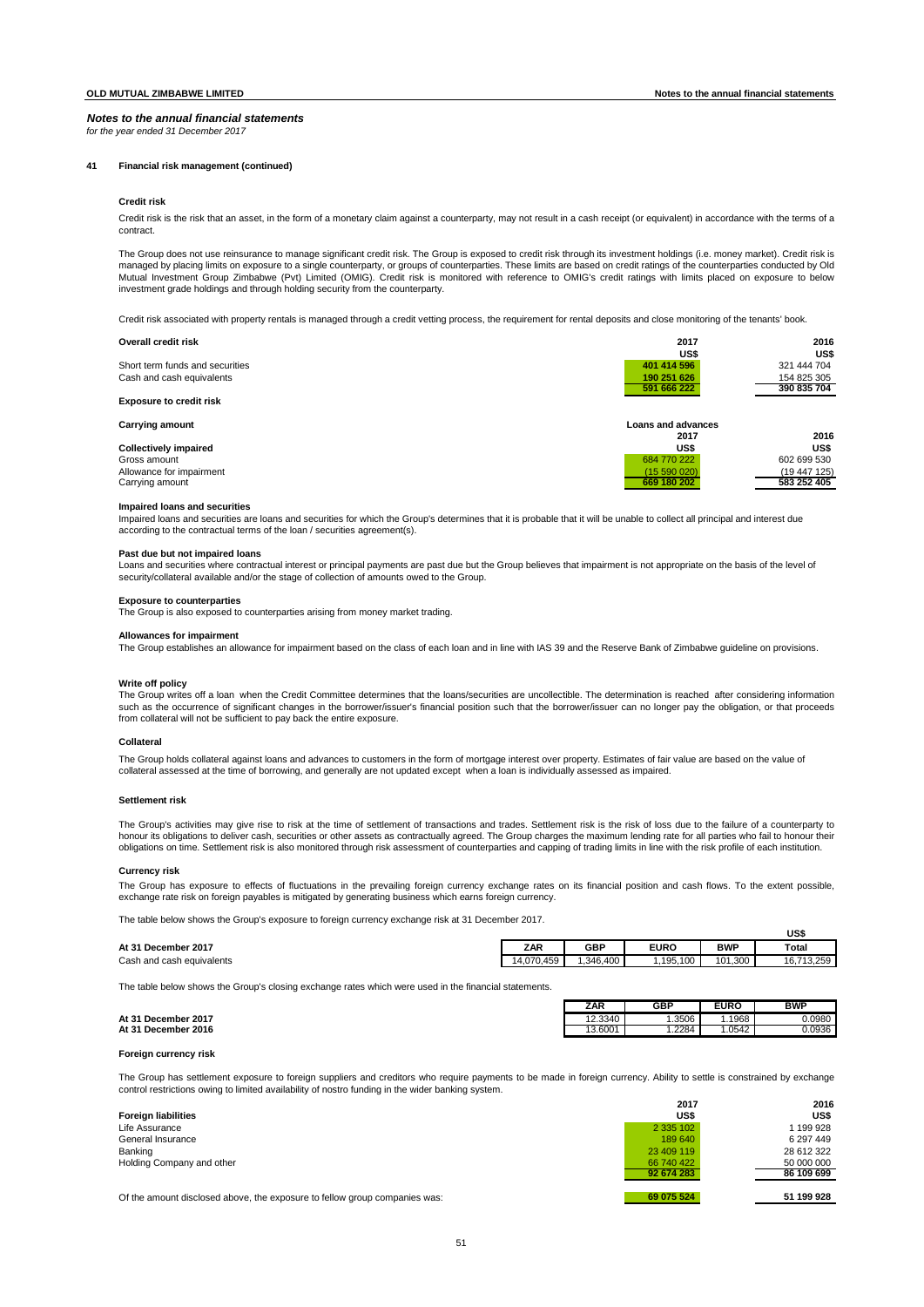# Notes to the annual financial statements

*for the year ended 31 December 2017*

## 41 Financial risk management (continued)

### Credit risk

Credit risk is the risk that an asset, in the form of a monetary claim against a counterparty, may not result in a cash receipt (or equivalent) in accordance with the terms of a contract.

The Group does not use reinsurance to manage significant credit risk. The Group is exposed to credit risk through its investment holdings (i.e. money market). Credit risk is managed by placing limits on exposure to a single counterparty, or groups of counterparties. These limits are based on credit ratings of the counterparties conducted by Old Mutual Investment Group Zimbabwe (Pvt) Limited (OMIG). Credit risk is monitored with reference to OMIG's credit ratings with limits placed on exposure to below investment grade holdings and through holding security from the counterparty.

Credit risk associated with property rentals is managed through a credit vetting process, the requirement for rental deposits and close monitoring of the tenants' book.

| Overall credit risk | 2017 | 2016 |
|---|---|---|
| | US$ | US$ |
| Short term funds and securities | 401 414 596 | 321 444 704 |
| Cash and cash equivalents | 190 251 626 | 154 825 305 |
| | 591 666 222 | 390 835 704 |

**Exposure to credit risk**

| Carrying amount | Loans and advances | |
|---|---|---|
| | 2017 | 2016 |
| **Collectively impaired** | US$ | US$ |
| Gross amount | 684 770 222 | 602 699 530 |
| Allowance for impairment | (15 590 020) | (19 447 125) |
| Carrying amount | 669 180 202 | 583 252 405 |

**Impaired loans and securities**

Impaired loans and securities are loans and securities for which the Group's determines that it is probable that it will be unable to collect all principal and interest due according to the contractual terms of the loan / securities agreement(s).

**Past due but not impaired loans**

Loans and securities where contractual interest or principal payments are past due but the Group believes that impairment is not appropriate on the basis of the level of security/collateral available and/or the stage of collection of amounts owed to the Group.

**Exposure to counterparties**

The Group is also exposed to counterparties arising from money market trading.

**Allowances for impairment**

The Group establishes an allowance for impairment based on the class of each loan and in line with IAS 39 and the Reserve Bank of Zimbabwe guideline on provisions.

**Write off policy**

The Group writes off a loan when the Credit Committee determines that the loans/securities are uncollectible. The determination is reached after considering information such as the occurrence of significant changes in the borrower/issuer's financial position such that the borrower/issuer can no longer pay the obligation, or that proceeds from collateral will not be sufficient to pay back the entire exposure.

**Collateral**

The Group holds collateral against loans and advances to customers in the form of mortgage interest over property. Estimates of fair value are based on the value of collateral assessed at the time of borrowing, and generally are not updated except when a loan is individually assessed as impaired.

### Settlement risk

The Group's activities may give rise to risk at the time of settlement of transactions and trades. Settlement risk is the risk of loss due to the failure of a counterparty to honour its obligations to deliver cash, securities or other assets as contractually agreed. The Group charges the maximum lending rate for all parties who fail to honour their obligations on time. Settlement risk is also monitored through risk assessment of counterparties and capping of trading limits in line with the risk profile of each institution.

### Currency risk

The Group has exposure to effects of fluctuations in the prevailing foreign currency exchange rates on its financial position and cash flows. To the extent possible, exchange rate risk on foreign payables is mitigated by generating business which earns foreign currency.

The table below shows the Group's exposure to foreign currency exchange risk at 31 December 2017.

| | | | | | US$ |
|---|---|---|---|---|---|
| **At 31 December 2017** | **ZAR** | **GBP** | **EURO** | **BWP** | **Total** |
| Cash and cash equivalents | 14,070,459 | 1,346,400 | 1,195,100 | 101,300 | 16,713,259 |

The table below shows the Group's closing exchange rates which were used in the financial statements.

| | ZAR | GBP | EURO | BWP |
|---|---|---|---|---|
| **At 31 December 2017** | 12.3340 | 1.3506 | 1.1968 | 0.0980 |
| **At 31 December 2016** | 13.6001 | 1.2284 | 1.0542 | 0.0936 |

### Foreign currency risk

The Group has settlement exposure to foreign suppliers and creditors who require payments to be made in foreign currency. Ability to settle is constrained by exchange control restrictions owing to limited availability of nostro funding in the wider banking system.

| Foreign liabilities | 2017 | 2016 |
|---|---|---|
| | US$ | US$ |
| Life Assurance | 2 335 102 | 1 199 928 |
| General Insurance | 189 640 | 6 297 449 |
| Banking | 23 409 119 | 28 612 322 |
| Holding Company and other | 66 740 422 | 50 000 000 |
| | 92 674 283 | 86 109 699 |
| Of the amount disclosed above, the exposure to fellow group companies was: | 69 075 524 | 51 199 928 |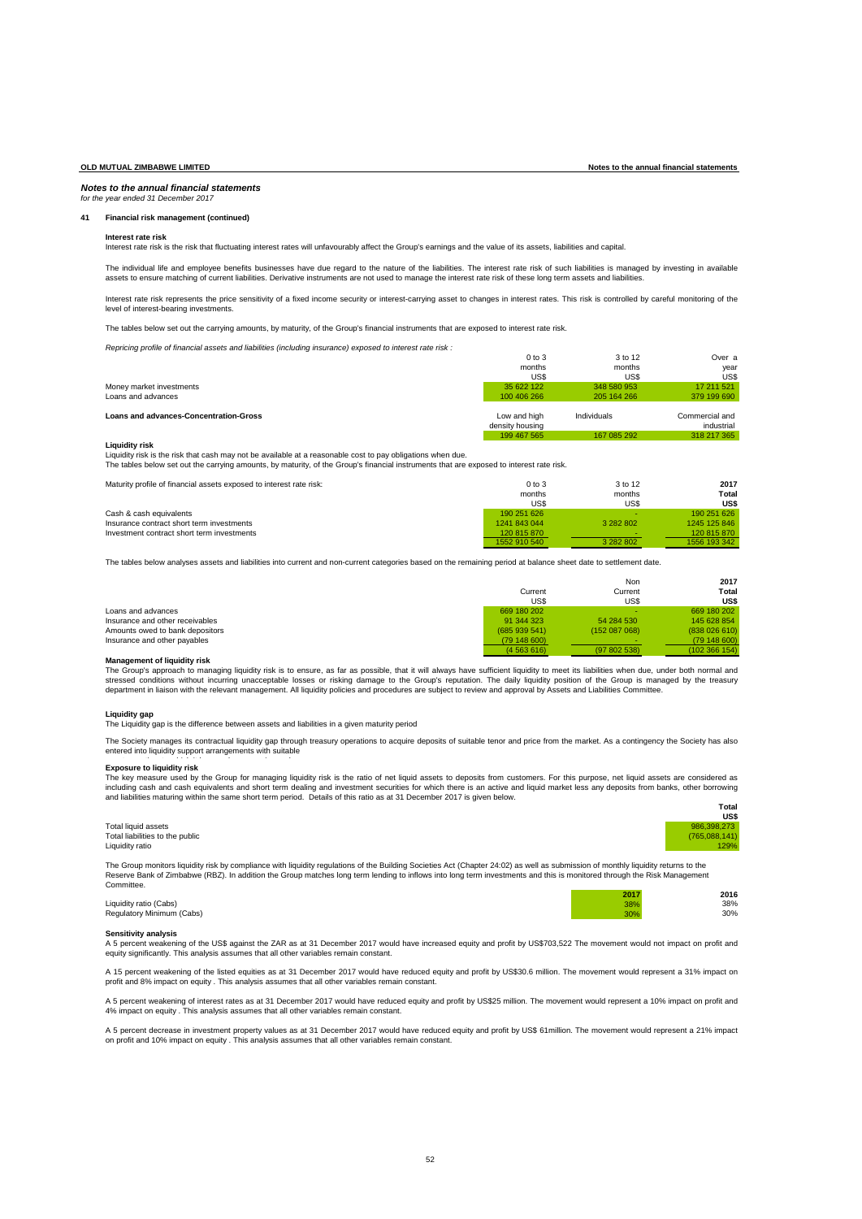*Notes to the annual financial statements*
*for the year ended 31 December 2017*

## 41 Financial risk management (continued)

**Interest rate risk**

Interest rate risk is the risk that fluctuating interest rates will unfavourably affect the Group's earnings and the value of its assets, liabilities and capital.

The individual life and employee benefits businesses have due regard to the nature of the liabilities. The interest rate risk of such liabilities is managed by investing in available assets to ensure matching of current liabilities. Derivative instruments are not used to manage the interest rate risk of these long term assets and liabilities.

Interest rate risk represents the price sensitivity of a fixed income security or interest-carrying asset to changes in interest rates. This risk is controlled by careful monitoring of the level of interest-bearing investments.

The tables below set out the carrying amounts, by maturity, of the Group's financial instruments that are exposed to interest rate risk.

*Repricing profile of financial assets and liabilities (including insurance) exposed to interest rate risk :*

| | 0 to 3 months US$ | 3 to 12 months US$ | Over a year US$ |
|---|---|---|---|
| Money market investments | 35 622 122 | 348 580 953 | 17 211 521 |
| Loans and advances | 100 406 266 | 205 164 266 | 379 199 690 |
| | | | |
| **Loans and advances-Concentration-Gross** | Low and high density housing | Individuals | Commercial and industrial |
| | 199 467 565 | 167 085 292 | 318 217 365 |

**Liquidity risk**

Liquidity risk is the risk that cash may not be available at a reasonable cost to pay obligations when due.
The tables below set out the carrying amounts, by maturity, of the Group's financial instruments that are exposed to interest rate risk.

| Maturity profile of financial assets exposed to interest rate risk: | 0 to 3 months US$ | 3 to 12 months US$ | **2017 Total US$** |
|---|---|---|---|
| Cash & cash equivalents | 190 251 626 | - | 190 251 626 |
| Insurance contract short term investments | 1241 843 044 | 3 282 802 | 1245 125 846 |
| Investment contract short term investments | 120 815 870 | - | 120 815 870 |
| | 1552 910 540 | 3 282 802 | 1556 193 342 |

The tables below analyses assets and liabilities into current and non-current categories based on the remaining period at balance sheet date to settlement date.

| | Current US$ | Non Current US$ | **2017 Total US$** |
|---|---|---|---|
| Loans and advances | 669 180 202 | - | 669 180 202 |
| Insurance and other receivables | 91 344 323 | 54 284 530 | 145 628 854 |
| Amounts owed to bank depositors | (685 939 541) | (152 087 068) | (838 026 610) |
| Insurance and other payables | (79 148 600) | - | (79 148 600) |
| | (4 563 616) | (97 802 538) | (102 366 154) |

**Management of liquidity risk**

The Group's approach to managing liquidity risk is to ensure, as far as possible, that it will always have sufficient liquidity to meet its liabilities when due, under both normal and stressed conditions without incurring unacceptable losses or risking damage to the Group's reputation. The daily liquidity position of the Group is managed by the treasury department in liaison with the relevant management. All liquidity policies and procedures are subject to review and approval by Assets and Liabilities Committee.

**Liquidity gap**

The Liquidity gap is the difference between assets and liabilities in a given maturity period

The Society manages its contractual liquidity gap through treasury operations to acquire deposits of suitable tenor and price from the market. As a contingency the Society has also entered into liquidity support arrangements with suitable

**Exposure to liquidity risk**

The key measure used by the Group for managing liquidity risk is the ratio of net liquid assets to deposits from customers. For this purpose, net liquid assets are considered as including cash and cash equivalents and short term dealing and investment securities for which there is an active and liquid market less any deposits from banks, other borrowing and liabilities maturing within the same short term period. Details of this ratio as at 31 December 2017 is given below.

| | **Total US$** |
|---|---|
| Total liquid assets | 986,398,273 |
| Total liabilities to the public | (765,088,141) |
| Liquidity ratio | 129% |

The Group monitors liquidity risk by compliance with liquidity regulations of the Building Societies Act (Chapter 24:02) as well as submission of monthly liquidity returns to the Reserve Bank of Zimbabwe (RBZ). In addition the Group matches long term lending to inflows into long term investments and this is monitored through the Risk Management Committee.

| | **2017** | **2016** |
|---|---|---|
| Liquidity ratio (Cabs) | 38% | 38% |
| Regulatory Minimum (Cabs) | 30% | 30% |

**Sensitivity analysis**

A 5 percent weakening of the US$ against the ZAR as at 31 December 2017 would have increased equity and profit by US$703,522 The movement would not impact on profit and equity significantly. This analysis assumes that all other variables remain constant.

A 15 percent weakening of the listed equities as at 31 December 2017 would have reduced equity and profit by US$30.6 million. The movement would represent a 31% impact on profit and 8% impact on equity . This analysis assumes that all other variables remain constant.

A 5 percent weakening of interest rates as at 31 December 2017 would have reduced equity and profit by US$25 million. The movement would represent a 10% impact on profit and 4% impact on equity . This analysis assumes that all other variables remain constant.

A 5 percent decrease in investment property values as at 31 December 2017 would have reduced equity and profit by US$ 61million. The movement would represent a 21% impact on profit and 10% impact on equity . This analysis assumes that all other variables remain constant.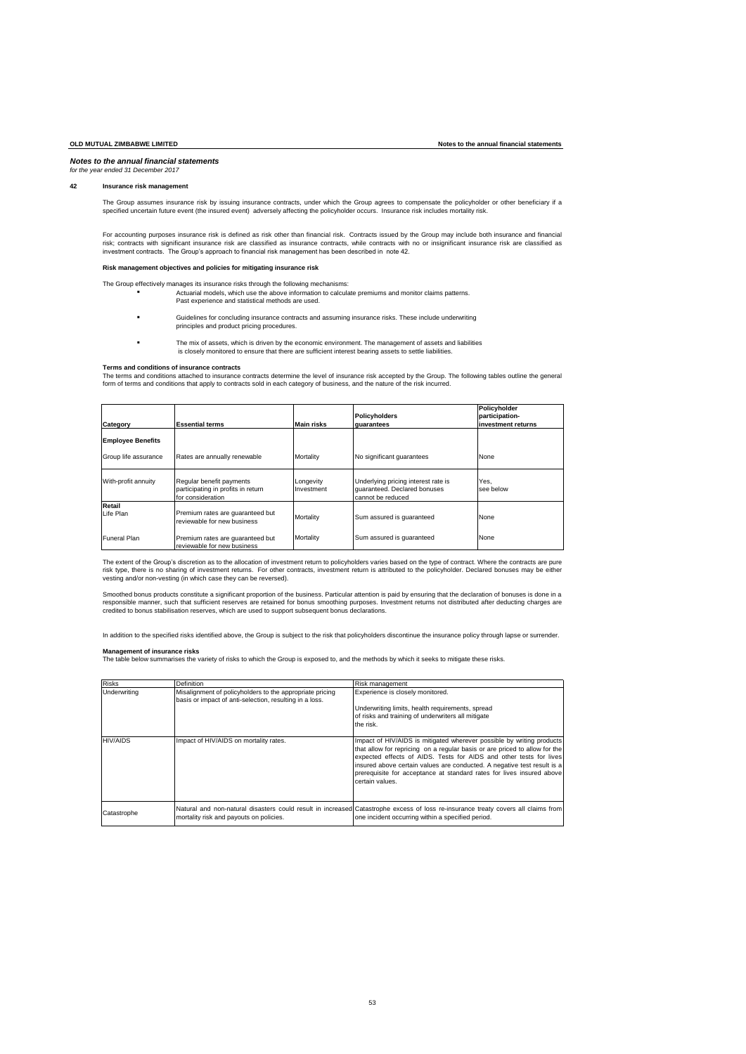## *Notes to the annual financial statements*

*for the year ended 31 December 2017*

### 42 Insurance risk management

The Group assumes insurance risk by issuing insurance contracts, under which the Group agrees to compensate the policyholder or other beneficiary if a specified uncertain future event (the insured event) adversely affecting the policyholder occurs. Insurance risk includes mortality risk.

For accounting purposes insurance risk is defined as risk other than financial risk. Contracts issued by the Group may include both insurance and financial risk; contracts with significant insurance risk are classified as insurance contracts, while contracts with no or insignificant insurance risk are classified as investment contracts. The Group's approach to financial risk management has been described in note 42.

**Risk management objectives and policies for mitigating insurance risk**

The Group effectively manages its insurance risks through the following mechanisms:

- Actuarial models, which use the above information to calculate premiums and monitor claims patterns. Past experience and statistical methods are used.
- Guidelines for concluding insurance contracts and assuming insurance risks. These include underwriting principles and product pricing procedures.
- The mix of assets, which is driven by the economic environment. The management of assets and liabilities is closely monitored to ensure that there are sufficient interest bearing assets to settle liabilities.

**Terms and conditions of insurance contracts**

The terms and conditions attached to insurance contracts determine the level of insurance risk accepted by the Group. The following tables outline the general form of terms and conditions that apply to contracts sold in each category of business, and the nature of the risk incurred.

| Category | Essential terms | Main risks | Policyholders guarantees | Policyholder participation- investment returns |
|---|---|---|---|---|
| **Employee Benefits** | | | | |
| Group life assurance | Rates are annually renewable | Mortality | No significant guarantees | None |
| With-profit annuity | Regular benefit payments participating in profits in return for consideration | Longevity Investment | Underlying pricing interest rate is guaranteed. Declared bonuses cannot be reduced | Yes, see below |
| **Retail** | | | | |
| Life Plan | Premium rates are guaranteed but reviewable for new business | Mortality | Sum assured is guaranteed | None |
| Funeral Plan | Premium rates are guaranteed but reviewable for new business | Mortality | Sum assured is guaranteed | None |

The extent of the Group's discretion as to the allocation of investment return to policyholders varies based on the type of contract. Where the contracts are pure risk type, there is no sharing of investment returns. For other contracts, investment return is attributed to the policyholder. Declared bonuses may be either vesting and/or non-vesting (in which case they can be reversed).

Smoothed bonus products constitute a significant proportion of the business. Particular attention is paid by ensuring that the declaration of bonuses is done in a responsible manner, such that sufficient reserves are retained for bonus smoothing purposes. Investment returns not distributed after deducting charges are credited to bonus stabilisation reserves, which are used to support subsequent bonus declarations.

In addition to the specified risks identified above, the Group is subject to the risk that policyholders discontinue the insurance policy through lapse or surrender.

**Management of insurance risks**

The table below summarises the variety of risks to which the Group is exposed to, and the methods by which it seeks to mitigate these risks.

| Risks | Definition | Risk management |
|---|---|---|
| Underwriting | Misalignment of policyholders to the appropriate pricing basis or impact of anti-selection, resulting in a loss. | Experience is closely monitored.<br><br>Underwriting limits, health requirements, spread of risks and training of underwriters all mitigate the risk. |
| HIV/AIDS | Impact of HIV/AIDS on mortality rates. | Impact of HIV/AIDS is mitigated wherever possible by writing products that allow for repricing on a regular basis or are priced to allow for the expected effects of AIDS. Tests for AIDS and other tests for lives insured above certain values are conducted. A negative test result is a prerequisite for acceptance at standard rates for lives insured above certain values. |
| Catastrophe | Natural and non-natural disasters could result in increased mortality risk and payouts on policies. | Catastrophe excess of loss re-insurance treaty covers all claims from one incident occurring within a specified period. |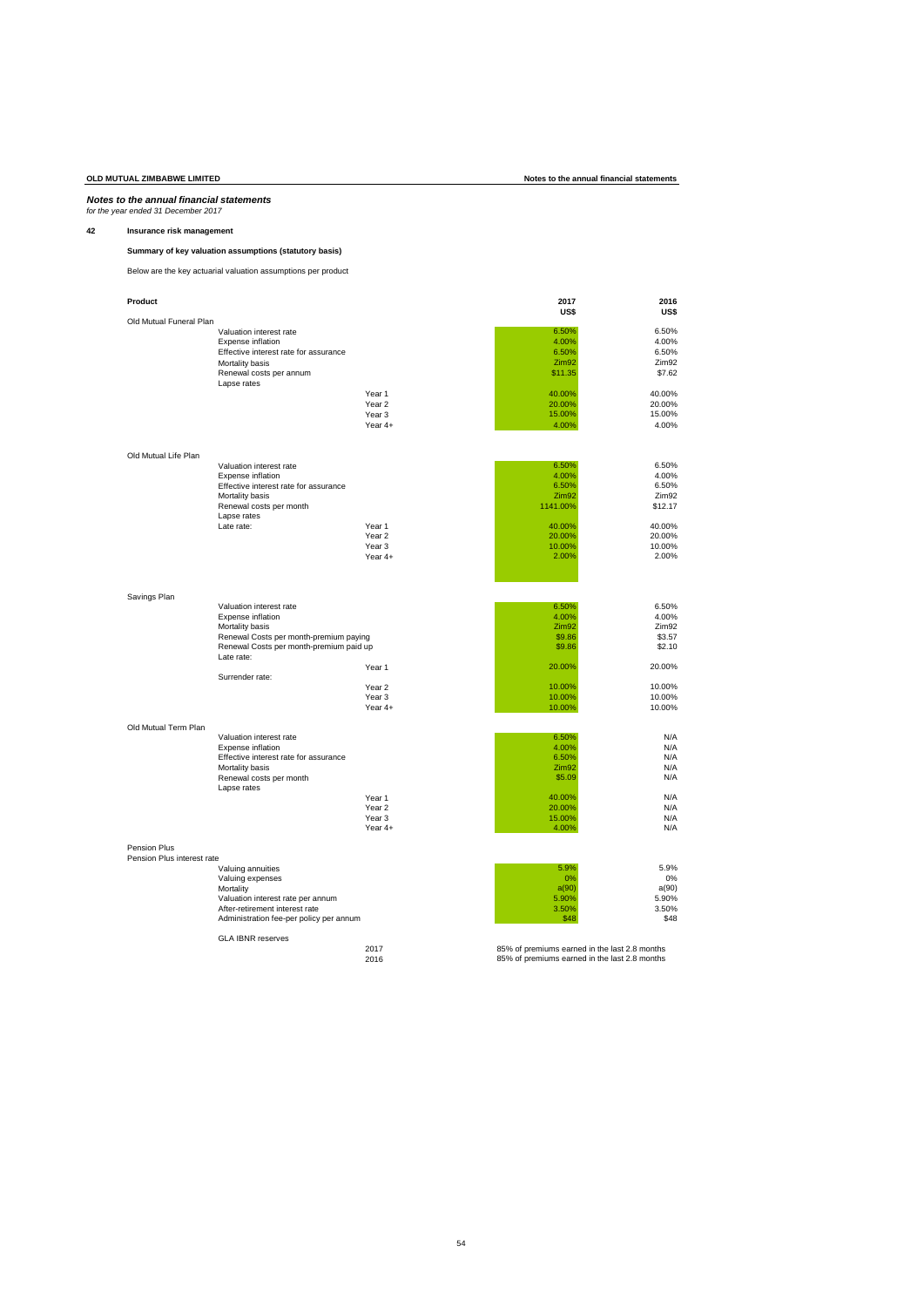*Notes to the annual financial statements*
*for the year ended 31 December 2017*

## 42 Insurance risk management

**Summary of key valuation assumptions (statutory basis)**

Below are the key actuarial valuation assumptions per product

| Product | | | 2017 US$ | 2016 US$ |
|---|---|---|---|---|
| Old Mutual Funeral Plan | | | | |
| | Valuation interest rate | | 6.50% | 6.50% |
| | Expense inflation | | 4.00% | 4.00% |
| | Effective interest rate for assurance | | 6.50% | 6.50% |
| | Mortality basis | | Zim92 | Zim92 |
| | Renewal costs per annum | | $11.35 | $7.62 |
| | Lapse rates | | | |
| | | Year 1 | 40.00% | 40.00% |
| | | Year 2 | 20.00% | 20.00% |
| | | Year 3 | 15.00% | 15.00% |
| | | Year 4+ | 4.00% | 4.00% |
| Old Mutual Life Plan | | | | |
| | Valuation interest rate | | 6.50% | 6.50% |
| | Expense inflation | | 4.00% | 4.00% |
| | Effective interest rate for assurance | | 6.50% | 6.50% |
| | Mortality basis | | Zim92 | Zim92 |
| | Renewal costs per month | | 1141.00% | $12.17 |
| | Lapse rates | | | |
| | Late rate: | Year 1 | 40.00% | 40.00% |
| | | Year 2 | 20.00% | 20.00% |
| | | Year 3 | 10.00% | 10.00% |
| | | Year 4+ | 2.00% | 2.00% |
| Savings Plan | | | | |
| | Valuation interest rate | | 6.50% | 6.50% |
| | Expense inflation | | 4.00% | 4.00% |
| | Mortality basis | | Zim92 | Zim92 |
| | Renewal Costs per month-premium paying | | $9.86 | $3.57 |
| | Renewal Costs per month-premium paid up | | $9.86 | $2.10 |
| | Late rate: | | | |
| | | Year 1 | 20.00% | 20.00% |
| | Surrender rate: | | | |
| | | Year 2 | 10.00% | 10.00% |
| | | Year 3 | 10.00% | 10.00% |
| | | Year 4+ | 10.00% | 10.00% |
| Old Mutual Term Plan | | | | |
| | Valuation interest rate | | 6.50% | N/A |
| | Expense inflation | | 4.00% | N/A |
| | Effective interest rate for assurance | | 6.50% | N/A |
| | Mortality basis | | Zim92 | N/A |
| | Renewal costs per month | | $5.09 | N/A |
| | Lapse rates | | | |
| | | Year 1 | 40.00% | N/A |
| | | Year 2 | 20.00% | N/A |
| | | Year 3 | 15.00% | N/A |
| | | Year 4+ | 4.00% | N/A |
| Pension Plus | | | | |
| Pension Plus interest rate | | | | |
| | Valuing annuities | | 5.9% | 5.9% |
| | Valuing expenses | | 0% | 0% |
| | Mortality | | a(90) | a(90) |
| | Valuation interest rate per annum | | 5.90% | 5.90% |
| | After-retirement interest rate | | 3.50% | 3.50% |
| | Administration fee-per policy per annum | | $48 | $48 |
| | GLA IBNR reserves | | | |
| | | 2017 | 85% of premiums earned in the last 2.8 months | |
| | | 2016 | 85% of premiums earned in the last 2.8 months | |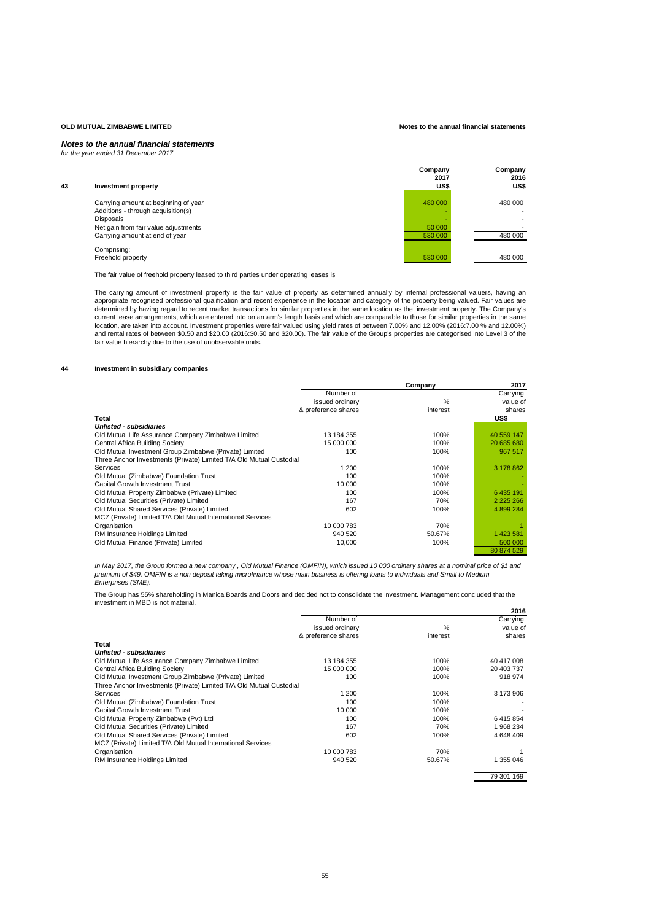## Notes to the annual financial statements

*for the year ended 31 December 2017*

### 43 Investment property

| | Company 2017 US$ | Company 2016 US$ |
|---|---|---|
| Carrying amount at beginning of year | 480 000 | 480 000 |
| Additions - through acquisition(s) | - | - |
| Disposals | - | - |
| Net gain from fair value adjustments | 50 000 | - |
| Carrying amount at end of year | 530 000 | 480 000 |
| Comprising: | | |
| Freehold property | 530 000 | 480 000 |

The fair value of freehold property leased to third parties under operating leases is

The carrying amount of investment property is the fair value of property as determined annually by internal professional valuers, having an appropriate recognised professional qualification and recent experience in the location and category of the property being valued. Fair values are determined by having regard to recent market transactions for similar properties in the same location as the investment property. The Company's current lease arrangements, which are entered into on an arm's length basis and which are comparable to those for similar properties in the same location, are taken into account. Investment properties were fair valued using yield rates of between 7.00% and 12.00% (2016:7.00 % and 12.00%) and rental rates of between $0.50 and $20.00 (2016:$0.50 and $20.00). The fair value of the Group's properties are categorised into Level 3 of the fair value hierarchy due to the use of unobservable units.

### 44 Investment in subsidiary companies

| | Company | | 2017 |
|---|---|---|---|
| | Number of issued ordinary & preference shares | % interest | Carrying value of shares |
| **Total** | | | **US$** |
| ***Unlisted - subsidiaries*** | | | |
| Old Mutual Life Assurance Company Zimbabwe Limited | 13 184 355 | 100% | 40 559 147 |
| Central Africa Building Society | 15 000 000 | 100% | 20 685 680 |
| Old Mutual Investment Group Zimbabwe (Private) Limited | 100 | 100% | 967 517 |
| Three Anchor Investments (Private) Limited T/A Old Mutual Custodial Services | 1 200 | 100% | 3 178 862 |
| Old Mutual (Zimbabwe) Foundation Trust | 100 | 100% | - |
| Capital Growth Investment Trust | 10 000 | 100% | - |
| Old Mutual Property Zimbabwe (Private) Limited | 100 | 100% | 6 435 191 |
| Old Mutual Securities (Private) Limited | 167 | 70% | 2 225 266 |
| Old Mutual Shared Services (Private) Limited | 602 | 100% | 4 899 284 |
| MCZ (Private) Limited T/A Old Mutual International Services Organisation | 10 000 783 | 70% | 1 |
| RM Insurance Holdings Limited | 940 520 | 50.67% | 1 423 581 |
| Old Mutual Finance (Private) Limited | 10,000 | 100% | 500 000 |
| | | | 80 874 529 |

*In May 2017, the Group formed a new company , Old Mutual Finance (OMFIN), which issued 10 000 ordinary shares at a nominal price of $1 and premium of $49. OMFIN is a non deposit taking microfinance whose main business is offering loans to individuals and Small to Medium Enterprises (SME).*

The Group has 55% shareholding in Manica Boards and Doors and decided not to consolidate the investment. Management concluded that the investment in MBD is not material.

| | | | 2016 |
|---|---|---|---|
| | Number of issued ordinary & preference shares | % interest | Carrying value of shares |
| **Total** | | | |
| ***Unlisted - subsidiaries*** | | | |
| Old Mutual Life Assurance Company Zimbabwe Limited | 13 184 355 | 100% | 40 417 008 |
| Central Africa Building Society | 15 000 000 | 100% | 20 403 737 |
| Old Mutual Investment Group Zimbabwe (Private) Limited | 100 | 100% | 918 974 |
| Three Anchor Investments (Private) Limited T/A Old Mutual Custodial Services | 1 200 | 100% | 3 173 906 |
| Old Mutual (Zimbabwe) Foundation Trust | 100 | 100% | - |
| Capital Growth Investment Trust | 10 000 | 100% | - |
| Old Mutual Property Zimbabwe (Pvt) Ltd | 100 | 100% | 6 415 854 |
| Old Mutual Securities (Private) Limited | 167 | 70% | 1 968 234 |
| Old Mutual Shared Services (Private) Limited | 602 | 100% | 4 648 409 |
| MCZ (Private) Limited T/A Old Mutual International Services Organisation | 10 000 783 | 70% | 1 |
| RM Insurance Holdings Limited | 940 520 | 50.67% | 1 355 046 |
| | | | 79 301 169 |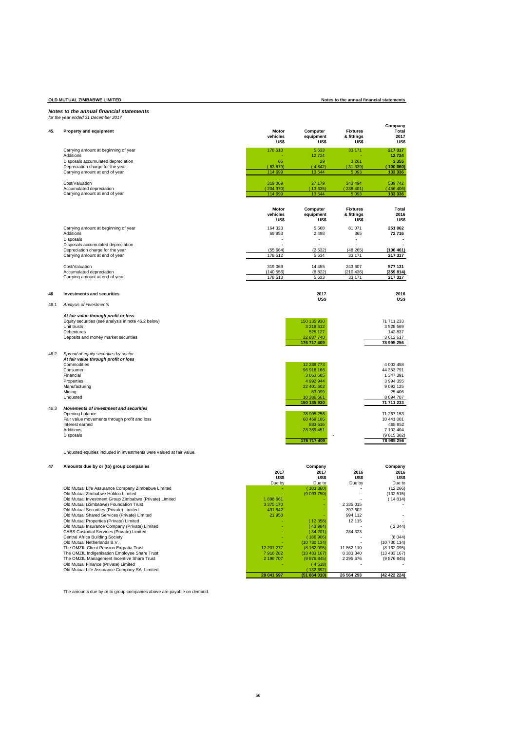## *Notes to the annual financial statements*

*for the year ended 31 December 2017*

### 45. Property and equipment

| | Motor vehicles US$ | Computer equipment US$ | Fixtures & fittings US$ | Company Total 2017 US$ |
|---|---|---|---|---|
| Carrying amount at beginning of year | 178 513 | 5 633 | 33 171 | 217 317 |
| Additions | - | 12 724 | - | 12 724 |
| Disposals accumulated depreciation | 65 | 29 | 3 261 | 3 355 |
| Depreciation charge for the year | ( 63 879) | ( 4 842) | ( 31 339) | ( 100 060) |
| Carrying amount at end of year | 114 699 | 13 544 | 5 093 | 133 336 |
| | | | | |
| Cost/Valuation | 319 069 | 27 179 | 243 494 | 589 742 |
| Accumulated depreciation | ( 204 370) | ( 13 635) | ( 238 401) | ( 456 406) |
| Carrying amount at end of year | 114 699 | 13 544 | 5 093 | 133 336 |

| | Motor vehicles US$ | Computer equipment US$ | Fixtures & fittings US$ | Total 2016 US$ |
|---|---|---|---|---|
| Carrying amount at beginning of year | 164 323 | 5 668 | 81 071 | 251 062 |
| Additions | 69 853 | 2 498 | 365 | 72 716 |
| Disposals | - | - | - | - |
| Disposals accumulated depreciation | - | - | - | - |
| Depreciation charge for the year | (55 664) | (2 532) | (48 265) | (106 461) |
| Carrying amount at end of year | 178 512 | 5 634 | 33 171 | 217 317 |
| | | | | |
| Cost/Valuation | 319 069 | 14 455 | 243 607 | 577 131 |
| Accumulated depreciation | (140 556) | (8 822) | (210 436) | (359 814) |
| Carrying amount at end of year | 178 513 | 5 633 | 33 171 | 217 317 |

### 46 Investments and securities

| | 2017 US$ | 2016 US$ |
|---|---|---|
| **46.1** *Analysis of investments* | | |
| ***At fair value through profit or loss*** | | |
| Equity securities (see analysis in note 46.2 below) | 150 135 930 | 71 711 233 |
| Unit trusts | 3 218 612 | 3 528 569 |
| Debentures | 525 127 | 142 837 |
| Deposits and money market securities | 22 837 740 | 3 612 617 |
| | 176 717 409 | 78 995 256 |
| | | |
| **46.2** *Spread of equity securities by sector* | | |
| ***At fair value through profit or loss*** | | |
| Commodities | 12 289 773 | 4 003 458 |
| Consumer | 96 918 166 | 44 353 791 |
| Financial | 3 063 685 | 1 347 391 |
| Properties | 4 992 944 | 3 994 355 |
| Manufacturing | 22 401 602 | 9 092 125 |
| Mining | 83 099 | 25 406 |
| Unquoted | 10 386 661 | 8 894 707 |
| | 150 135 930 | 71 711 233 |
| **46.3** ***Movements of investment and securities*** | | |
| Opening balance | 78 995 256 | 71 267 153 |
| Fair value movements through profit and loss | 68 469 186 | 10 441 001 |
| Interest earned | 883 516 | 468 952 |
| Additions | 28 369 451 | 7 102 404 |
| Disposals | - | (9 815 302) |
| | 176 717 409 | 78 995 256 |

Unquoted equities included in investments were valued at fair value.

### 47 Amounts due by or (to) group companies

| | 2017 US$ Due by | Company 2017 US$ Due to | 2016 US$ Due by | Company 2016 US$ Due to |
|---|---|---|---|---|
| Old Mutual Life Assurance Company Zimbabwe Limited | - | ( 103 360) | - | (12 266) |
| Old Mutual Zimbabwe Holdco Limited | - | (9 093 750) | - | (132 515) |
| Old Mutual Investment Group Zimbabwe (Private) Limited | 1 898 661 | - | - | ( 14 814) |
| Old Mutual (Zimbabwe) Foundation Trust | 3 375 170 | - | 2 335 015 | - |
| Old Mutual Securities (Private) Limited | 431 542 | - | 397 602 | - |
| Old Mutual Shared Services (Private) Limited | 21 958 | - | 994 112 | - |
| Old Mutual Properties (Private) Limited | - | ( 12 358) | 12 115 | - |
| Old Mutual Insurance Company (Private) Limited | - | ( 43 984) | - | ( 2 344) |
| CABS Custodial Services (Private) Limited | - | ( 34 201) | 284 323 | - |
| Central Africa Building Society | - | ( 186 906) | - | (8 044) |
| Old Mutual Netherlands B.V. | - | (10 730 134) | - | (10 730 134) |
| The OMZIL Client Pension Exgratia Trust | 12 201 277 | (8 162 095) | 11 862 110 | (8 162 095) |
| The OMZIL Indigenisation Employee Share Trust | 7 916 282 | (13 483 167) | 8 383 340 | (13 483 167) |
| The OMZIL Management Incentive Share Trust | 2 196 707 | (9 876 845) | 2 295 676 | (9 876 845) |
| Old Mutual Finance (Private) Limited | - | ( 4 518) | - | - |
| Old Mutual Life Assurance Company SA Limited | | ( 132 692) | | |
| | 28 041 597 | (51 864 010) | 26 564 293 | (42 422 224) |

The amounts due by or to group companies above are payable on demand.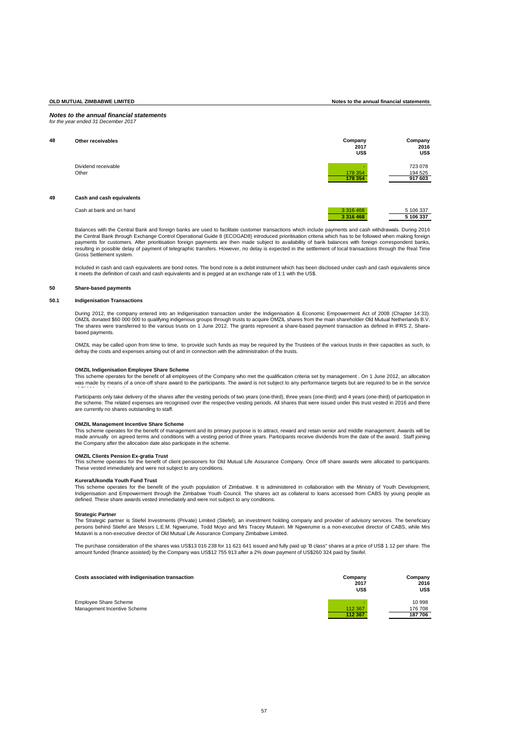## *Notes to the annual financial statements*
*for the year ended 31 December 2017*

### 48 Other receivables

| | Company 2017 US$ | Company 2016 US$ |
|---|---|---|
| Dividend receivable | - | 723 078 |
| Other | 178 354 | 194 525 |
| | **178 354** | **917 603** |

### 49 Cash and cash equivalents

| | | |
|---|---|---|
| Cash at bank and on hand | 3 316 468 | 5 106 337 |
| | **3 316 468** | **5 106 337** |

Balances with the Central Bank and foreign banks are used to facilitate customer transactions which include payments and cash withdrawals. During 2016 the Central Bank through Exchange Control Operational Guide 8 (ECOGAD8) introduced prioritisation criteria which has to be followed when making foreign payments for customers. After prioritisation foreign payments are then made subject to availability of bank balances with foreign correspondent banks, resulting in possible delay of payment of telegraphic transfers. However, no delay is expected in the settlement of local transactions through the Real Time Gross Settlement system.

Included in cash and cash equivalents are bond notes. The bond note is a debit instrument which has been disclosed under cash and cash equivalents since it meets the definition of cash and cash equivalents and is pegged at an exchange rate of 1:1 with the US$.

### 50 Share-based payments

#### 50.1 Indigenisation Transactions

During 2012, the company entered into an Indigenisation transaction under the Indigenisation & Economic Empowerment Act of 2008 (Chapter 14:33). OMZIL donated $60 000 000 to qualifying indigenous groups through trusts to acquire OMZIL shares from the main shareholder Old Mutual Netherlands B.V. The shares were transferred to the various trusts on 1 June 2012. The grants represent a share-based payment transaction as defined in IFRS 2, Share-based payments.

OMZIL may be called upon from time to time, to provide such funds as may be required by the Trustees of the various trusts in their capacities as such, to defray the costs and expenses arising out of and in connection with the administration of the trusts.

**OMZIL Indigenisation Employee Share Scheme**
This scheme operates for the benefit of all employees of the Company who met the qualification criteria set by management . On 1 June 2012, an allocation was made by means of a once-off share award to the participants. The award is not subject to any performance targets but are required to be in the service of Old Mutual during the vesting period.

Participants only take delivery of the shares after the vesting periods of two years (one-third), three years (one-third) and 4 years (one-third) of participation in the scheme. The related expenses are recognised over the respective vesting periods. All shares that were issued under this trust vested in 2016 and there are currently no shares outstanding to staff.

**OMZIL Management Incentive Share Scheme**
This scheme operates for the benefit of management and its primary purpose is to attract, reward and retain senior and middle management. Awards will be made annually on agreed terms and conditions with a vesting period of three years. Participants receive dividends from the date of the award. Staff joining the Company after the allocation date also participate in the scheme.

**OMZIL Clients Pension Ex-gratia Trust**
This scheme operates for the benefit of client pensioners for Old Mutual Life Assurance Company. Once off share awards were allocated to participants. These vested immediately and were not subject to any conditions.

**Kurera/Ukondla Youth Fund Trust**
This scheme operates for the benefit of the youth population of Zimbabwe. It is administered in collaboration with the Ministry of Youth Development, Indigenisation and Empowerment through the Zimbabwe Youth Council. The shares act as collateral to loans accessed from CABS by young people as defined. These share awards vested immediately and were not subject to any conditions.

**Strategic Partner**
The Strategic partner is Stiefel Investments (Private) Limited (Stiefel), an investment holding company and provider of advisory services. The beneficiary persons behind Stiefel are Messrs L.E.M. Ngwerume, Todd Moyo and Mrs Tracey Mutaviri. Mr Ngwerume is a non-executive director of CABS, while Mrs Mutaviri is a non-executive director of Old Mutual Life Assurance Company Zimbabwe Limited.

The purchase consideration of the shares was US$13 016 238 for 11 621 641 issued and fully paid up 'B class" shares at a price of US$ 1.12 per share. The amount funded (finance assisted) by the Company was US$12 755 913 after a 2% down payment of US$260 324 paid by Steifel.

| Costs associated with Indigenisation transaction | Company 2017 US$ | Company 2016 US$ |
|---|---|---|
| Employee Share Scheme | - | 10 998 |
| Management Incentive Scheme | 112 367 | 176 708 |
| | **112 367** | **187 706** |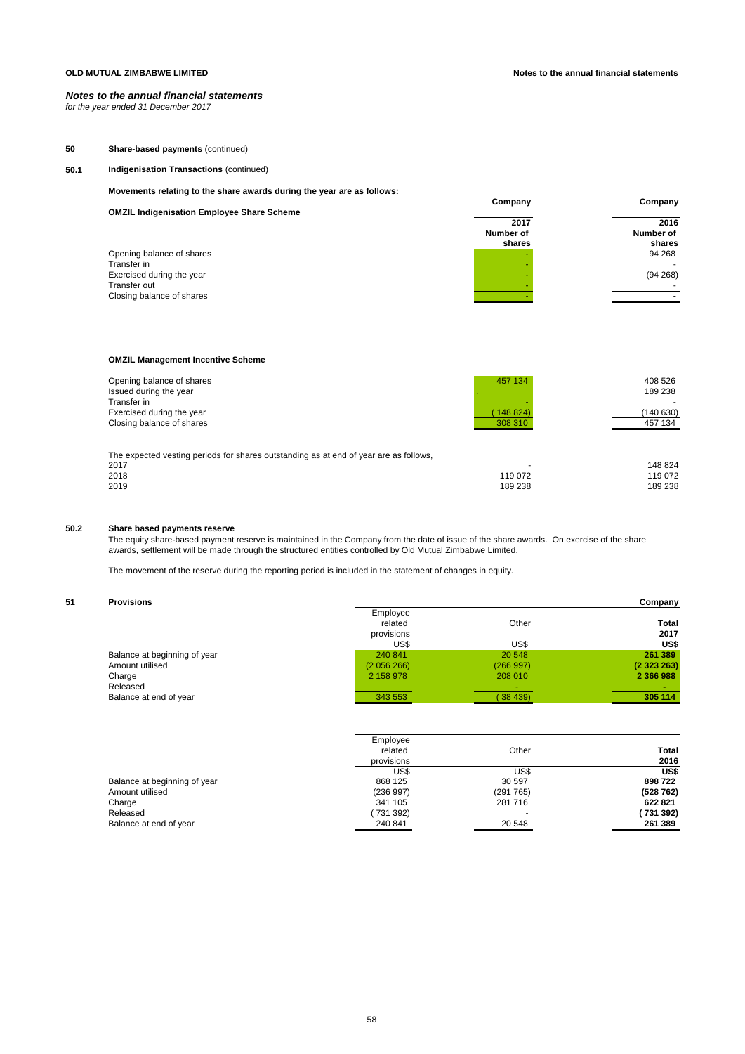## Notes to the annual financial statements

*for the year ended 31 December 2017*

### 50 Share-based payments (continued)

### 50.1 Indigenisation Transactions (continued)

**Movements relating to the share awards during the year are as follows:**

| **OMZIL Indigenisation Employee Share Scheme** | **Company 2017 Number of shares** | **Company 2016 Number of shares** |
|---|---|---|
| Opening balance of shares | - | 94 268 |
| Transfer in | - | - |
| Exercised during the year | - | (94 268) |
| Transfer out | - | - |
| Closing balance of shares | - | - |

**OMZIL Management Incentive Scheme**

| | 2017 | 2016 |
|---|---|---|
| Opening balance of shares | 457 134 | 408 526 |
| Issued during the year | . | 189 238 |
| Transfer in | - | - |
| Exercised during the year | (148 824) | (140 630) |
| Closing balance of shares | 308 310 | 457 134 |

The expected vesting periods for shares outstanding as at end of year are as follows,

| | 2017 | 2016 |
|---|---|---|
| 2017 | - | 148 824 |
| 2018 | 119 072 | 119 072 |
| 2019 | 189 238 | 189 238 |

### 50.2 Share based payments reserve

The equity share-based payment reserve is maintained in the Company from the date of issue of the share awards. On exercise of the share awards, settlement will be made through the structured entities controlled by Old Mutual Zimbabwe Limited.

The movement of the reserve during the reporting period is included in the statement of changes in equity.

### 51 Provisions

| Company | Employee related provisions | Other | **Total 2017** |
|---|---|---|---|
| | US$ | US$ | **US$** |
| Balance at beginning of year | 240 841 | 20 548 | **261 389** |
| Amount utilised | (2 056 266) | (266 997) | **(2 323 263)** |
| Charge | 2 158 978 | 208 010 | **2 366 988** |
| Released | | - | **-** |
| Balance at end of year | 343 553 | (38 439) | **305 114** |

| | Employee related provisions | Other | **Total 2016** |
|---|---|---|---|
| | US$ | US$ | **US$** |
| Balance at beginning of year | 868 125 | 30 597 | **898 722** |
| Amount utilised | (236 997) | (291 765) | **(528 762)** |
| Charge | 341 105 | 281 716 | **622 821** |
| Released | (731 392) | - | **(731 392)** |
| Balance at end of year | 240 841 | 20 548 | **261 389** |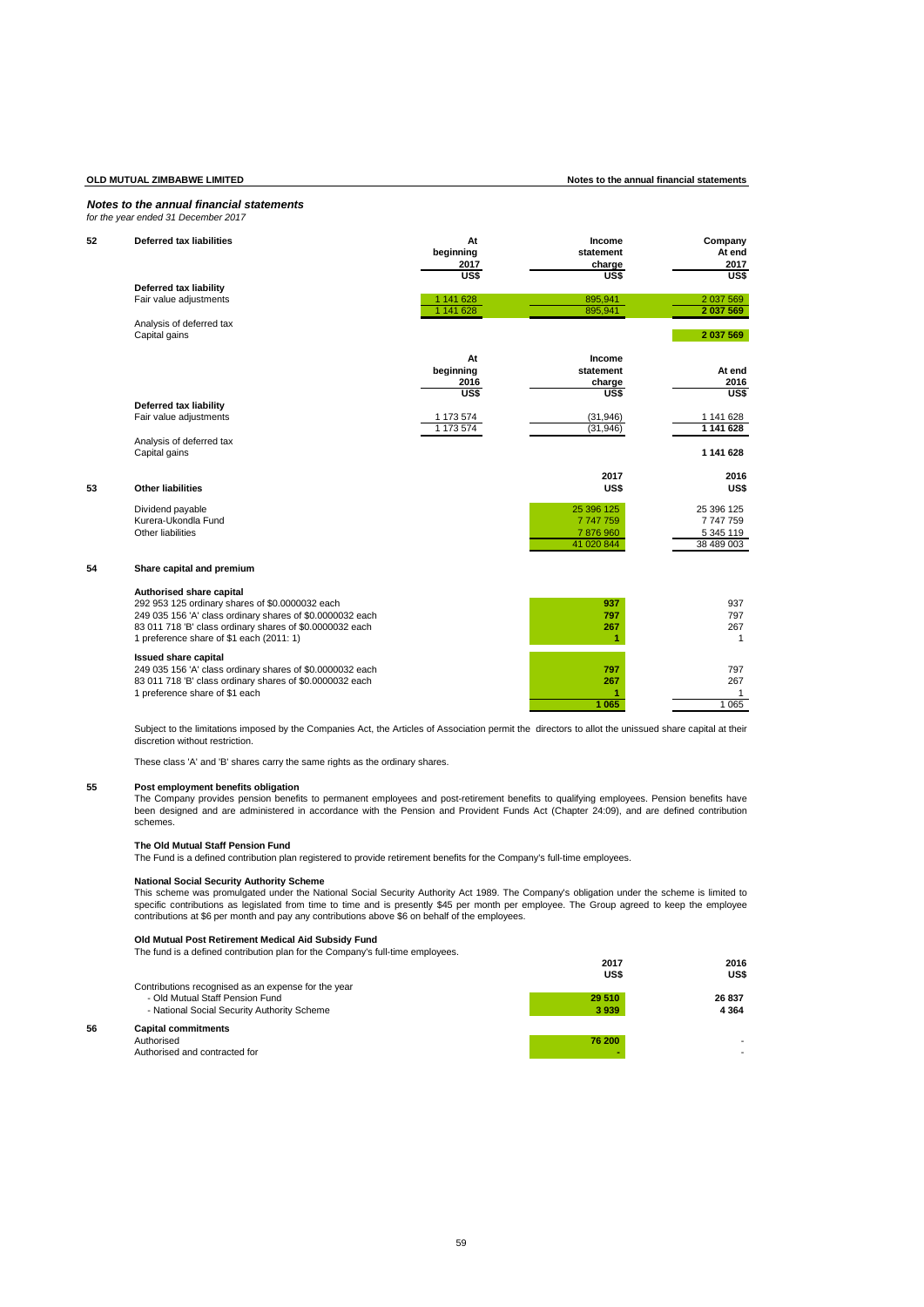*Notes to the annual financial statements*
*for the year ended 31 December 2017*

## 52 Deferred tax liabilities

| | At beginning 2017 US$ | Income statement charge US$ | Company At end 2017 US$ |
|---|---|---|---|
| **Deferred tax liability** | | | |
| Fair value adjustments | 1 141 628 | 895,941 | 2 037 569 |
| | 1 141 628 | 895,941 | **2 037 569** |
| Analysis of deferred tax | | | |
| Capital gains | | | **2 037 569** |

| | At beginning 2016 US$ | Income statement charge US$ | At end 2016 US$ |
|---|---|---|---|
| **Deferred tax liability** | | | |
| Fair value adjustments | 1 173 574 | (31,946) | 1 141 628 |
| | 1 173 574 | (31,946) | **1 141 628** |
| Analysis of deferred tax | | | |
| Capital gains | | | **1 141 628** |

## 53 Other liabilities

| | 2017 US$ | 2016 US$ |
|---|---|---|
| Dividend payable | 25 396 125 | 25 396 125 |
| Kurera-Ukondla Fund | 7 747 759 | 7 747 759 |
| Other liabilities | 7 876 960 | 5 345 119 |
| | 41 020 844 | 38 489 003 |

## 54 Share capital and premium

| | 2017 | 2016 |
|---|---|---|
| **Authorised share capital** | | |
| 292 953 125 ordinary shares of $0.0000032 each | **937** | 937 |
| 249 035 156 'A' class ordinary shares of $0.0000032 each | **797** | 797 |
| 83 011 718 'B' class ordinary shares of $0.0000032 each | **267** | 267 |
| 1 preference share of $1 each (2011: 1) | **1** | 1 |
| **Issued share capital** | | |
| 249 035 156 'A' class ordinary shares of $0.0000032 each | **797** | 797 |
| 83 011 718 'B' class ordinary shares of $0.0000032 each | **267** | 267 |
| 1 preference share of $1 each | **1** | 1 |
| | **1 065** | 1 065 |

Subject to the limitations imposed by the Companies Act, the Articles of Association permit the directors to allot the unissued share capital at their discretion without restriction.

These class 'A' and 'B' shares carry the same rights as the ordinary shares.

## 55 Post employment benefits obligation

The Company provides pension benefits to permanent employees and post-retirement benefits to qualifying employees. Pension benefits have been designed and are administered in accordance with the Pension and Provident Funds Act (Chapter 24:09), and are defined contribution schemes.

**The Old Mutual Staff Pension Fund**

The Fund is a defined contribution plan registered to provide retirement benefits for the Company's full-time employees.

**National Social Security Authority Scheme**

This scheme was promulgated under the National Social Security Authority Act 1989. The Company's obligation under the scheme is limited to specific contributions as legislated from time to time and is presently $45 per month per employee. The Group agreed to keep the employee contributions at $6 per month and pay any contributions above $6 on behalf of the employees.

**Old Mutual Post Retirement Medical Aid Subsidy Fund**

The fund is a defined contribution plan for the Company's full-time employees.

| | 2017 US$ | 2016 US$ |
|---|---|---|
| Contributions recognised as an expense for the year | | |
| - Old Mutual Staff Pension Fund | **29 510** | **26 837** |
| - National Social Security Authority Scheme | **3 939** | **4 364** |

## 56 Capital commitments

| | 2017 | 2016 |
|---|---|---|
| Authorised | **76 200** | - |
| Authorised and contracted for | **-** | - |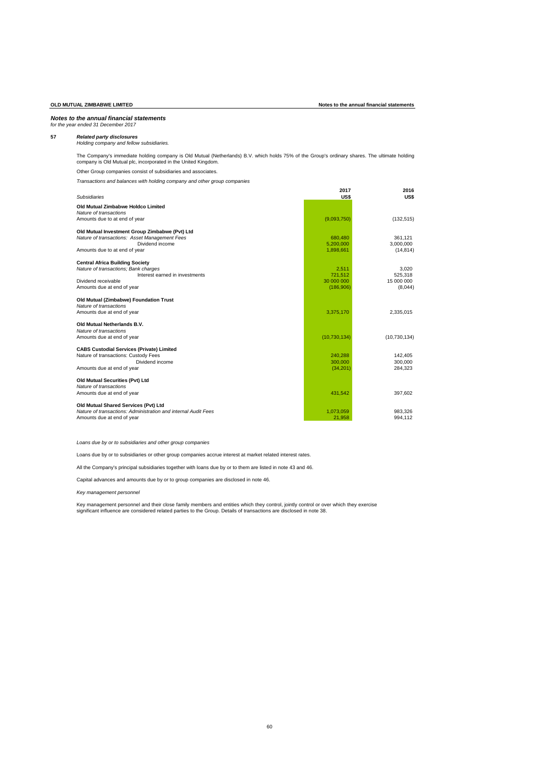## Notes to the annual financial statements
*for the year ended 31 December 2017*

### 57 *Related party disclosures*

*Holding company and fellow subsidiaries.*

The Company's immediate holding company is Old Mutual (Netherlands) B.V. which holds 75% of the Group's ordinary shares. The ultimate holding company is Old Mutual plc, incorporated in the United Kingdom.

Other Group companies consist of subsidiaries and associates.

*Transactions and balances with holding company and other group companies*

| *Subsidiaries* | 2017 US$ | 2016 US$ |
|---|---|---|
| **Old Mutual Zimbabwe Holdco Limited** | | |
| *Nature of transactions* | | |
| Amounts due to at end of year | (9,093,750) | (132,515) |
| **Old Mutual Investment Group Zimbabwe (Pvt) Ltd** | | |
| *Nature of transactions: Asset Management Fees* | 680,480 | 361,121 |
| Dividend income | 5,200,000 | 3,000,000 |
| Amounts due to at end of year | 1,898,661 | (14,814) |
| **Central Africa Building Society** | | |
| *Nature of transactions; Bank charges* | 2,511 | 3,020 |
| Interest earned in investments | 721,512 | 525,318 |
| Dividend receivable | 30 000 000 | 15 000 000 |
| Amounts due at end of year | (186,906) | (8,044) |
| **Old Mutual (Zimbabwe) Foundation Trust** | | |
| *Nature of transactions* | | |
| Amounts due at end of year | 3,375,170 | 2,335,015 |
| **Old Mutual Netherlands B.V.** | | |
| *Nature of transactions* | | |
| Amounts due at end of year | (10,730,134) | (10,730,134) |
| **CABS Custodial Services (Private) Limited** | | |
| Nature of transactions: Custody Fees | 240,288 | 142,405 |
| Dividend income | 300,000 | 300,000 |
| Amounts due at end of year | (34,201) | 284,323 |
| **Old Mutual Securities (Pvt) Ltd** | | |
| *Nature of transactions* | | |
| Amounts due at end of year | 431,542 | 397,602 |
| **Old Mutual Shared Services (Pvt) Ltd** | | |
| *Nature of transactions: Administration and internal Audit Fees* | 1,073,059 | 983,326 |
| Amounts due at end of year | 21,958 | 994,112 |

*Loans due by or to subsidiaries and other group companies*

Loans due by or to subsidiaries or other group companies accrue interest at market related interest rates.

All the Company's principal subsidiaries together with loans due by or to them are listed in note 43 and 46.

Capital advances and amounts due by or to group companies are disclosed in note 46.

*Key management personnel*

Key management personnel and their close family members and entities which they control, jointly control or over which they exercise significant influence are considered related parties to the Group. Details of transactions are disclosed in note 38.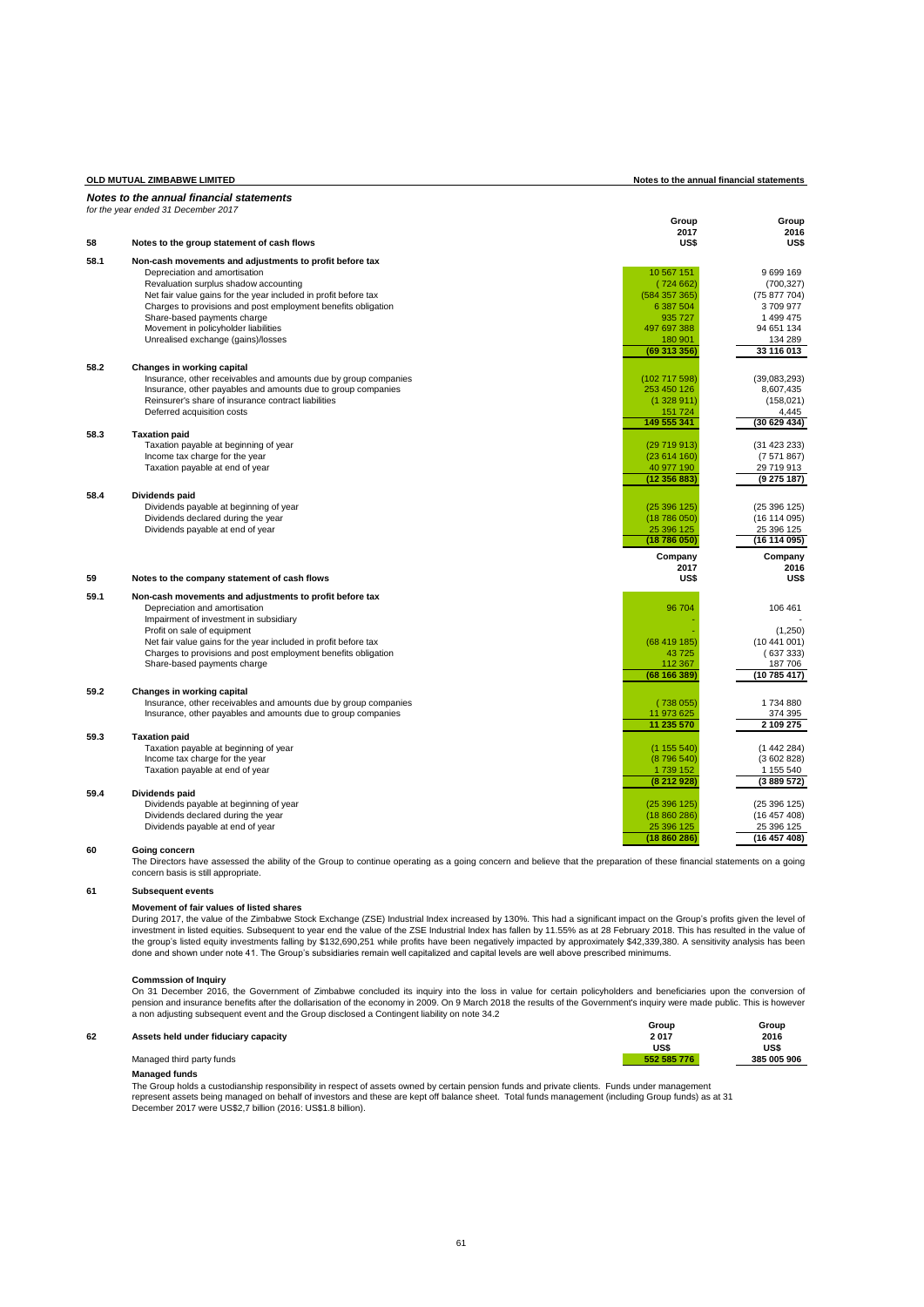**OLD MUTUAL ZIMBABWE LIMITED** — **Notes to the annual financial statements**

## *Notes to the annual financial statements*

*for the year ended 31 December 2017*

| | | Group 2017 US$ | Group 2016 US$ |
|---|---|---|---|
| **58** | **Notes to the group statement of cash flows** | | |
| **58.1** | **Non-cash movements and adjustments to profit before tax** | | |
| | Depreciation and amortisation | 10 567 151 | 9 699 169 |
| | Revaluation surplus shadow accounting | (724 662) | (700,327) |
| | Net fair value gains for the year included in profit before tax | (584 357 365) | (75 877 704) |
| | Charges to provisions and post employment benefits obligation | 6 387 504 | 3 709 977 |
| | Share-based payments charge | 935 727 | 1 499 475 |
| | Movement in policyholder liabilities | 497 697 388 | 94 651 134 |
| | Unrealised exchange (gains)/losses | 180 901 | 134 289 |
| | | **(69 313 356)** | **33 116 013** |
| **58.2** | **Changes in working capital** | | |
| | Insurance, other receivables and amounts due by group companies | (102 717 598) | (39,083,293) |
| | Insurance, other payables and amounts due to group companies | 253 450 126 | 8,607,435 |
| | Reinsurer's share of insurance contract liabilities | (1 328 911) | (158,021) |
| | Deferred acquisition costs | 151 724 | 4,445 |
| | | **149 555 341** | **(30 629 434)** |
| **58.3** | **Taxation paid** | | |
| | Taxation payable at beginning of year | (29 719 913) | (31 423 233) |
| | Income tax charge for the year | (23 614 160) | (7 571 867) |
| | Taxation payable at end of year | 40 977 190 | 29 719 913 |
| | | **(12 356 883)** | **(9 275 187)** |
| **58.4** | **Dividends paid** | | |
| | Dividends payable at beginning of year | (25 396 125) | (25 396 125) |
| | Dividends declared during the year | (18 786 050) | (16 114 095) |
| | Dividends payable at end of year | 25 396 125 | 25 396 125 |
| | | **(18 786 050)** | **(16 114 095)** |

| | | Company 2017 US$ | Company 2016 US$ |
|---|---|---|---|
| **59** | **Notes to the company statement of cash flows** | | |
| **59.1** | **Non-cash movements and adjustments to profit before tax** | | |
| | Depreciation and amortisation | 96 704 | 106 461 |
| | Impairment of investment in subsidiary | - | - |
| | Profit on sale of equipment | - | (1,250) |
| | Net fair value gains for the year included in profit before tax | (68 419 185) | (10 441 001) |
| | Charges to provisions and post employment benefits obligation | 43 725 | (637 333) |
| | Share-based payments charge | 112 367 | 187 706 |
| | | **(68 166 389)** | **(10 785 417)** |
| **59.2** | **Changes in working capital** | | |
| | Insurance, other receivables and amounts due by group companies | (738 055) | 1 734 880 |
| | Insurance, other payables and amounts due to group companies | 11 973 625 | 374 395 |
| | | **11 235 570** | **2 109 275** |
| **59.3** | **Taxation paid** | | |
| | Taxation payable at beginning of year | (1 155 540) | (1 442 284) |
| | Income tax charge for the year | (8 796 540) | (3 602 828) |
| | Taxation payable at end of year | 1 739 152 | 1 155 540 |
| | | **(8 212 928)** | **(3 889 572)** |
| **59.4** | **Dividends paid** | | |
| | Dividends payable at beginning of year | (25 396 125) | (25 396 125) |
| | Dividends declared during the year | (18 860 286) | (16 457 408) |
| | Dividends payable at end of year | 25 396 125 | 25 396 125 |
| | | **(18 860 286)** | **(16 457 408)** |

### 60 Going concern

The Directors have assessed the ability of the Group to continue operating as a going concern and believe that the preparation of these financial statements on a going concern basis is still appropriate.

### 61 Subsequent events

**Movement of fair values of listed shares**

During 2017, the value of the Zimbabwe Stock Exchange (ZSE) Industrial Index increased by 130%. This had a significant impact on the Group's profits given the level of investment in listed equities. Subsequent to year end the value of the ZSE Industrial Index has fallen by 11.55% as at 28 February 2018. This has resulted in the value of the group's listed equity investments falling by $132,690,251 while profits have been negatively impacted by approximately $42,339,380. A sensitivity analysis has been done and shown under note 41. The Group's subsidiaries remain well capitalized and capital levels are well above prescribed minimums.

**Commssion of Inquiry**

On 31 December 2016, the Government of Zimbabwe concluded its inquiry into the loss in value for certain policyholders and beneficiaries upon the conversion of pension and insurance benefits after the dollarisation of the economy in 2009. On 9 March 2018 the results of the Government's inquiry were made public. This is however a non adjusting subsequent event and the Group disclosed a Contingent liability on note 34.2

| | | Group 2 017 US$ | Group 2016 US$ |
|---|---|---|---|
| **62** | **Assets held under fiduciary capacity** | | |
| | Managed third party funds | 552 585 776 | 385 005 906 |

**Managed funds**

The Group holds a custodianship responsibility in respect of assets owned by certain pension funds and private clients. Funds under management represent assets being managed on behalf of investors and these are kept off balance sheet. Total funds management (including Group funds) as at 31 December 2017 were US$2,7 billion (2016: US$1.8 billion).